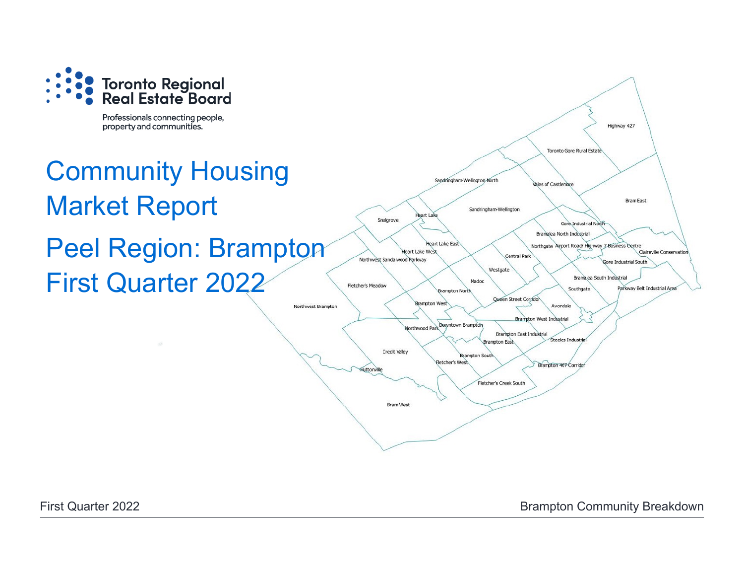Toronto Regional Real Estate Board

Professionals connecting people, property and communities.

# Community Housing Market Report

# Peel Region: Brampton

# First Quarter 2022

Highway 427

Toronto Gore Rural Estate

Sandringham-Wellington North

Vales of Castlemore

Bram East

Sandringham-Wellington

Snelgrove

Heart Lake

Gore Industrial North

Bramalea North Industrial

Heart Lake East

Northgate

Airport Road/ Highway 7 Business Centre

Claireville Conservation

Heart Lake West

Central Park

Northwest Sandalwood Parkway

Gore Industrial South

Westgate

Bramalea South Industrial

Fletcher's Meadow

Madoc

Southgate

Parkway Belt Industrial Area

Brampton North

Queen Street Corridor

Northwest Brampton

Brampton West

Avondale

Brampton West Industrial

Downtown Brampton

Northwood Park

Brampton East Industrial

Brampton East

Steeles Industrial

Credit Valley

Brampton South

Fletcher's West

Brampton 407 Corridor

Huttonville

Fletcher's Creek South

Bram West

First Quarter 2022

Brampton Community Breakdown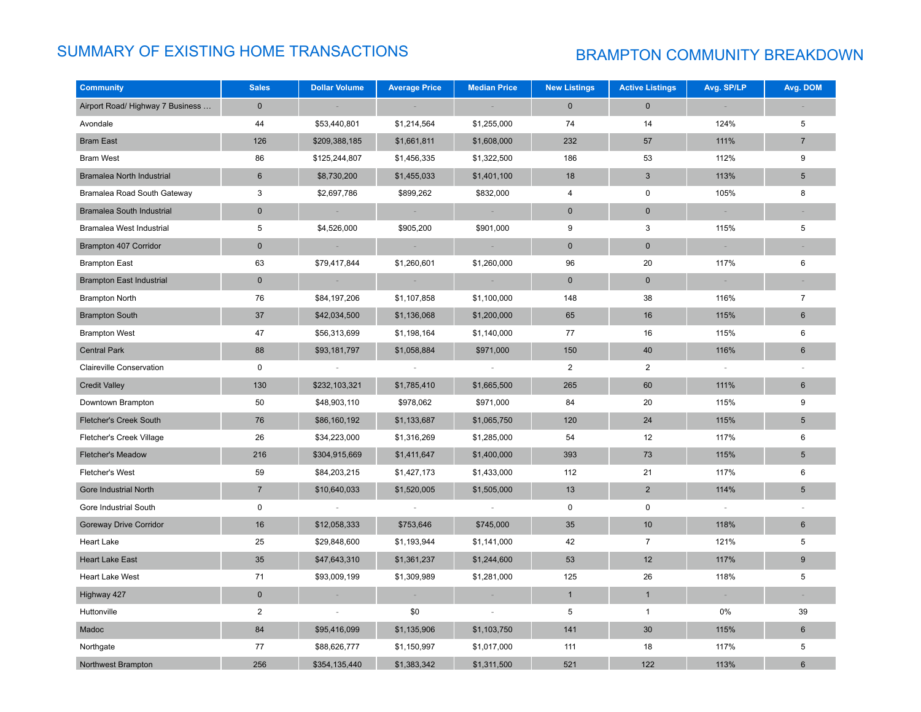# SUMMARY OF EXISTING HOME TRANSACTIONS

## BRAMPTON COMMUNITY BREAKDOWN

| Community | Sales | Dollar Volume | Average Price | Median Price | New Listings | Active Listings | Avg. SP/LP | Avg. DOM |
|---|---|---|---|---|---|---|---|---|
| Airport Road/ Highway 7 Business ... | 0 | - | - | - | 0 | 0 | - | - |
| Avondale | 44 | $53,440,801 | $1,214,564 | $1,255,000 | 74 | 14 | 124% | 5 |
| Bram East | 126 | $209,388,185 | $1,661,811 | $1,608,000 | 232 | 57 | 111% | 7 |
| Bram West | 86 | $125,244,807 | $1,456,335 | $1,322,500 | 186 | 53 | 112% | 9 |
| Bramalea North Industrial | 6 | $8,730,200 | $1,455,033 | $1,401,100 | 18 | 3 | 113% | 5 |
| Bramalea Road South Gateway | 3 | $2,697,786 | $899,262 | $832,000 | 4 | 0 | 105% | 8 |
| Bramalea South Industrial | 0 | - | - | - | 0 | 0 | - | - |
| Bramalea West Industrial | 5 | $4,526,000 | $905,200 | $901,000 | 9 | 3 | 115% | 5 |
| Brampton 407 Corridor | 0 | - | - | - | 0 | 0 | - | - |
| Brampton East | 63 | $79,417,844 | $1,260,601 | $1,260,000 | 96 | 20 | 117% | 6 |
| Brampton East Industrial | 0 | - | - | - | 0 | 0 | - | - |
| Brampton North | 76 | $84,197,206 | $1,107,858 | $1,100,000 | 148 | 38 | 116% | 7 |
| Brampton South | 37 | $42,034,500 | $1,136,068 | $1,200,000 | 65 | 16 | 115% | 6 |
| Brampton West | 47 | $56,313,699 | $1,198,164 | $1,140,000 | 77 | 16 | 115% | 6 |
| Central Park | 88 | $93,181,797 | $1,058,884 | $971,000 | 150 | 40 | 116% | 6 |
| Claireville Conservation | 0 | - | - | - | 2 | 2 | - | - |
| Credit Valley | 130 | $232,103,321 | $1,785,410 | $1,665,500 | 265 | 60 | 111% | 6 |
| Downtown Brampton | 50 | $48,903,110 | $978,062 | $971,000 | 84 | 20 | 115% | 9 |
| Fletcher's Creek South | 76 | $86,160,192 | $1,133,687 | $1,065,750 | 120 | 24 | 115% | 5 |
| Fletcher's Creek Village | 26 | $34,223,000 | $1,316,269 | $1,285,000 | 54 | 12 | 117% | 6 |
| Fletcher's Meadow | 216 | $304,915,669 | $1,411,647 | $1,400,000 | 393 | 73 | 115% | 5 |
| Fletcher's West | 59 | $84,203,215 | $1,427,173 | $1,433,000 | 112 | 21 | 117% | 6 |
| Gore Industrial North | 7 | $10,640,033 | $1,520,005 | $1,505,000 | 13 | 2 | 114% | 5 |
| Gore Industrial South | 0 | - | - | - | 0 | 0 | - | - |
| Goreway Drive Corridor | 16 | $12,058,333 | $753,646 | $745,000 | 35 | 10 | 118% | 6 |
| Heart Lake | 25 | $29,848,600 | $1,193,944 | $1,141,000 | 42 | 7 | 121% | 5 |
| Heart Lake East | 35 | $47,643,310 | $1,361,237 | $1,244,600 | 53 | 12 | 117% | 9 |
| Heart Lake West | 71 | $93,009,199 | $1,309,989 | $1,281,000 | 125 | 26 | 118% | 5 |
| Highway 427 | 0 | - | - | - | 1 | 1 | - | - |
| Huttonville | 2 | - | $0 | - | 5 | 1 | 0% | 39 |
| Madoc | 84 | $95,416,099 | $1,135,906 | $1,103,750 | 141 | 30 | 115% | 6 |
| Northgate | 77 | $88,626,777 | $1,150,997 | $1,017,000 | 111 | 18 | 117% | 5 |
| Northwest Brampton | 256 | $354,135,440 | $1,383,342 | $1,311,500 | 521 | 122 | 113% | 6 |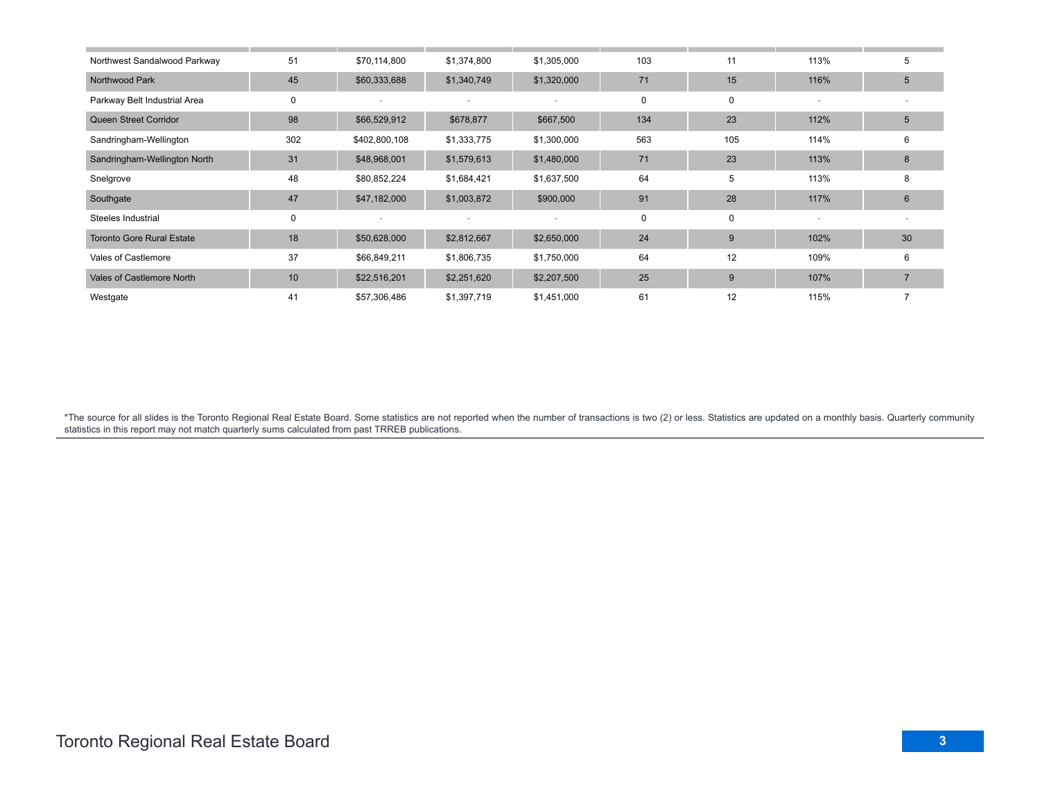| | | | | | | | | |
|---|---|---|---|---|---|---|---|---|
| Northwest Sandalwood Parkway | 51 | $70,114,800 | $1,374,800 | $1,305,000 | 103 | 11 | 113% | 5 |
| Northwood Park | 45 | $60,333,688 | $1,340,749 | $1,320,000 | 71 | 15 | 116% | 5 |
| Parkway Belt Industrial Area | 0 | - | - | - | 0 | 0 | - | - |
| Queen Street Corridor | 98 | $66,529,912 | $678,877 | $667,500 | 134 | 23 | 112% | 5 |
| Sandringham-Wellington | 302 | $402,800,108 | $1,333,775 | $1,300,000 | 563 | 105 | 114% | 6 |
| Sandringham-Wellington North | 31 | $48,968,001 | $1,579,613 | $1,480,000 | 71 | 23 | 113% | 8 |
| Snelgrove | 48 | $80,852,224 | $1,684,421 | $1,637,500 | 64 | 5 | 113% | 8 |
| Southgate | 47 | $47,182,000 | $1,003,872 | $900,000 | 91 | 28 | 117% | 6 |
| Steeles Industrial | 0 | - | - | - | 0 | 0 | - | - |
| Toronto Gore Rural Estate | 18 | $50,628,000 | $2,812,667 | $2,650,000 | 24 | 9 | 102% | 30 |
| Vales of Castlemore | 37 | $66,849,211 | $1,806,735 | $1,750,000 | 64 | 12 | 109% | 6 |
| Vales of Castlemore North | 10 | $22,516,201 | $2,251,620 | $2,207,500 | 25 | 9 | 107% | 7 |
| Westgate | 41 | $57,306,486 | $1,397,719 | $1,451,000 | 61 | 12 | 115% | 7 |

*The source for all slides is the Toronto Regional Real Estate Board. Some statistics are not reported when the number of transactions is two (2) or less. Statistics are updated on a monthly basis. Quarterly community statistics in this report may not match quarterly sums calculated from past TRREB publications.

Toronto Regional Real Estate Board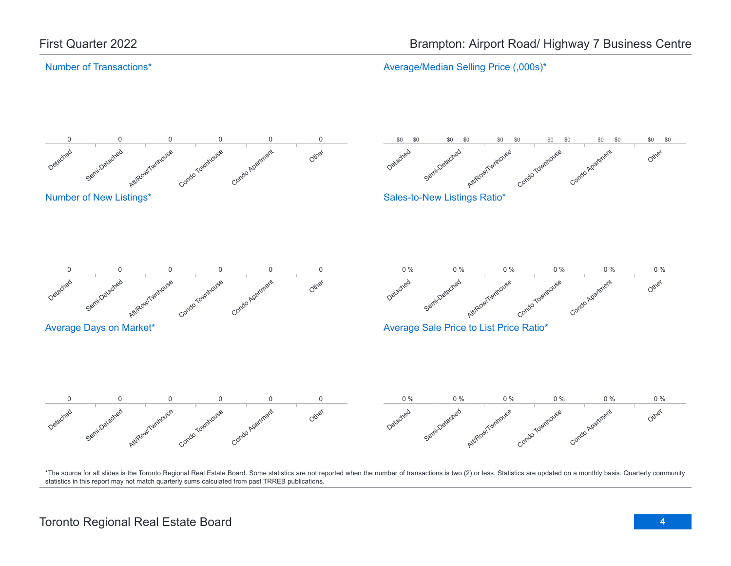First Quarter 2022

Brampton: Airport Road/ Highway 7 Business Centre

## Number of Transactions*

| Detached | Semi-Detached | Att/Row/Twnhouse | Condo Townhouse | Condo Apartment | Other |
|---|---|---|---|---|---|
| 0 | 0 | 0 | 0 | 0 | 0 |

## Average/Median Selling Price (,000s)*

| | Detached | Semi-Detached | Att/Row/Twnhouse | Condo Townhouse | Condo Apartment | Other |
|---|---|---|---|---|---|---|
| Average | $0 | $0 | $0 | $0 | $0 | $0 |
| Median | $0 | $0 | $0 | $0 | $0 | $0 |

## Number of New Listings*

| Detached | Semi-Detached | Att/Row/Twnhouse | Condo Townhouse | Condo Apartment | Other |
|---|---|---|---|---|---|
| 0 | 0 | 0 | 0 | 0 | 0 |

## Sales-to-New Listings Ratio*

| Detached | Semi-Detached | Att/Row/Twnhouse | Condo Townhouse | Condo Apartment | Other |
|---|---|---|---|---|---|
| 0 % | 0 % | 0 % | 0 % | 0 % | 0 % |

## Average Days on Market*

| Detached | Semi-Detached | Att/Row/Twnhouse | Condo Townhouse | Condo Apartment | Other |
|---|---|---|---|---|---|
| 0 | 0 | 0 | 0 | 0 | 0 |

## Average Sale Price to List Price Ratio*

| Detached | Semi-Detached | Att/Row/Twnhouse | Condo Townhouse | Condo Apartment | Other |
|---|---|---|---|---|---|
| 0 % | 0 % | 0 % | 0 % | 0 % | 0 % |

*The source for all slides is the Toronto Regional Real Estate Board. Some statistics are not reported when the number of transactions is two (2) or less. Statistics are updated on a monthly basis. Quarterly community statistics in this report may not match quarterly sums calculated from past TRREB publications.

Toronto Regional Real Estate Board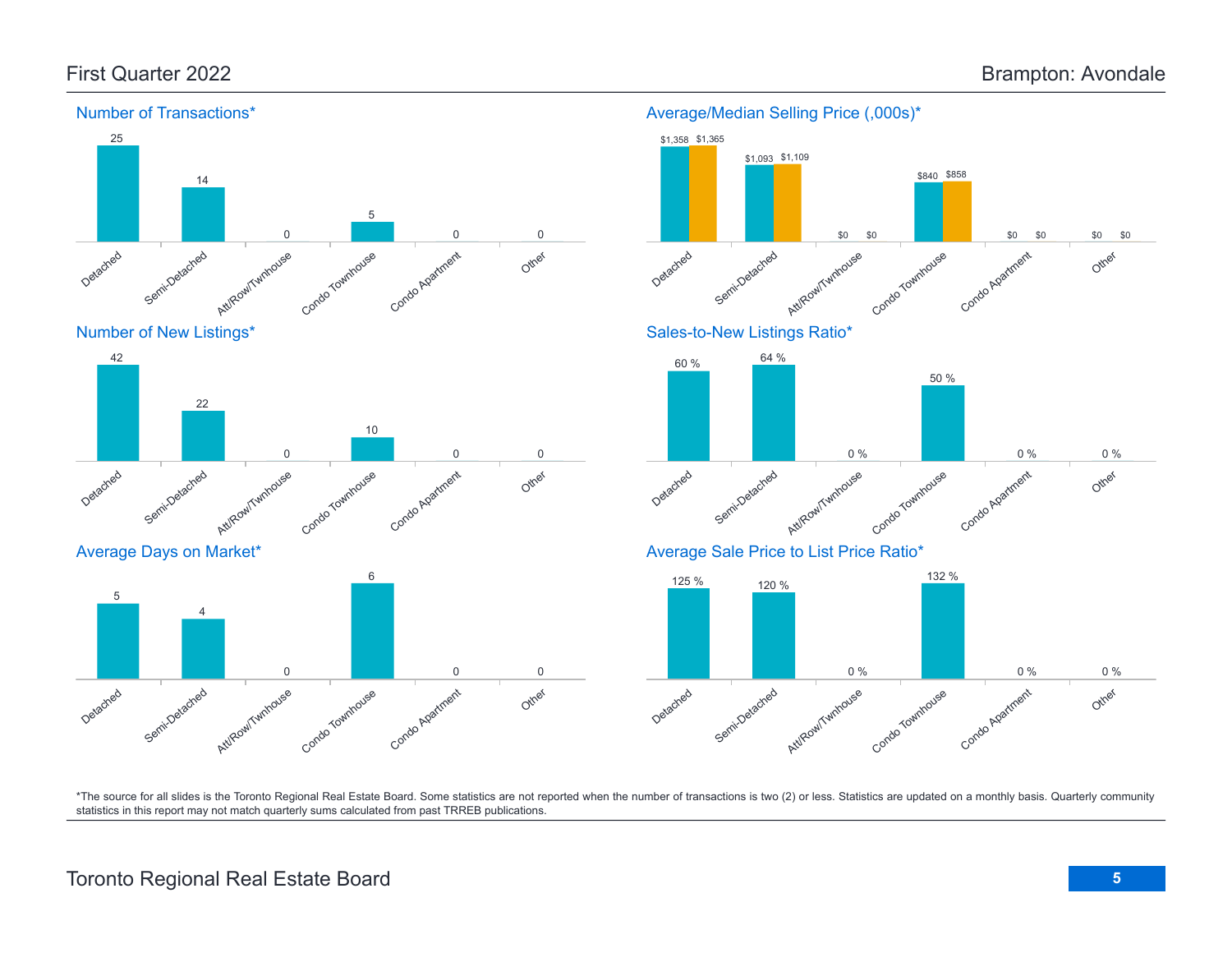First Quarter 2022

Brampton: Avondale

## Number of Transactions*

| Detached | Semi-Detached | Att/Row/Twnhouse | Condo Townhouse | Condo Apartment | Other |
|---|---|---|---|---|---|
| 25 | 14 | 0 | 5 | 0 | 0 |

## Average/Median Selling Price (,000s)*

| | Detached | Semi-Detached | Att/Row/Twnhouse | Condo Townhouse | Condo Apartment | Other |
|---|---|---|---|---|---|---|
| Average | $1,358 | $1,093 | $0 | $840 | $0 | $0 |
| Median | $1,365 | $1,109 | $0 | $858 | $0 | $0 |

## Number of New Listings*

| Detached | Semi-Detached | Att/Row/Twnhouse | Condo Townhouse | Condo Apartment | Other |
|---|---|---|---|---|---|
| 42 | 22 | 0 | 10 | 0 | 0 |

## Sales-to-New Listings Ratio*

| Detached | Semi-Detached | Att/Row/Twnhouse | Condo Townhouse | Condo Apartment | Other |
|---|---|---|---|---|---|
| 60 % | 64 % | 0 % | 50 % | 0 % | 0 % |

## Average Days on Market*

| Detached | Semi-Detached | Att/Row/Twnhouse | Condo Townhouse | Condo Apartment | Other |
|---|---|---|---|---|---|
| 5 | 4 | 0 | 6 | 0 | 0 |

## Average Sale Price to List Price Ratio*

| Detached | Semi-Detached | Att/Row/Twnhouse | Condo Townhouse | Condo Apartment | Other |
|---|---|---|---|---|---|
| 125 % | 120 % | 0 % | 132 % | 0 % | 0 % |

*The source for all slides is the Toronto Regional Real Estate Board. Some statistics are not reported when the number of transactions is two (2) or less. Statistics are updated on a monthly basis. Quarterly community statistics in this report may not match quarterly sums calculated from past TRREB publications.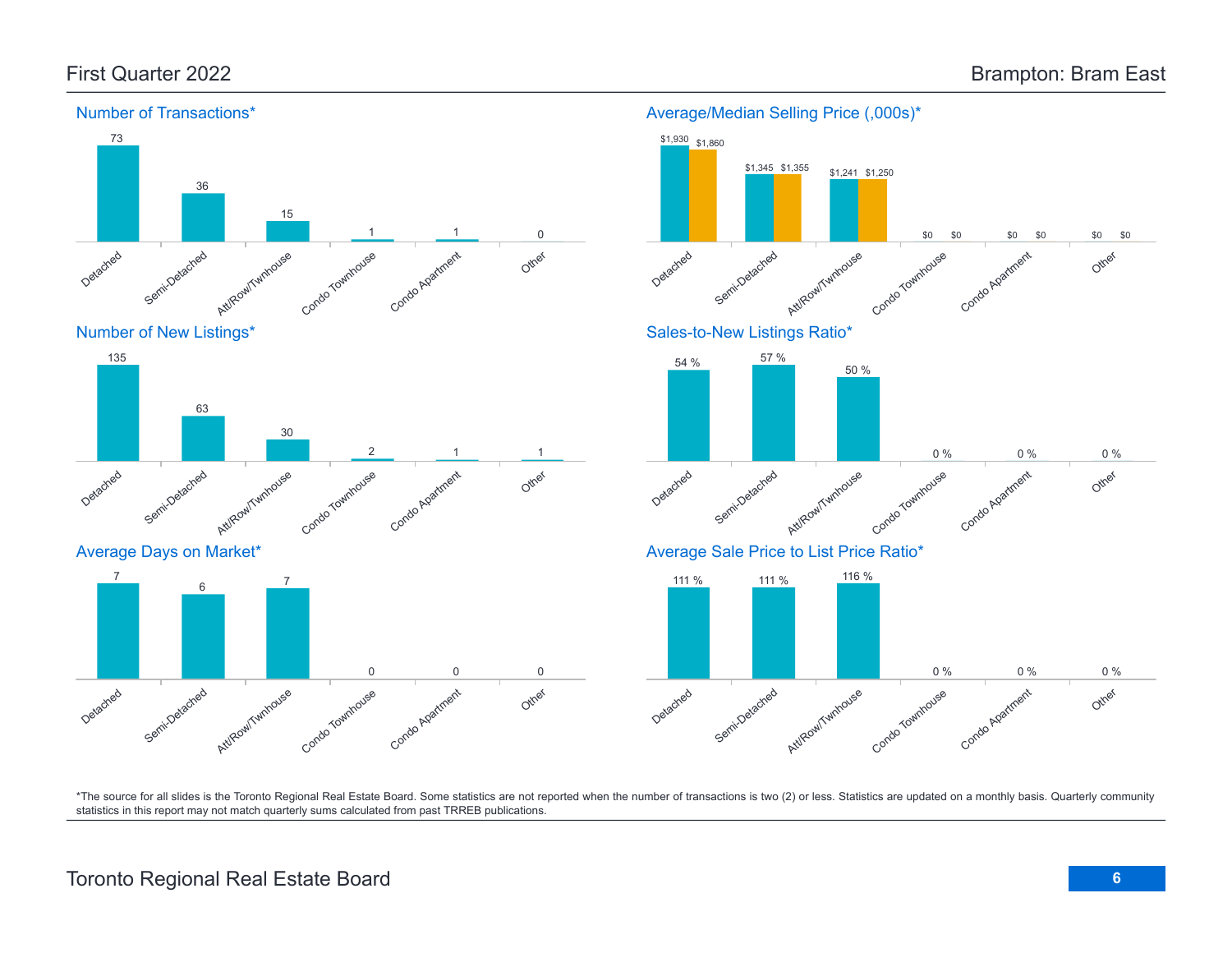# First Quarter 2022

# Brampton: Bram East

## Number of Transactions*

| Detached | Semi-Detached | Att/Row/Twnhouse | Condo Townhouse | Condo Apartment | Other |
|---|---|---|---|---|---|
| 73 | 36 | 15 | 1 | 1 | 0 |

## Average/Median Selling Price (,000s)*

| | Detached | Semi-Detached | Att/Row/Twnhouse | Condo Townhouse | Condo Apartment | Other |
|---|---|---|---|---|---|---|
| Average | $1,930 | $1,345 | $1,241 | $0 | $0 | $0 |
| Median | $1,860 | $1,355 | $1,250 | $0 | $0 | $0 |

## Number of New Listings*

| Detached | Semi-Detached | Att/Row/Twnhouse | Condo Townhouse | Condo Apartment | Other |
|---|---|---|---|---|---|
| 135 | 63 | 30 | 2 | 1 | 1 |

## Sales-to-New Listings Ratio*

| Detached | Semi-Detached | Att/Row/Twnhouse | Condo Townhouse | Condo Apartment | Other |
|---|---|---|---|---|---|
| 54 % | 57 % | 50 % | 0 % | 0 % | 0 % |

## Average Days on Market*

| Detached | Semi-Detached | Att/Row/Twnhouse | Condo Townhouse | Condo Apartment | Other |
|---|---|---|---|---|---|
| 7 | 6 | 7 | 0 | 0 | 0 |

## Average Sale Price to List Price Ratio*

| Detached | Semi-Detached | Att/Row/Twnhouse | Condo Townhouse | Condo Apartment | Other |
|---|---|---|---|---|---|
| 111 % | 111 % | 116 % | 0 % | 0 % | 0 % |

*The source for all slides is the Toronto Regional Real Estate Board. Some statistics are not reported when the number of transactions is two (2) or less. Statistics are updated on a monthly basis. Quarterly community statistics in this report may not match quarterly sums calculated from past TRREB publications.

Toronto Regional Real Estate Board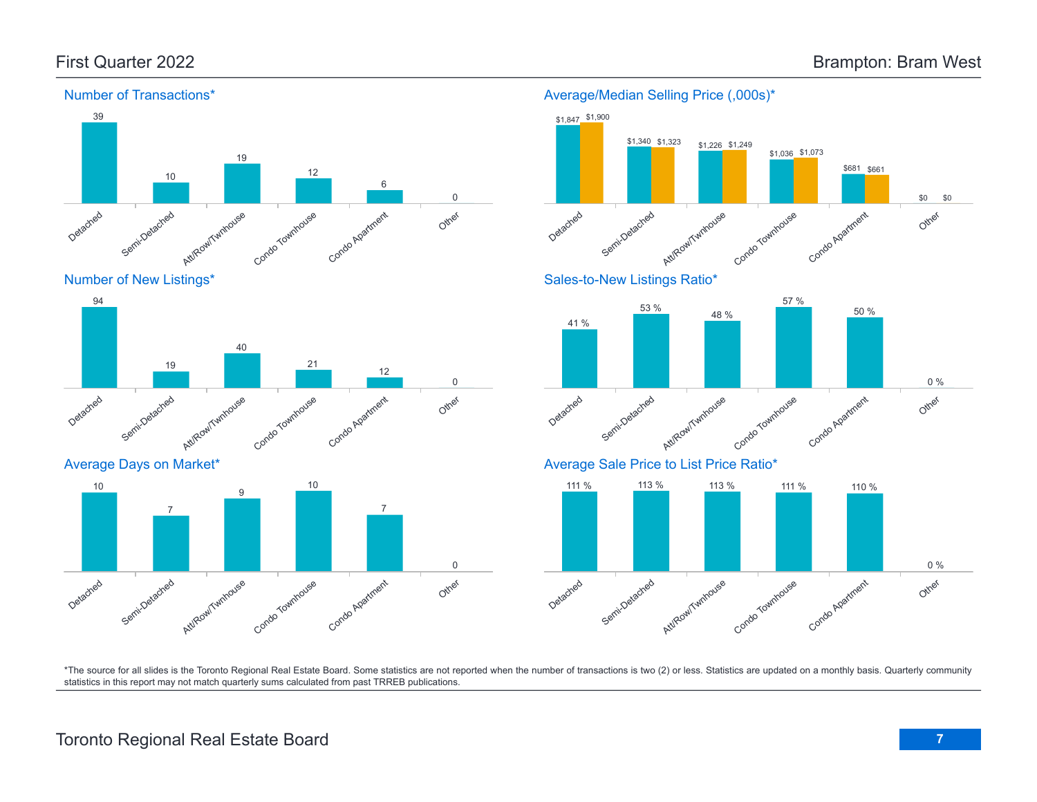# First Quarter 2022 — Brampton: Bram West

## Number of Transactions*

| Detached | Semi-Detached | Att/Row/Twnhouse | Condo Townhouse | Condo Apartment | Other |
|---|---|---|---|---|---|
| 39 | 10 | 19 | 12 | 6 | 0 |

## Average/Median Selling Price (,000s)*

| | Detached | Semi-Detached | Att/Row/Twnhouse | Condo Townhouse | Condo Apartment | Other |
|---|---|---|---|---|---|---|
| Average | $1,847 | $1,340 | $1,226 | $1,036 | $681 | $0 |
| Median | $1,900 | $1,323 | $1,249 | $1,073 | $661 | $0 |

## Number of New Listings*

| Detached | Semi-Detached | Att/Row/Twnhouse | Condo Townhouse | Condo Apartment | Other |
|---|---|---|---|---|---|
| 94 | 19 | 40 | 21 | 12 | 0 |

## Sales-to-New Listings Ratio*

| Detached | Semi-Detached | Att/Row/Twnhouse | Condo Townhouse | Condo Apartment | Other |
|---|---|---|---|---|---|
| 41 % | 53 % | 48 % | 57 % | 50 % | 0 % |

## Average Days on Market*

| Detached | Semi-Detached | Att/Row/Twnhouse | Condo Townhouse | Condo Apartment | Other |
|---|---|---|---|---|---|
| 10 | 7 | 9 | 10 | 7 | 0 |

## Average Sale Price to List Price Ratio*

| Detached | Semi-Detached | Att/Row/Twnhouse | Condo Townhouse | Condo Apartment | Other |
|---|---|---|---|---|---|
| 111 % | 113 % | 113 % | 111 % | 110 % | 0 % |

*The source for all slides is the Toronto Regional Real Estate Board. Some statistics are not reported when the number of transactions is two (2) or less. Statistics are updated on a monthly basis. Quarterly community statistics in this report may not match quarterly sums calculated from past TRREB publications.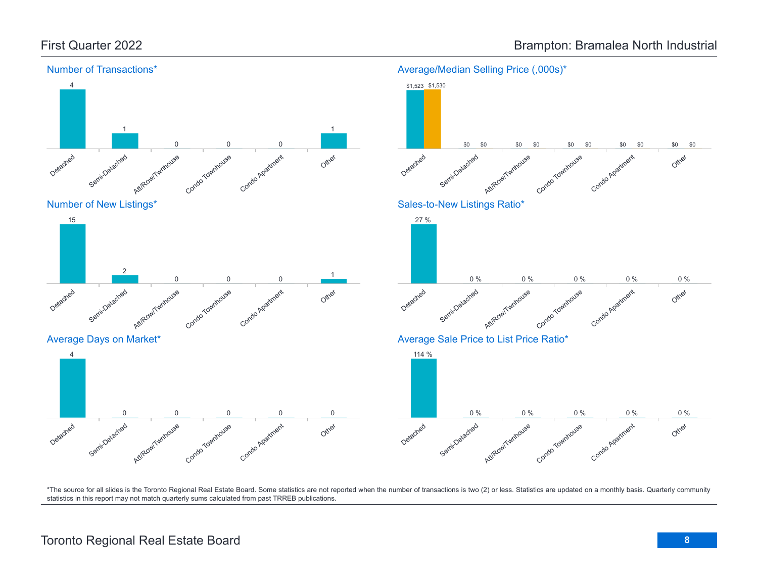# First Quarter 2022

# Brampton: Bramalea North Industrial

## Number of Transactions*

| Detached | Semi-Detached | Att/Row/Twnhouse | Condo Townhouse | Condo Apartment | Other |
|---|---|---|---|---|---|
| 4 | 1 | 0 | 0 | 0 | 1 |

## Average/Median Selling Price (,000s)*

| | Detached | Semi-Detached | Att/Row/Twnhouse | Condo Townhouse | Condo Apartment | Other |
|---|---|---|---|---|---|---|
| Average | $1,523 | $0 | $0 | $0 | $0 | $0 |
| Median | $1,530 | $0 | $0 | $0 | $0 | $0 |

## Number of New Listings*

| Detached | Semi-Detached | Att/Row/Twnhouse | Condo Townhouse | Condo Apartment | Other |
|---|---|---|---|---|---|
| 15 | 2 | 0 | 0 | 0 | 1 |

## Sales-to-New Listings Ratio*

| Detached | Semi-Detached | Att/Row/Twnhouse | Condo Townhouse | Condo Apartment | Other |
|---|---|---|---|---|---|
| 27 % | 0 % | 0 % | 0 % | 0 % | 0 % |

## Average Days on Market*

| Detached | Semi-Detached | Att/Row/Twnhouse | Condo Townhouse | Condo Apartment | Other |
|---|---|---|---|---|---|
| 4 | 0 | 0 | 0 | 0 | 0 |

## Average Sale Price to List Price Ratio*

| Detached | Semi-Detached | Att/Row/Twnhouse | Condo Townhouse | Condo Apartment | Other |
|---|---|---|---|---|---|
| 114 % | 0 % | 0 % | 0 % | 0 % | 0 % |

*The source for all slides is the Toronto Regional Real Estate Board. Some statistics are not reported when the number of transactions is two (2) or less. Statistics are updated on a monthly basis. Quarterly community statistics in this report may not match quarterly sums calculated from past TRREB publications.

Toronto Regional Real Estate Board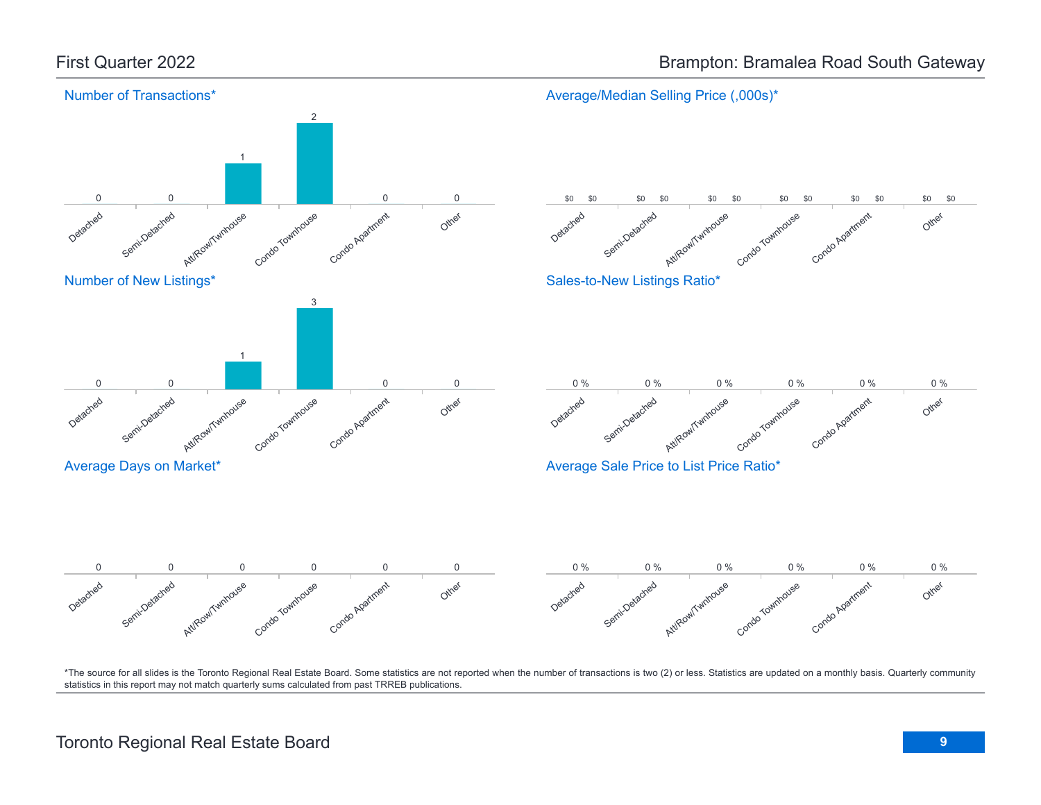## First Quarter 2022

## Brampton: Bramalea Road South Gateway

### Number of Transactions*

| Detached | Semi-Detached | Att/Row/Twnhouse | Condo Townhouse | Condo Apartment | Other |
|---|---|---|---|---|---|
| 0 | 0 | 1 | 2 | 0 | 0 |

### Average/Median Selling Price (,000s)*

| | Detached | Semi-Detached | Att/Row/Twnhouse | Condo Townhouse | Condo Apartment | Other |
|---|---|---|---|---|---|---|
| Average | $0 | $0 | $0 | $0 | $0 | $0 |
| Median | $0 | $0 | $0 | $0 | $0 | $0 |

### Number of New Listings*

| Detached | Semi-Detached | Att/Row/Twnhouse | Condo Townhouse | Condo Apartment | Other |
|---|---|---|---|---|---|
| 0 | 0 | 1 | 3 | 0 | 0 |

### Sales-to-New Listings Ratio*

| Detached | Semi-Detached | Att/Row/Twnhouse | Condo Townhouse | Condo Apartment | Other |
|---|---|---|---|---|---|
| 0 % | 0 % | 0 % | 0 % | 0 % | 0 % |

### Average Days on Market*

| Detached | Semi-Detached | Att/Row/Twnhouse | Condo Townhouse | Condo Apartment | Other |
|---|---|---|---|---|---|
| 0 | 0 | 0 | 0 | 0 | 0 |

### Average Sale Price to List Price Ratio*

| Detached | Semi-Detached | Att/Row/Twnhouse | Condo Townhouse | Condo Apartment | Other |
|---|---|---|---|---|---|
| 0 % | 0 % | 0 % | 0 % | 0 % | 0 % |

*The source for all slides is the Toronto Regional Real Estate Board. Some statistics are not reported when the number of transactions is two (2) or less. Statistics are updated on a monthly basis. Quarterly community statistics in this report may not match quarterly sums calculated from past TRREB publications.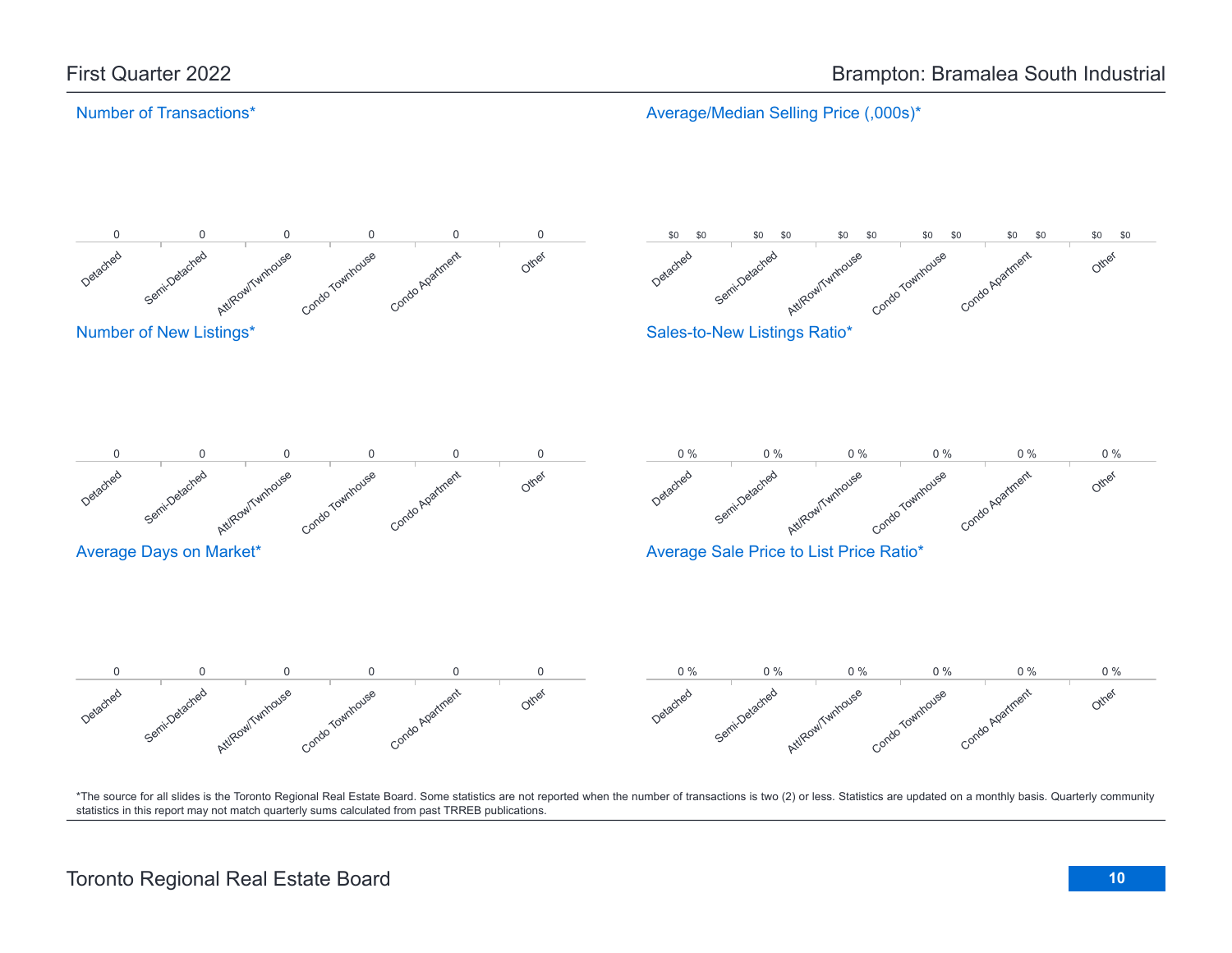First Quarter 2022

Brampton: Bramalea South Industrial

## Number of Transactions*

| Detached | Semi-Detached | Att/Row/Twnhouse | Condo Townhouse | Condo Apartment | Other |
|---|---|---|---|---|---|
| 0 | 0 | 0 | 0 | 0 | 0 |

## Average/Median Selling Price (,000s)*

| | Detached | Semi-Detached | Att/Row/Twnhouse | Condo Townhouse | Condo Apartment | Other |
|---|---|---|---|---|---|---|
| Average | $0 | $0 | $0 | $0 | $0 | $0 |
| Median | $0 | $0 | $0 | $0 | $0 | $0 |

## Number of New Listings*

| Detached | Semi-Detached | Att/Row/Twnhouse | Condo Townhouse | Condo Apartment | Other |
|---|---|---|---|---|---|
| 0 | 0 | 0 | 0 | 0 | 0 |

## Sales-to-New Listings Ratio*

| Detached | Semi-Detached | Att/Row/Twnhouse | Condo Townhouse | Condo Apartment | Other |
|---|---|---|---|---|---|
| 0 % | 0 % | 0 % | 0 % | 0 % | 0 % |

## Average Days on Market*

| Detached | Semi-Detached | Att/Row/Twnhouse | Condo Townhouse | Condo Apartment | Other |
|---|---|---|---|---|---|
| 0 | 0 | 0 | 0 | 0 | 0 |

## Average Sale Price to List Price Ratio*

| Detached | Semi-Detached | Att/Row/Twnhouse | Condo Townhouse | Condo Apartment | Other |
|---|---|---|---|---|---|
| 0 % | 0 % | 0 % | 0 % | 0 % | 0 % |

*The source for all slides is the Toronto Regional Real Estate Board. Some statistics are not reported when the number of transactions is two (2) or less. Statistics are updated on a monthly basis. Quarterly community statistics in this report may not match quarterly sums calculated from past TRREB publications.

Toronto Regional Real Estate Board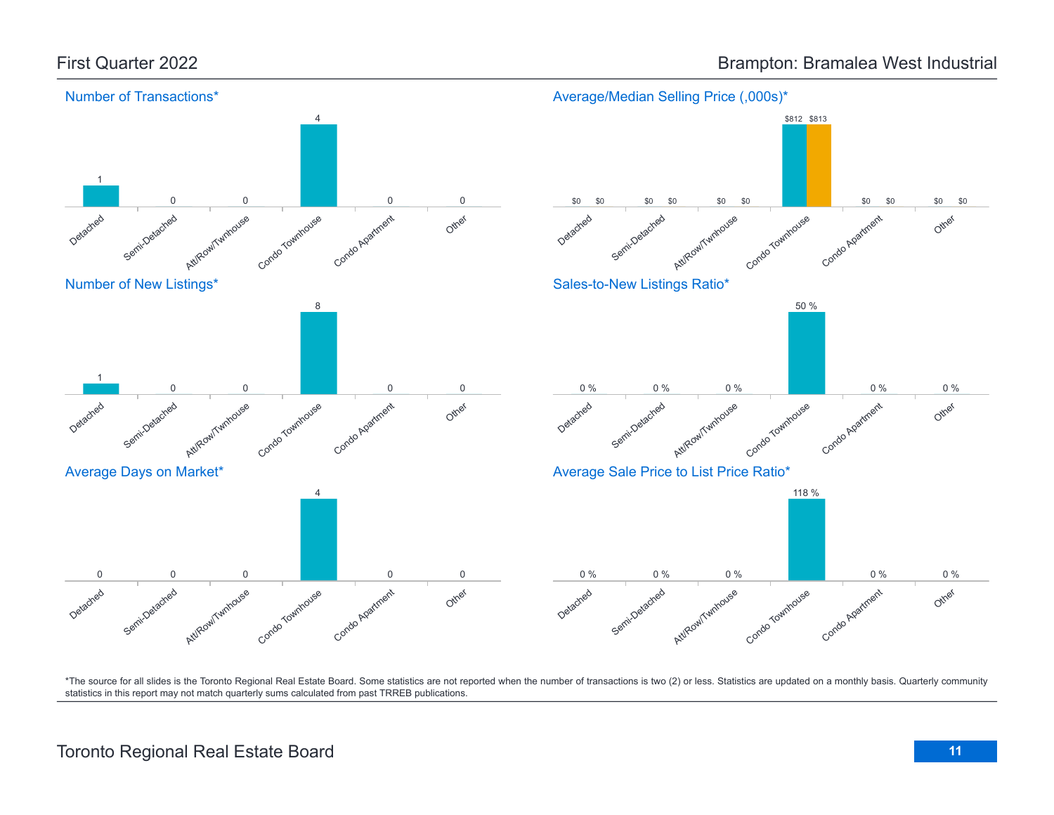First Quarter 2022

Brampton: Bramalea West Industrial

### Number of Transactions*

| Detached | Semi-Detached | Att/Row/Twnhouse | Condo Townhouse | Condo Apartment | Other |
|---|---|---|---|---|---|
| 1 | 0 | 0 | 4 | 0 | 0 |

### Average/Median Selling Price (,000s)*

| | Detached | Semi-Detached | Att/Row/Twnhouse | Condo Townhouse | Condo Apartment | Other |
|---|---|---|---|---|---|---|
| Average | $0 | $0 | $0 | $812 | $0 | $0 |
| Median | $0 | $0 | $0 | $813 | $0 | $0 |

### Number of New Listings*

| Detached | Semi-Detached | Att/Row/Twnhouse | Condo Townhouse | Condo Apartment | Other |
|---|---|---|---|---|---|
| 1 | 0 | 0 | 8 | 0 | 0 |

### Sales-to-New Listings Ratio*

| Detached | Semi-Detached | Att/Row/Twnhouse | Condo Townhouse | Condo Apartment | Other |
|---|---|---|---|---|---|
| 0 % | 0 % | 0 % | 50 % | 0 % | 0 % |

### Average Days on Market*

| Detached | Semi-Detached | Att/Row/Twnhouse | Condo Townhouse | Condo Apartment | Other |
|---|---|---|---|---|---|
| 0 | 0 | 0 | 4 | 0 | 0 |

### Average Sale Price to List Price Ratio*

| Detached | Semi-Detached | Att/Row/Twnhouse | Condo Townhouse | Condo Apartment | Other |
|---|---|---|---|---|---|
| 0 % | 0 % | 0 % | 118 % | 0 % | 0 % |

*The source for all slides is the Toronto Regional Real Estate Board. Some statistics are not reported when the number of transactions is two (2) or less. Statistics are updated on a monthly basis. Quarterly community statistics in this report may not match quarterly sums calculated from past TRREB publications.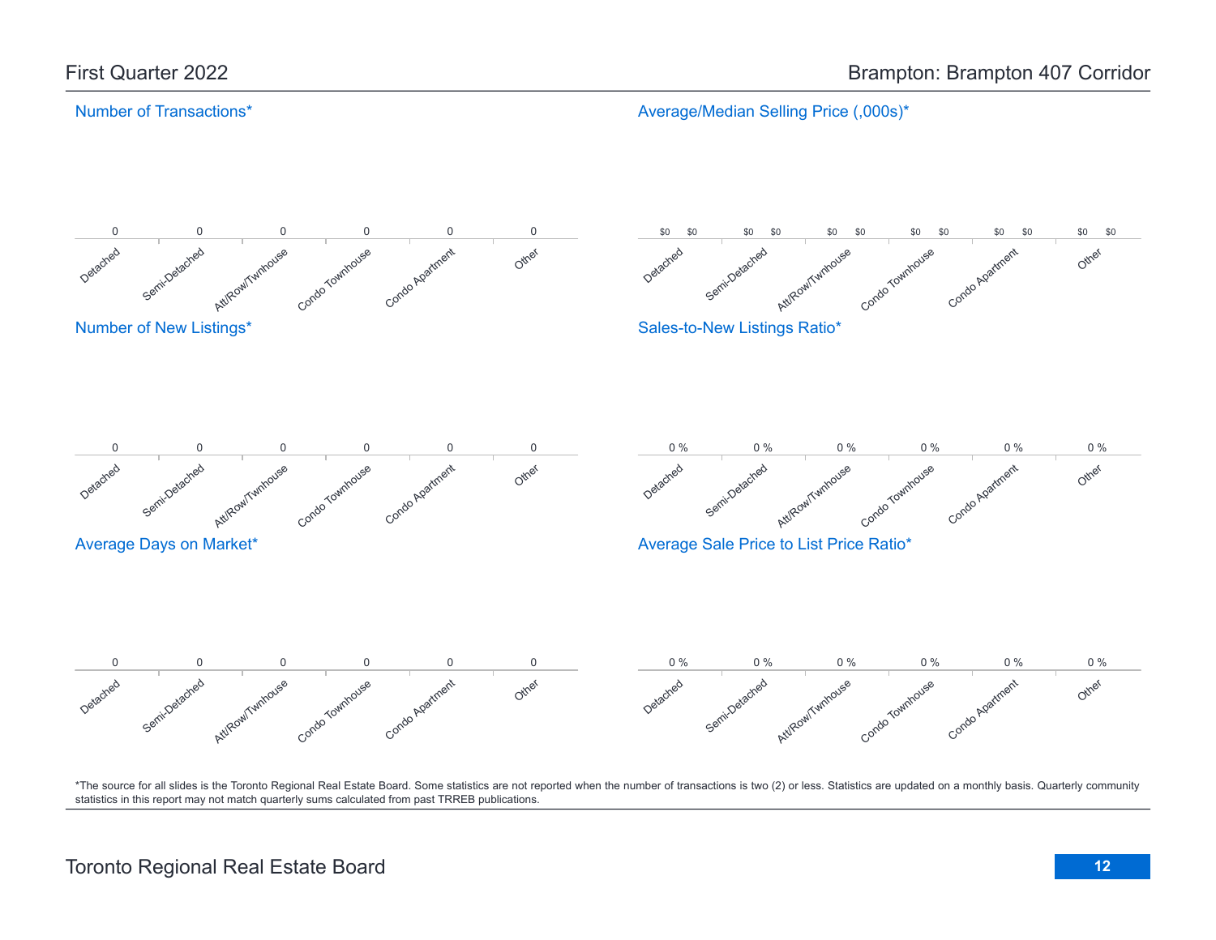## First Quarter 2022

## Brampton: Brampton 407 Corridor

### Number of Transactions*

| Detached | Semi-Detached | Att/Row/Twnhouse | Condo Townhouse | Condo Apartment | Other |
|---|---|---|---|---|---|
| 0 | 0 | 0 | 0 | 0 | 0 |

### Average/Median Selling Price (,000s)*

| | Detached | Semi-Detached | Att/Row/Twnhouse | Condo Townhouse | Condo Apartment | Other |
|---|---|---|---|---|---|---|
| Average | $0 | $0 | $0 | $0 | $0 | $0 |
| Median | $0 | $0 | $0 | $0 | $0 | $0 |

### Number of New Listings*

| Detached | Semi-Detached | Att/Row/Twnhouse | Condo Townhouse | Condo Apartment | Other |
|---|---|---|---|---|---|
| 0 | 0 | 0 | 0 | 0 | 0 |

### Sales-to-New Listings Ratio*

| Detached | Semi-Detached | Att/Row/Twnhouse | Condo Townhouse | Condo Apartment | Other |
|---|---|---|---|---|---|
| 0 % | 0 % | 0 % | 0 % | 0 % | 0 % |

### Average Days on Market*

| Detached | Semi-Detached | Att/Row/Twnhouse | Condo Townhouse | Condo Apartment | Other |
|---|---|---|---|---|---|
| 0 | 0 | 0 | 0 | 0 | 0 |

### Average Sale Price to List Price Ratio*

| Detached | Semi-Detached | Att/Row/Twnhouse | Condo Townhouse | Condo Apartment | Other |
|---|---|---|---|---|---|
| 0 % | 0 % | 0 % | 0 % | 0 % | 0 % |

*The source for all slides is the Toronto Regional Real Estate Board. Some statistics are not reported when the number of transactions is two (2) or less. Statistics are updated on a monthly basis. Quarterly community statistics in this report may not match quarterly sums calculated from past TRREB publications.

Toronto Regional Real Estate Board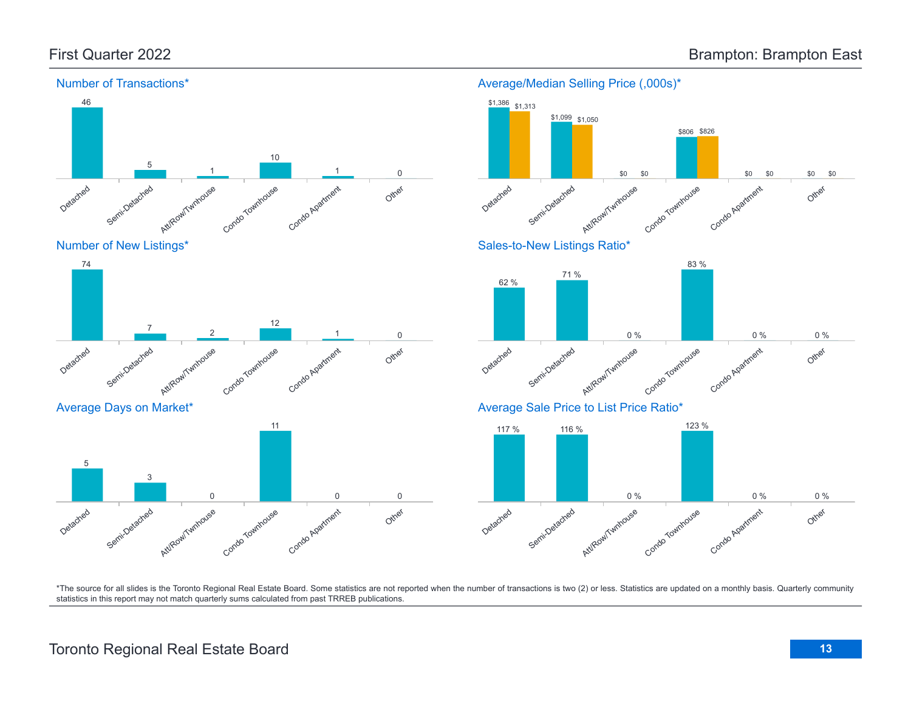## First Quarter 2022

## Brampton: Brampton East

### Number of Transactions*

| Detached | Semi-Detached | Att/Row/Twnhouse | Condo Townhouse | Condo Apartment | Other |
|---|---|---|---|---|---|
| 46 | 5 | 1 | 10 | 1 | 0 |

### Average/Median Selling Price (,000s)*

| | Detached | Semi-Detached | Att/Row/Twnhouse | Condo Townhouse | Condo Apartment | Other |
|---|---|---|---|---|---|---|
| Average | $1,386 | $1,099 | $0 | $806 | $0 | $0 |
| Median | $1,313 | $1,050 | $0 | $826 | $0 | $0 |

### Number of New Listings*

| Detached | Semi-Detached | Att/Row/Twnhouse | Condo Townhouse | Condo Apartment | Other |
|---|---|---|---|---|---|
| 74 | 7 | 2 | 12 | 1 | 0 |

### Sales-to-New Listings Ratio*

| Detached | Semi-Detached | Att/Row/Twnhouse | Condo Townhouse | Condo Apartment | Other |
|---|---|---|---|---|---|
| 62 % | 71 % | 0 % | 83 % | 0 % | 0 % |

### Average Days on Market*

| Detached | Semi-Detached | Att/Row/Twnhouse | Condo Townhouse | Condo Apartment | Other |
|---|---|---|---|---|---|
| 5 | 3 | 0 | 11 | 0 | 0 |

### Average Sale Price to List Price Ratio*

| Detached | Semi-Detached | Att/Row/Twnhouse | Condo Townhouse | Condo Apartment | Other |
|---|---|---|---|---|---|
| 117 % | 116 % | 0 % | 123 % | 0 % | 0 % |

*The source for all slides is the Toronto Regional Real Estate Board. Some statistics are not reported when the number of transactions is two (2) or less. Statistics are updated on a monthly basis. Quarterly community statistics in this report may not match quarterly sums calculated from past TRREB publications.

Toronto Regional Real Estate Board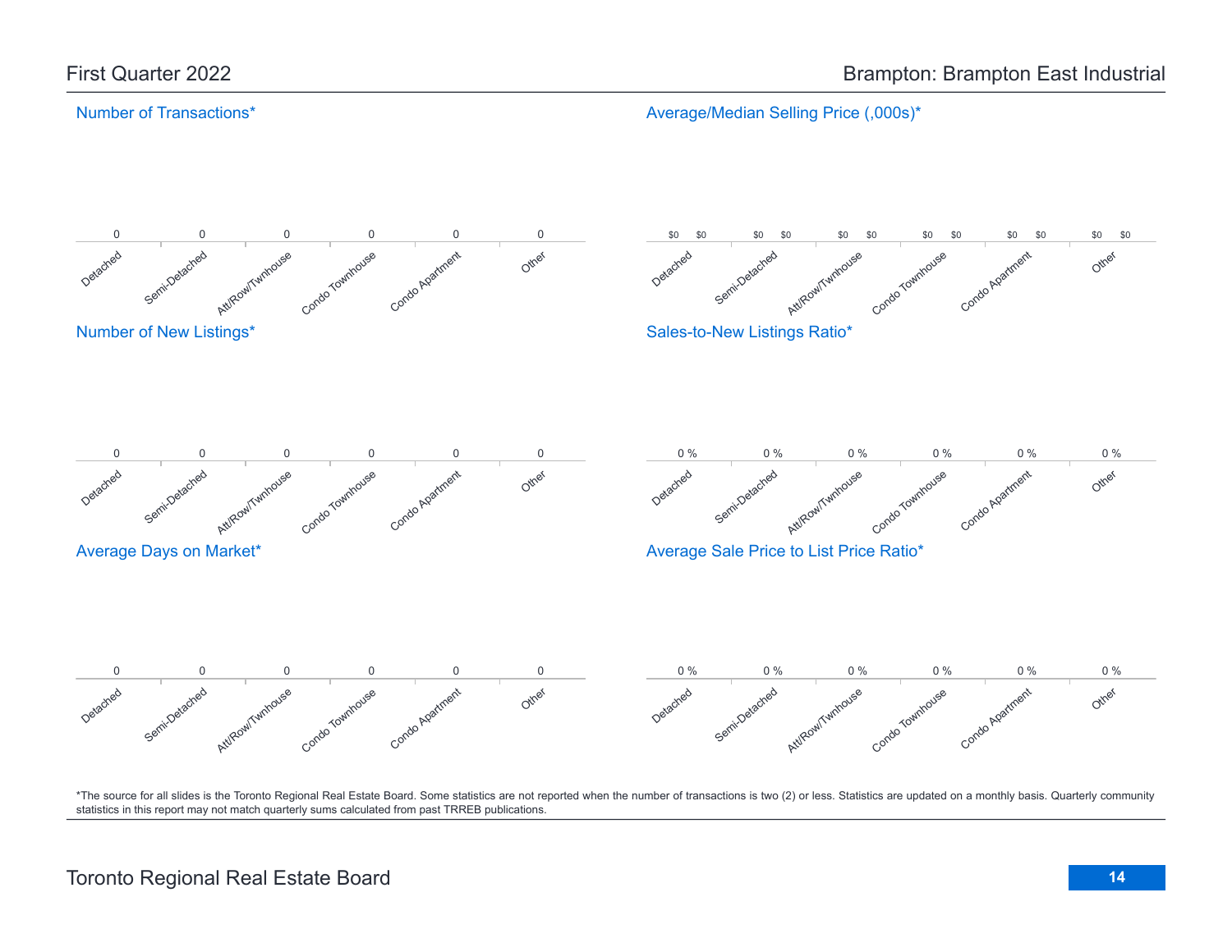First Quarter 2022

Brampton: Brampton East Industrial

## Number of Transactions*

| Detached | Semi-Detached | Att/Row/Twnhouse | Condo Townhouse | Condo Apartment | Other |
|---|---|---|---|---|---|
| 0 | 0 | 0 | 0 | 0 | 0 |

## Average/Median Selling Price (,000s)*

| | Detached | Semi-Detached | Att/Row/Twnhouse | Condo Townhouse | Condo Apartment | Other |
|---|---|---|---|---|---|---|
| Average | $0 | $0 | $0 | $0 | $0 | $0 |
| Median | $0 | $0 | $0 | $0 | $0 | $0 |

## Number of New Listings*

| Detached | Semi-Detached | Att/Row/Twnhouse | Condo Townhouse | Condo Apartment | Other |
|---|---|---|---|---|---|
| 0 | 0 | 0 | 0 | 0 | 0 |

## Sales-to-New Listings Ratio*

| Detached | Semi-Detached | Att/Row/Twnhouse | Condo Townhouse | Condo Apartment | Other |
|---|---|---|---|---|---|
| 0 % | 0 % | 0 % | 0 % | 0 % | 0 % |

## Average Days on Market*

| Detached | Semi-Detached | Att/Row/Twnhouse | Condo Townhouse | Condo Apartment | Other |
|---|---|---|---|---|---|
| 0 | 0 | 0 | 0 | 0 | 0 |

## Average Sale Price to List Price Ratio*

| Detached | Semi-Detached | Att/Row/Twnhouse | Condo Townhouse | Condo Apartment | Other |
|---|---|---|---|---|---|
| 0 % | 0 % | 0 % | 0 % | 0 % | 0 % |

*The source for all slides is the Toronto Regional Real Estate Board. Some statistics are not reported when the number of transactions is two (2) or less. Statistics are updated on a monthly basis. Quarterly community statistics in this report may not match quarterly sums calculated from past TRREB publications.

Toronto Regional Real Estate Board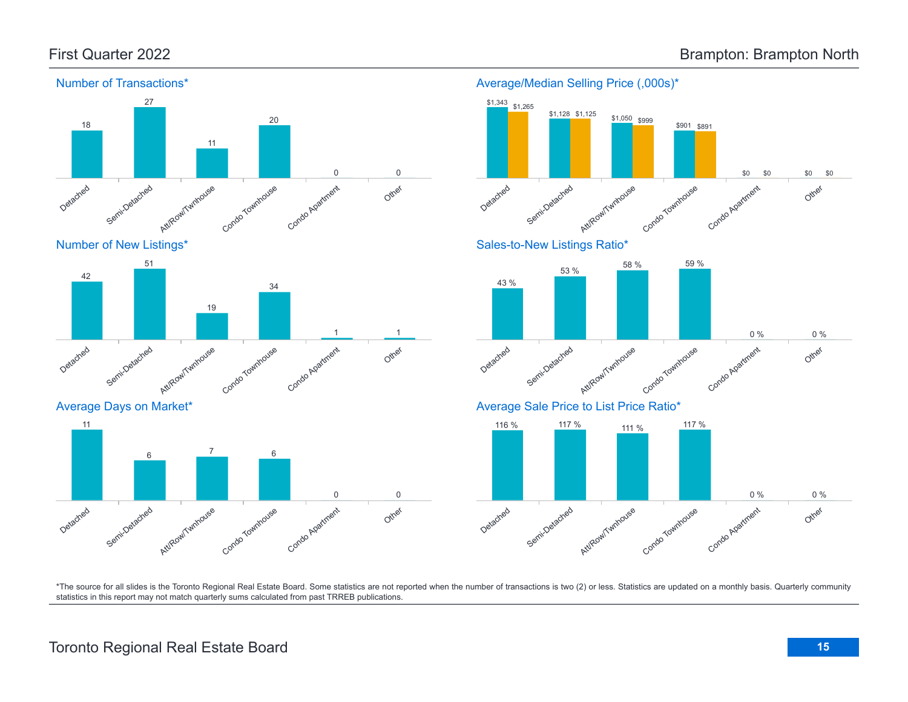## First Quarter 2022

## Brampton: Brampton North

### Number of Transactions*

| Detached | Semi-Detached | Att/Row/Twnhouse | Condo Townhouse | Condo Apartment | Other |
|---|---|---|---|---|---|
| 18 | 27 | 11 | 20 | 0 | 0 |

### Average/Median Selling Price (,000s)*

| | Detached | Semi-Detached | Att/Row/Twnhouse | Condo Townhouse | Condo Apartment | Other |
|---|---|---|---|---|---|---|
| Average | $1,343 | $1,128 | $1,050 | $901 | $0 | $0 |
| Median | $1,265 | $1,125 | $999 | $891 | $0 | $0 |

### Number of New Listings*

| Detached | Semi-Detached | Att/Row/Twnhouse | Condo Townhouse | Condo Apartment | Other |
|---|---|---|---|---|---|
| 42 | 51 | 19 | 34 | 1 | 1 |

### Sales-to-New Listings Ratio*

| Detached | Semi-Detached | Att/Row/Twnhouse | Condo Townhouse | Condo Apartment | Other |
|---|---|---|---|---|---|
| 43 % | 53 % | 58 % | 59 % | 0 % | 0 % |

### Average Days on Market*

| Detached | Semi-Detached | Att/Row/Twnhouse | Condo Townhouse | Condo Apartment | Other |
|---|---|---|---|---|---|
| 11 | 6 | 7 | 6 | 0 | 0 |

### Average Sale Price to List Price Ratio*

| Detached | Semi-Detached | Att/Row/Twnhouse | Condo Townhouse | Condo Apartment | Other |
|---|---|---|---|---|---|
| 116 % | 117 % | 111 % | 117 % | 0 % | 0 % |

*The source for all slides is the Toronto Regional Real Estate Board. Some statistics are not reported when the number of transactions is two (2) or less. Statistics are updated on a monthly basis. Quarterly community statistics in this report may not match quarterly sums calculated from past TRREB publications.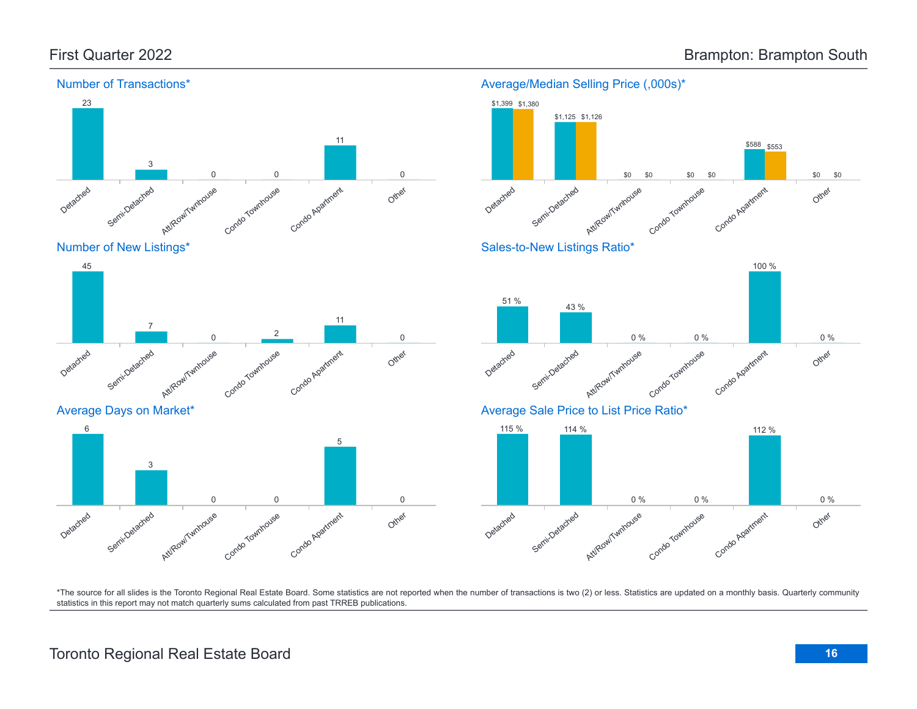## First Quarter 2022 — Brampton: Brampton South

### Number of Transactions*

| Detached | Semi-Detached | Att/Row/Twnhouse | Condo Townhouse | Condo Apartment | Other |
| --- | --- | --- | --- | --- | --- |
| 23 | 3 | 0 | 0 | 11 | 0 |

### Average/Median Selling Price (,000s)*

| | Detached | Semi-Detached | Att/Row/Twnhouse | Condo Townhouse | Condo Apartment | Other |
| --- | --- | --- | --- | --- | --- | --- |
| Average | $1,399 | $1,125 | $0 | $0 | $588 | $0 |
| Median | $1,380 | $1,126 | $0 | $0 | $553 | $0 |

### Number of New Listings*

| Detached | Semi-Detached | Att/Row/Twnhouse | Condo Townhouse | Condo Apartment | Other |
| --- | --- | --- | --- | --- | --- |
| 45 | 7 | 0 | 2 | 11 | 0 |

### Sales-to-New Listings Ratio*

| Detached | Semi-Detached | Att/Row/Twnhouse | Condo Townhouse | Condo Apartment | Other |
| --- | --- | --- | --- | --- | --- |
| 51 % | 43 % | 0 % | 0 % | 100 % | 0 % |

### Average Days on Market*

| Detached | Semi-Detached | Att/Row/Twnhouse | Condo Townhouse | Condo Apartment | Other |
| --- | --- | --- | --- | --- | --- |
| 6 | 3 | 0 | 0 | 5 | 0 |

### Average Sale Price to List Price Ratio*

| Detached | Semi-Detached | Att/Row/Twnhouse | Condo Townhouse | Condo Apartment | Other |
| --- | --- | --- | --- | --- | --- |
| 115 % | 114 % | 0 % | 0 % | 112 % | 0 % |

*The source for all slides is the Toronto Regional Real Estate Board. Some statistics are not reported when the number of transactions is two (2) or less. Statistics are updated on a monthly basis. Quarterly community statistics in this report may not match quarterly sums calculated from past TRREB publications.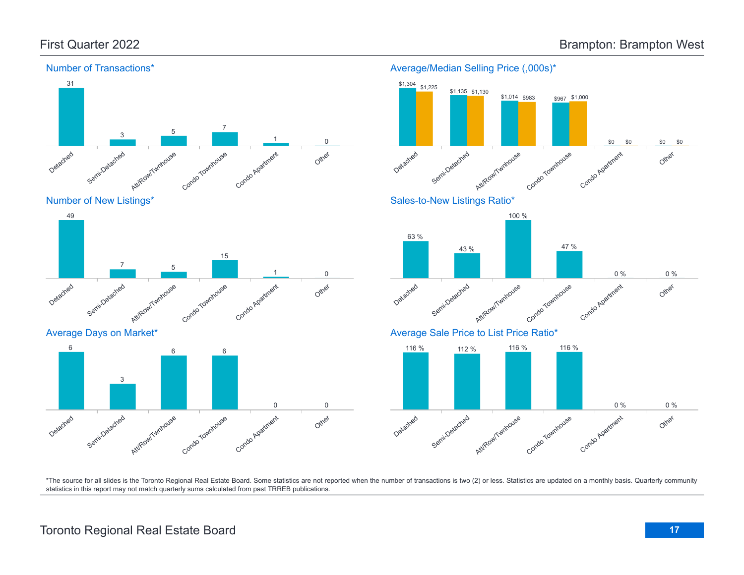First Quarter 2022

Brampton: Brampton West

## Number of Transactions*

| Detached | Semi-Detached | Att/Row/Twnhouse | Condo Townhouse | Condo Apartment | Other |
| --- | --- | --- | --- | --- | --- |
| 31 | 3 | 5 | 7 | 1 | 0 |

## Average/Median Selling Price (,000s)*

| | Detached | Semi-Detached | Att/Row/Twnhouse | Condo Townhouse | Condo Apartment | Other |
| --- | --- | --- | --- | --- | --- | --- |
| Average | $1,304 | $1,135 | $1,014 | $967 | $0 | $0 |
| Median | $1,225 | $1,130 | $983 | $1,000 | $0 | $0 |

## Number of New Listings*

| Detached | Semi-Detached | Att/Row/Twnhouse | Condo Townhouse | Condo Apartment | Other |
| --- | --- | --- | --- | --- | --- |
| 49 | 7 | 5 | 15 | 1 | 0 |

## Sales-to-New Listings Ratio*

| Detached | Semi-Detached | Att/Row/Twnhouse | Condo Townhouse | Condo Apartment | Other |
| --- | --- | --- | --- | --- | --- |
| 63 % | 43 % | 100 % | 47 % | 0 % | 0 % |

## Average Days on Market*

| Detached | Semi-Detached | Att/Row/Twnhouse | Condo Townhouse | Condo Apartment | Other |
| --- | --- | --- | --- | --- | --- |
| 6 | 3 | 6 | 6 | 0 | 0 |

## Average Sale Price to List Price Ratio*

| Detached | Semi-Detached | Att/Row/Twnhouse | Condo Townhouse | Condo Apartment | Other |
| --- | --- | --- | --- | --- | --- |
| 116 % | 112 % | 116 % | 116 % | 0 % | 0 % |

*The source for all slides is the Toronto Regional Real Estate Board. Some statistics are not reported when the number of transactions is two (2) or less. Statistics are updated on a monthly basis. Quarterly community statistics in this report may not match quarterly sums calculated from past TRREB publications.

Toronto Regional Real Estate Board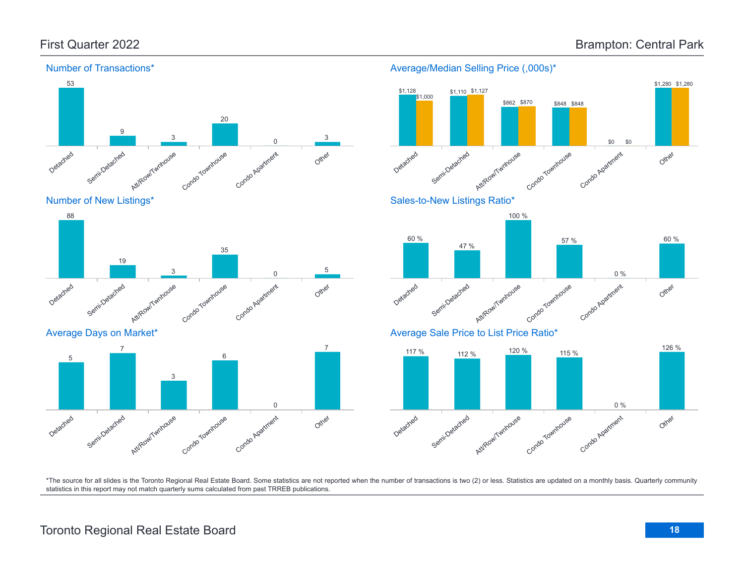# First Quarter 2022

# Brampton: Central Park

## Number of Transactions*

| Detached | Semi-Detached | Att/Row/Twnhouse | Condo Townhouse | Condo Apartment | Other |
|---|---|---|---|---|---|
| 53 | 9 | 3 | 20 | 0 | 3 |

## Average/Median Selling Price (,000s)*

| | Detached | Semi-Detached | Att/Row/Twnhouse | Condo Townhouse | Condo Apartment | Other |
|---|---|---|---|---|---|---|
| Average | $1,128 | $1,110 | $862 | $848 | $0 | $1,280 |
| Median | $1,000 | $1,127 | $870 | $848 | $0 | $1,280 |

## Number of New Listings*

| Detached | Semi-Detached | Att/Row/Twnhouse | Condo Townhouse | Condo Apartment | Other |
|---|---|---|---|---|---|
| 88 | 19 | 3 | 35 | 0 | 5 |

## Sales-to-New Listings Ratio*

| Detached | Semi-Detached | Att/Row/Twnhouse | Condo Townhouse | Condo Apartment | Other |
|---|---|---|---|---|---|
| 60 % | 47 % | 100 % | 57 % | 0 % | 60 % |

## Average Days on Market*

| Detached | Semi-Detached | Att/Row/Twnhouse | Condo Townhouse | Condo Apartment | Other |
|---|---|---|---|---|---|
| 5 | 7 | 3 | 6 | 0 | 7 |

## Average Sale Price to List Price Ratio*

| Detached | Semi-Detached | Att/Row/Twnhouse | Condo Townhouse | Condo Apartment | Other |
|---|---|---|---|---|---|
| 117 % | 112 % | 120 % | 115 % | 0 % | 126 % |

*The source for all slides is the Toronto Regional Real Estate Board. Some statistics are not reported when the number of transactions is two (2) or less. Statistics are updated on a monthly basis. Quarterly community statistics in this report may not match quarterly sums calculated from past TRREB publications.

Toronto Regional Real Estate Board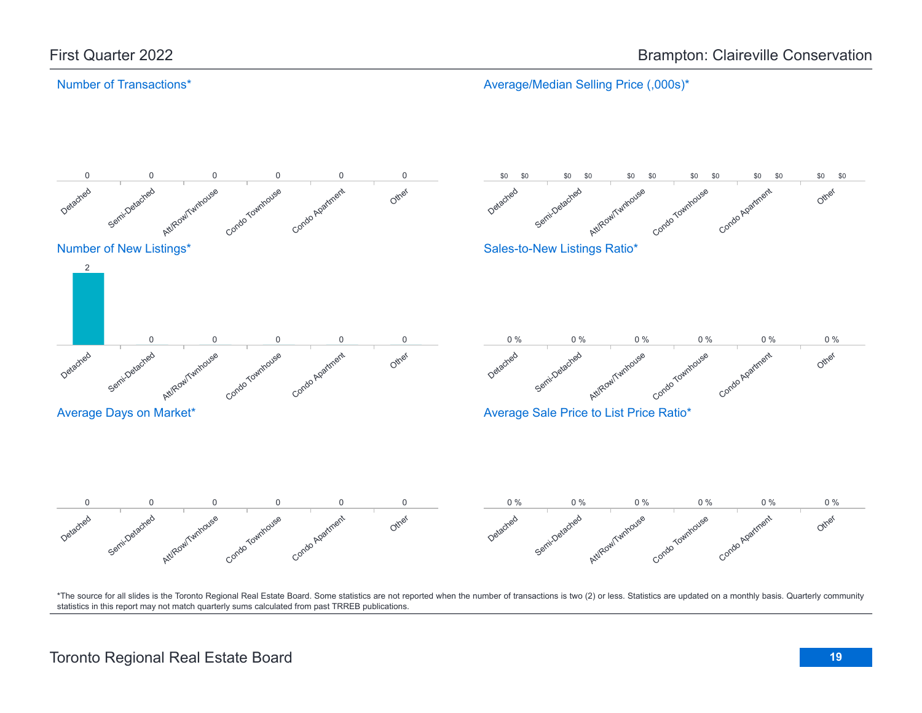First Quarter 2022

Brampton: Claireville Conservation

## Number of Transactions*

| Detached | Semi-Detached | Att/Row/Twnhouse | Condo Townhouse | Condo Apartment | Other |
| --- | --- | --- | --- | --- | --- |
| 0 | 0 | 0 | 0 | 0 | 0 |

## Average/Median Selling Price (,000s)*

| | Detached | Semi-Detached | Att/Row/Twnhouse | Condo Townhouse | Condo Apartment | Other |
| --- | --- | --- | --- | --- | --- | --- |
| Average | $0 | $0 | $0 | $0 | $0 | $0 |
| Median | $0 | $0 | $0 | $0 | $0 | $0 |

## Number of New Listings*

| Detached | Semi-Detached | Att/Row/Twnhouse | Condo Townhouse | Condo Apartment | Other |
| --- | --- | --- | --- | --- | --- |
| 2 | 0 | 0 | 0 | 0 | 0 |

## Sales-to-New Listings Ratio*

| Detached | Semi-Detached | Att/Row/Twnhouse | Condo Townhouse | Condo Apartment | Other |
| --- | --- | --- | --- | --- | --- |
| 0 % | 0 % | 0 % | 0 % | 0 % | 0 % |

## Average Days on Market*

| Detached | Semi-Detached | Att/Row/Twnhouse | Condo Townhouse | Condo Apartment | Other |
| --- | --- | --- | --- | --- | --- |
| 0 | 0 | 0 | 0 | 0 | 0 |

## Average Sale Price to List Price Ratio*

| Detached | Semi-Detached | Att/Row/Twnhouse | Condo Townhouse | Condo Apartment | Other |
| --- | --- | --- | --- | --- | --- |
| 0 % | 0 % | 0 % | 0 % | 0 % | 0 % |

*The source for all slides is the Toronto Regional Real Estate Board. Some statistics are not reported when the number of transactions is two (2) or less. Statistics are updated on a monthly basis. Quarterly community statistics in this report may not match quarterly sums calculated from past TRREB publications.

Toronto Regional Real Estate Board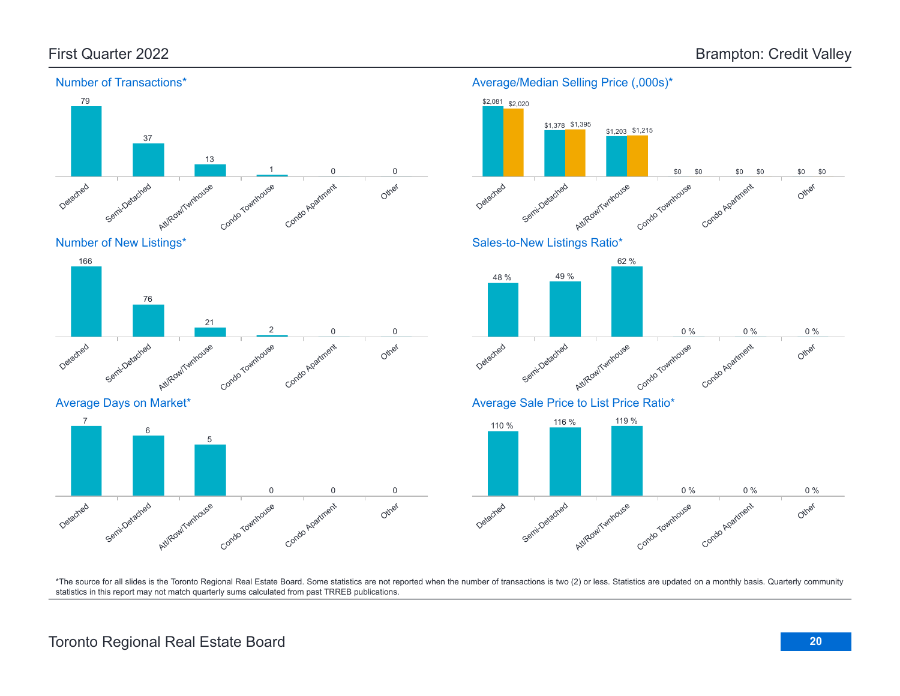# First Quarter 2022 — Brampton: Credit Valley

## Number of Transactions*

| Detached | Semi-Detached | Att/Row/Twnhouse | Condo Townhouse | Condo Apartment | Other |
|---|---|---|---|---|---|
| 79 | 37 | 13 | 1 | 0 | 0 |

## Average/Median Selling Price (,000s)*

| | Detached | Semi-Detached | Att/Row/Twnhouse | Condo Townhouse | Condo Apartment | Other |
|---|---|---|---|---|---|---|
| Average | $2,081 | $1,378 | $1,203 | $0 | $0 | $0 |
| Median | $2,020 | $1,395 | $1,215 | $0 | $0 | $0 |

## Number of New Listings*

| Detached | Semi-Detached | Att/Row/Twnhouse | Condo Townhouse | Condo Apartment | Other |
|---|---|---|---|---|---|
| 166 | 76 | 21 | 2 | 0 | 0 |

## Sales-to-New Listings Ratio*

| Detached | Semi-Detached | Att/Row/Twnhouse | Condo Townhouse | Condo Apartment | Other |
|---|---|---|---|---|---|
| 48 % | 49 % | 62 % | 0 % | 0 % | 0 % |

## Average Days on Market*

| Detached | Semi-Detached | Att/Row/Twnhouse | Condo Townhouse | Condo Apartment | Other |
|---|---|---|---|---|---|
| 7 | 6 | 5 | 0 | 0 | 0 |

## Average Sale Price to List Price Ratio*

| Detached | Semi-Detached | Att/Row/Twnhouse | Condo Townhouse | Condo Apartment | Other |
|---|---|---|---|---|---|
| 110 % | 116 % | 119 % | 0 % | 0 % | 0 % |

*The source for all slides is the Toronto Regional Real Estate Board. Some statistics are not reported when the number of transactions is two (2) or less. Statistics are updated on a monthly basis. Quarterly community statistics in this report may not match quarterly sums calculated from past TRREB publications.

Toronto Regional Real Estate Board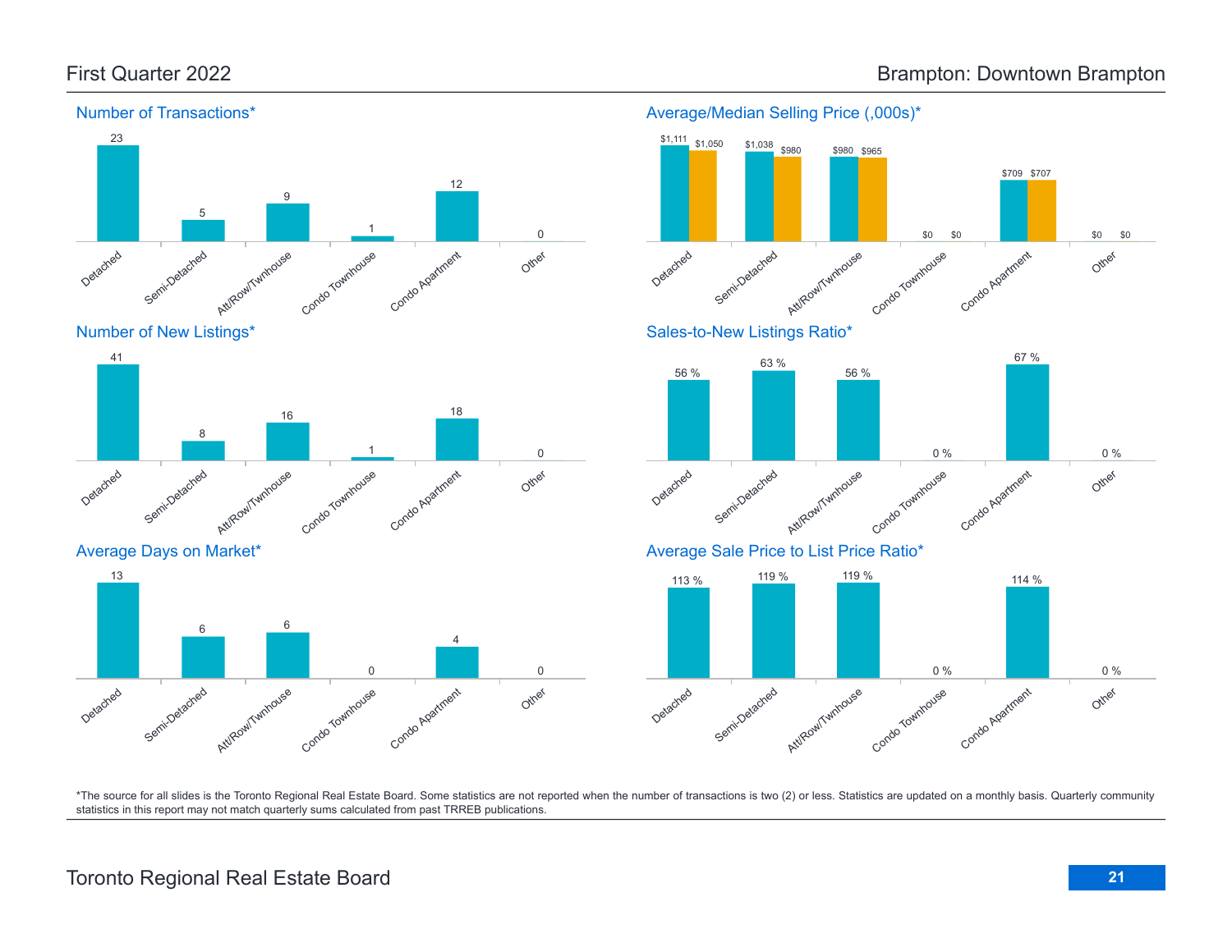# First Quarter 2022

# Brampton: Downtown Brampton

## Number of Transactions*

| Detached | Semi-Detached | Att/Row/Twnhouse | Condo Townhouse | Condo Apartment | Other |
|---|---|---|---|---|---|
| 23 | 5 | 9 | 1 | 12 | 0 |

## Average/Median Selling Price (,000s)*

| | Detached | Semi-Detached | Att/Row/Twnhouse | Condo Townhouse | Condo Apartment | Other |
|---|---|---|---|---|---|---|
| Average | $1,111 | $1,038 | $980 | $0 | $709 | $0 |
| Median | $1,050 | $980 | $965 | $0 | $707 | $0 |

## Number of New Listings*

| Detached | Semi-Detached | Att/Row/Twnhouse | Condo Townhouse | Condo Apartment | Other |
|---|---|---|---|---|---|
| 41 | 8 | 16 | 1 | 18 | 0 |

## Sales-to-New Listings Ratio*

| Detached | Semi-Detached | Att/Row/Twnhouse | Condo Townhouse | Condo Apartment | Other |
|---|---|---|---|---|---|
| 56 % | 63 % | 56 % | 0 % | 67 % | 0 % |

## Average Days on Market*

| Detached | Semi-Detached | Att/Row/Twnhouse | Condo Townhouse | Condo Apartment | Other |
|---|---|---|---|---|---|
| 13 | 6 | 6 | 0 | 4 | 0 |

## Average Sale Price to List Price Ratio*

| Detached | Semi-Detached | Att/Row/Twnhouse | Condo Townhouse | Condo Apartment | Other |
|---|---|---|---|---|---|
| 113 % | 119 % | 119 % | 0 % | 114 % | 0 % |

*The source for all slides is the Toronto Regional Real Estate Board. Some statistics are not reported when the number of transactions is two (2) or less. Statistics are updated on a monthly basis. Quarterly community statistics in this report may not match quarterly sums calculated from past TRREB publications.

Toronto Regional Real Estate Board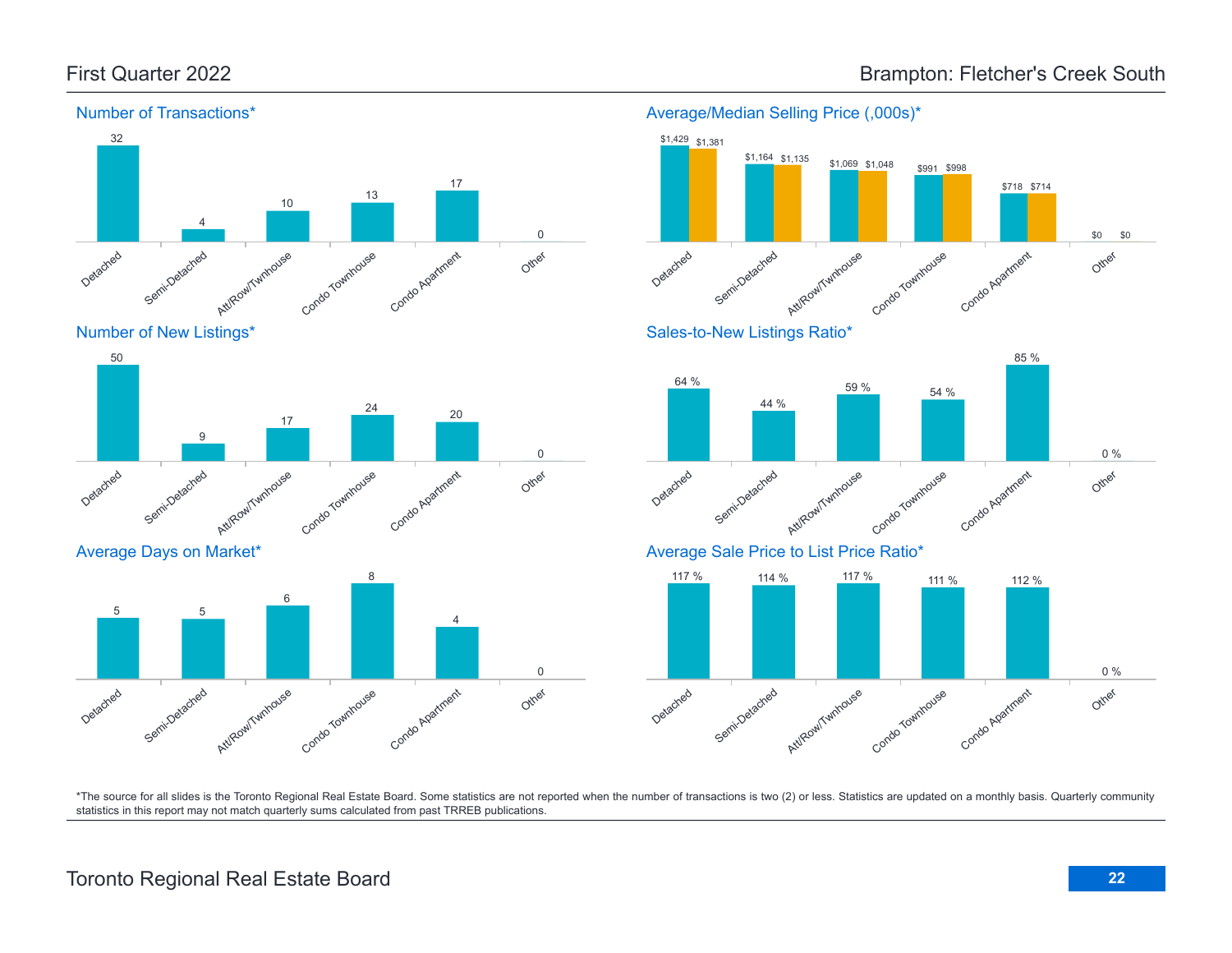# First Quarter 2022

# Brampton: Fletcher's Creek South

## Number of Transactions*

| Detached | Semi-Detached | Att/Row/Twnhouse | Condo Townhouse | Condo Apartment | Other |
|---|---|---|---|---|---|
| 32 | 4 | 10 | 13 | 17 | 0 |

## Average/Median Selling Price (,000s)*

| | Detached | Semi-Detached | Att/Row/Twnhouse | Condo Townhouse | Condo Apartment | Other |
|---|---|---|---|---|---|---|
| Average | $1,429 | $1,164 | $1,069 | $991 | $718 | $0 |
| Median | $1,381 | $1,135 | $1,048 | $998 | $714 | $0 |

## Number of New Listings*

| Detached | Semi-Detached | Att/Row/Twnhouse | Condo Townhouse | Condo Apartment | Other |
|---|---|---|---|---|---|
| 50 | 9 | 17 | 24 | 20 | 0 |

## Sales-to-New Listings Ratio*

| Detached | Semi-Detached | Att/Row/Twnhouse | Condo Townhouse | Condo Apartment | Other |
|---|---|---|---|---|---|
| 64 % | 44 % | 59 % | 54 % | 85 % | 0 % |

## Average Days on Market*

| Detached | Semi-Detached | Att/Row/Twnhouse | Condo Townhouse | Condo Apartment | Other |
|---|---|---|---|---|---|
| 5 | 5 | 6 | 8 | 4 | 0 |

## Average Sale Price to List Price Ratio*

| Detached | Semi-Detached | Att/Row/Twnhouse | Condo Townhouse | Condo Apartment | Other |
|---|---|---|---|---|---|
| 117 % | 114 % | 117 % | 111 % | 112 % | 0 % |

*The source for all slides is the Toronto Regional Real Estate Board. Some statistics are not reported when the number of transactions is two (2) or less. Statistics are updated on a monthly basis. Quarterly community statistics in this report may not match quarterly sums calculated from past TRREB publications.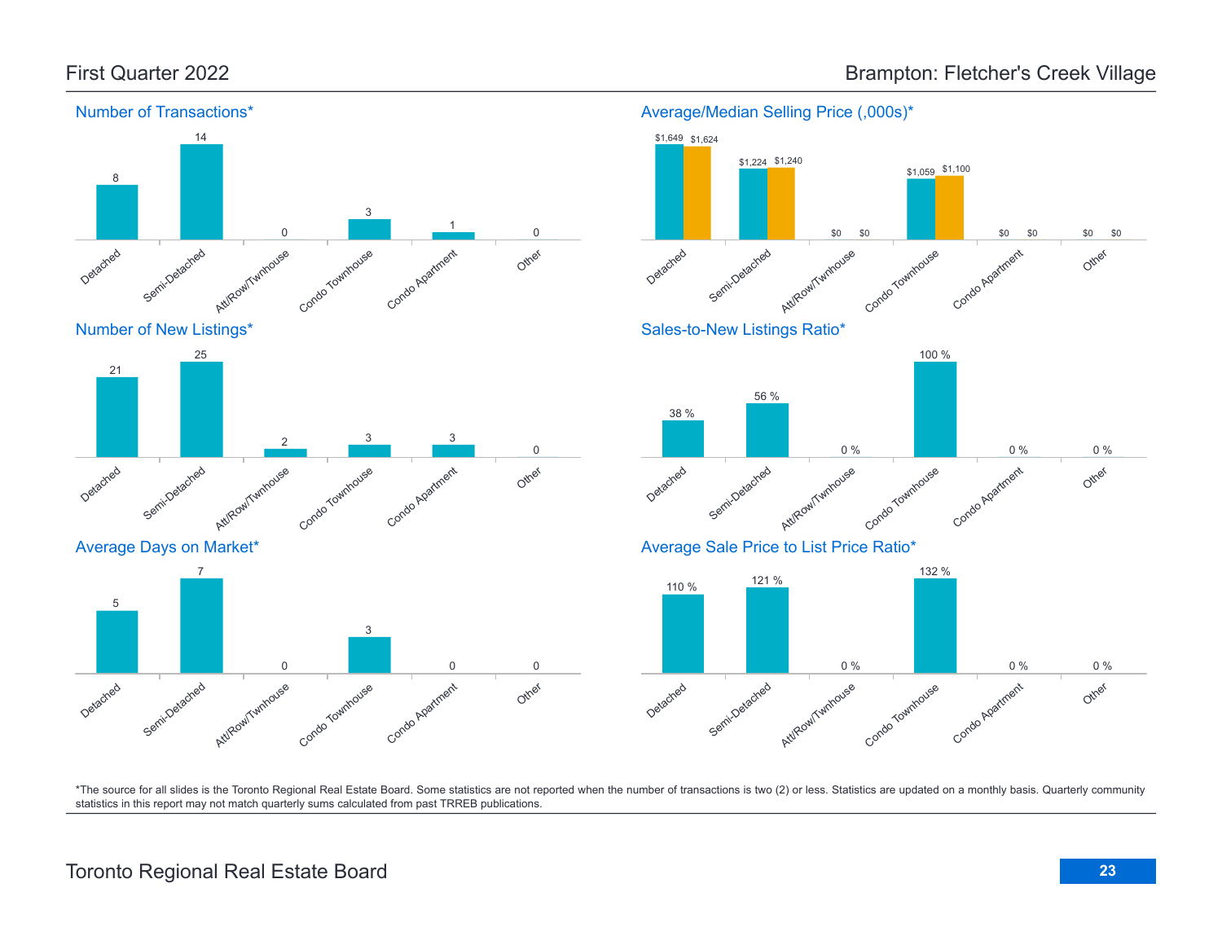# First Quarter 2022

# Brampton: Fletcher's Creek Village

## Number of Transactions*

| Detached | Semi-Detached | Att/Row/Twnhouse | Condo Townhouse | Condo Apartment | Other |
|---|---|---|---|---|---|
| 8 | 14 | 0 | 3 | 1 | 0 |

## Average/Median Selling Price (,000s)*

| | Detached | Semi-Detached | Att/Row/Twnhouse | Condo Townhouse | Condo Apartment | Other |
|---|---|---|---|---|---|---|
| Average | $1,649 | $1,224 | $0 | $1,059 | $0 | $0 |
| Median | $1,624 | $1,240 | $0 | $1,100 | $0 | $0 |

## Number of New Listings*

| Detached | Semi-Detached | Att/Row/Twnhouse | Condo Townhouse | Condo Apartment | Other |
|---|---|---|---|---|---|
| 21 | 25 | 2 | 3 | 3 | 0 |

## Sales-to-New Listings Ratio*

| Detached | Semi-Detached | Att/Row/Twnhouse | Condo Townhouse | Condo Apartment | Other |
|---|---|---|---|---|---|
| 38 % | 56 % | 0 % | 100 % | 0 % | 0 % |

## Average Days on Market*

| Detached | Semi-Detached | Att/Row/Twnhouse | Condo Townhouse | Condo Apartment | Other |
|---|---|---|---|---|---|
| 5 | 7 | 0 | 3 | 0 | 0 |

## Average Sale Price to List Price Ratio*

| Detached | Semi-Detached | Att/Row/Twnhouse | Condo Townhouse | Condo Apartment | Other |
|---|---|---|---|---|---|
| 110 % | 121 % | 0 % | 132 % | 0 % | 0 % |

*The source for all slides is the Toronto Regional Real Estate Board. Some statistics are not reported when the number of transactions is two (2) or less. Statistics are updated on a monthly basis. Quarterly community statistics in this report may not match quarterly sums calculated from past TRREB publications.

Toronto Regional Real Estate Board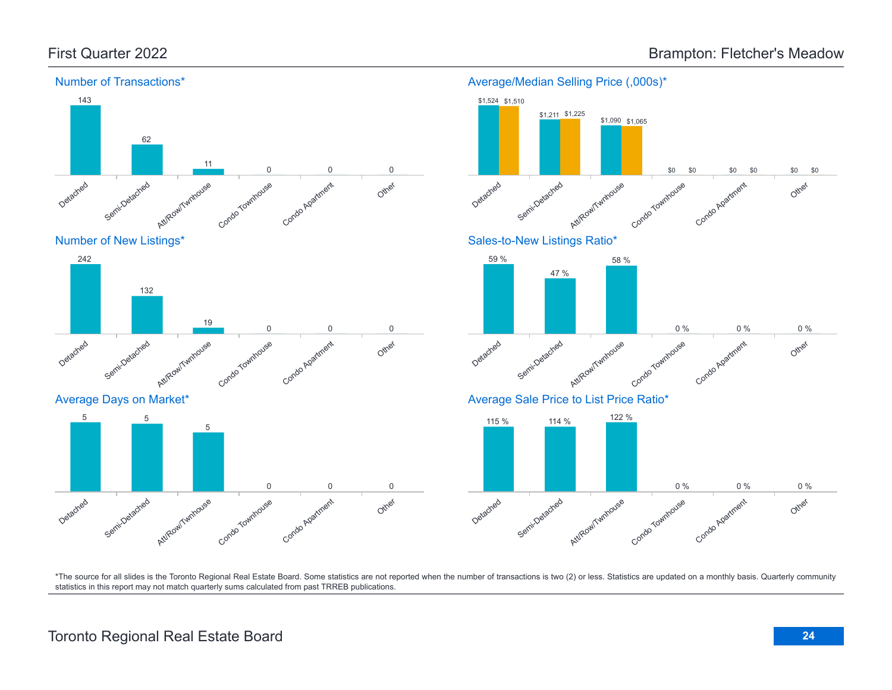# First Quarter 2022 — Brampton: Fletcher's Meadow

## Number of Transactions*

| Detached | Semi-Detached | Att/Row/Twnhouse | Condo Townhouse | Condo Apartment | Other |
|---|---|---|---|---|---|
| 143 | 62 | 11 | 0 | 0 | 0 |

## Average/Median Selling Price (,000s)*

| | Detached | Semi-Detached | Att/Row/Twnhouse | Condo Townhouse | Condo Apartment | Other |
|---|---|---|---|---|---|---|
| Average | $1,524 | $1,211 | $1,090 | $0 | $0 | $0 |
| Median | $1,510 | $1,225 | $1,065 | $0 | $0 | $0 |

## Number of New Listings*

| Detached | Semi-Detached | Att/Row/Twnhouse | Condo Townhouse | Condo Apartment | Other |
|---|---|---|---|---|---|
| 242 | 132 | 19 | 0 | 0 | 0 |

## Sales-to-New Listings Ratio*

| Detached | Semi-Detached | Att/Row/Twnhouse | Condo Townhouse | Condo Apartment | Other |
|---|---|---|---|---|---|
| 59 % | 47 % | 58 % | 0 % | 0 % | 0 % |

## Average Days on Market*

| Detached | Semi-Detached | Att/Row/Twnhouse | Condo Townhouse | Condo Apartment | Other |
|---|---|---|---|---|---|
| 5 | 5 | 5 | 0 | 0 | 0 |

## Average Sale Price to List Price Ratio*

| Detached | Semi-Detached | Att/Row/Twnhouse | Condo Townhouse | Condo Apartment | Other |
|---|---|---|---|---|---|
| 115 % | 114 % | 122 % | 0 % | 0 % | 0 % |

*The source for all slides is the Toronto Regional Real Estate Board. Some statistics are not reported when the number of transactions is two (2) or less. Statistics are updated on a monthly basis. Quarterly community statistics in this report may not match quarterly sums calculated from past TRREB publications.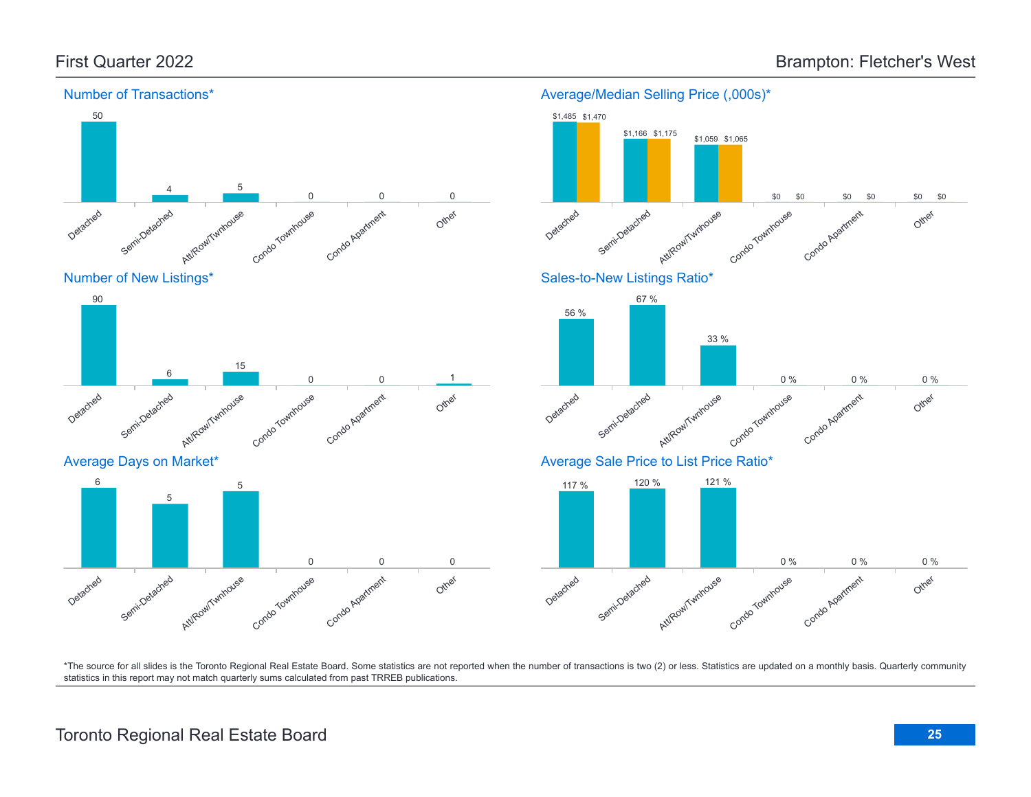# First Quarter 2022

# Brampton: Fletcher's West

## Number of Transactions*

| Detached | Semi-Detached | Att/Row/Twnhouse | Condo Townhouse | Condo Apartment | Other |
|---|---|---|---|---|---|
| 50 | 4 | 5 | 0 | 0 | 0 |

## Average/Median Selling Price (,000s)*

| | Detached | Semi-Detached | Att/Row/Twnhouse | Condo Townhouse | Condo Apartment | Other |
|---|---|---|---|---|---|---|
| Average | $1,485 | $1,166 | $1,059 | $0 | $0 | $0 |
| Median | $1,470 | $1,175 | $1,065 | $0 | $0 | $0 |

## Number of New Listings*

| Detached | Semi-Detached | Att/Row/Twnhouse | Condo Townhouse | Condo Apartment | Other |
|---|---|---|---|---|---|
| 90 | 6 | 15 | 0 | 0 | 1 |

## Sales-to-New Listings Ratio*

| Detached | Semi-Detached | Att/Row/Twnhouse | Condo Townhouse | Condo Apartment | Other |
|---|---|---|---|---|---|
| 56 % | 67 % | 33 % | 0 % | 0 % | 0 % |

## Average Days on Market*

| Detached | Semi-Detached | Att/Row/Twnhouse | Condo Townhouse | Condo Apartment | Other |
|---|---|---|---|---|---|
| 6 | 5 | 5 | 0 | 0 | 0 |

## Average Sale Price to List Price Ratio*

| Detached | Semi-Detached | Att/Row/Twnhouse | Condo Townhouse | Condo Apartment | Other |
|---|---|---|---|---|---|
| 117 % | 120 % | 121 % | 0 % | 0 % | 0 % |

*The source for all slides is the Toronto Regional Real Estate Board. Some statistics are not reported when the number of transactions is two (2) or less. Statistics are updated on a monthly basis. Quarterly community statistics in this report may not match quarterly sums calculated from past TRREB publications.

Toronto Regional Real Estate Board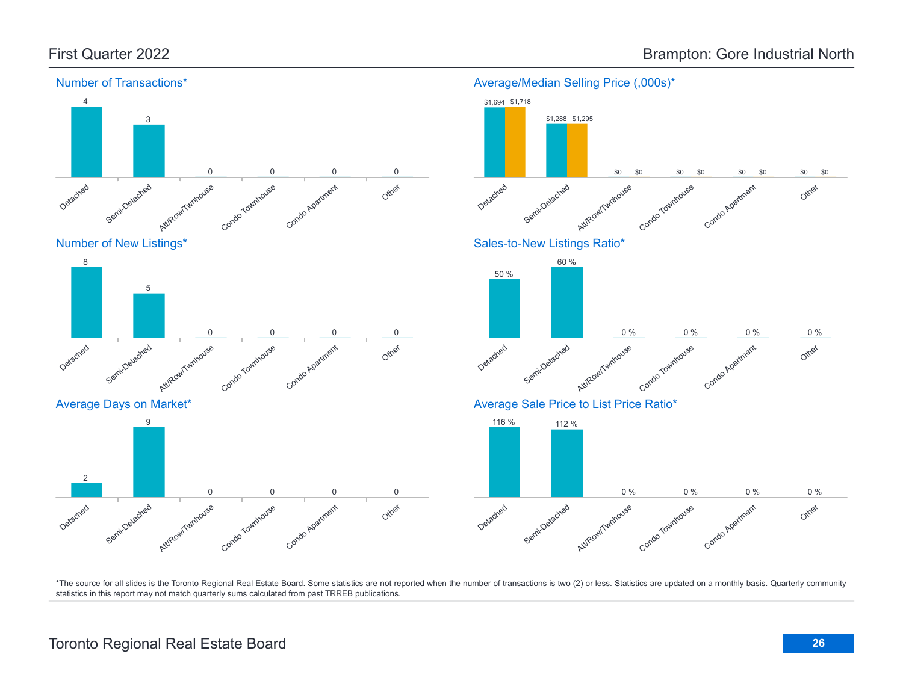# First Quarter 2022

# Brampton: Gore Industrial North

## Number of Transactions*

| Detached | Semi-Detached | Att/Row/Twnhouse | Condo Townhouse | Condo Apartment | Other |
|---|---|---|---|---|---|
| 4 | 3 | 0 | 0 | 0 | 0 |

## Average/Median Selling Price (,000s)*

| | Detached | Semi-Detached | Att/Row/Twnhouse | Condo Townhouse | Condo Apartment | Other |
|---|---|---|---|---|---|---|
| Average | $1,694 | $1,288 | $0 | $0 | $0 | $0 |
| Median | $1,718 | $1,295 | $0 | $0 | $0 | $0 |

## Number of New Listings*

| Detached | Semi-Detached | Att/Row/Twnhouse | Condo Townhouse | Condo Apartment | Other |
|---|---|---|---|---|---|
| 8 | 5 | 0 | 0 | 0 | 0 |

## Sales-to-New Listings Ratio*

| Detached | Semi-Detached | Att/Row/Twnhouse | Condo Townhouse | Condo Apartment | Other |
|---|---|---|---|---|---|
| 50 % | 60 % | 0 % | 0 % | 0 % | 0 % |

## Average Days on Market*

| Detached | Semi-Detached | Att/Row/Twnhouse | Condo Townhouse | Condo Apartment | Other |
|---|---|---|---|---|---|
| 2 | 9 | 0 | 0 | 0 | 0 |

## Average Sale Price to List Price Ratio*

| Detached | Semi-Detached | Att/Row/Twnhouse | Condo Townhouse | Condo Apartment | Other |
|---|---|---|---|---|---|
| 116 % | 112 % | 0 % | 0 % | 0 % | 0 % |

*The source for all slides is the Toronto Regional Real Estate Board. Some statistics are not reported when the number of transactions is two (2) or less. Statistics are updated on a monthly basis. Quarterly community statistics in this report may not match quarterly sums calculated from past TRREB publications.

Toronto Regional Real Estate Board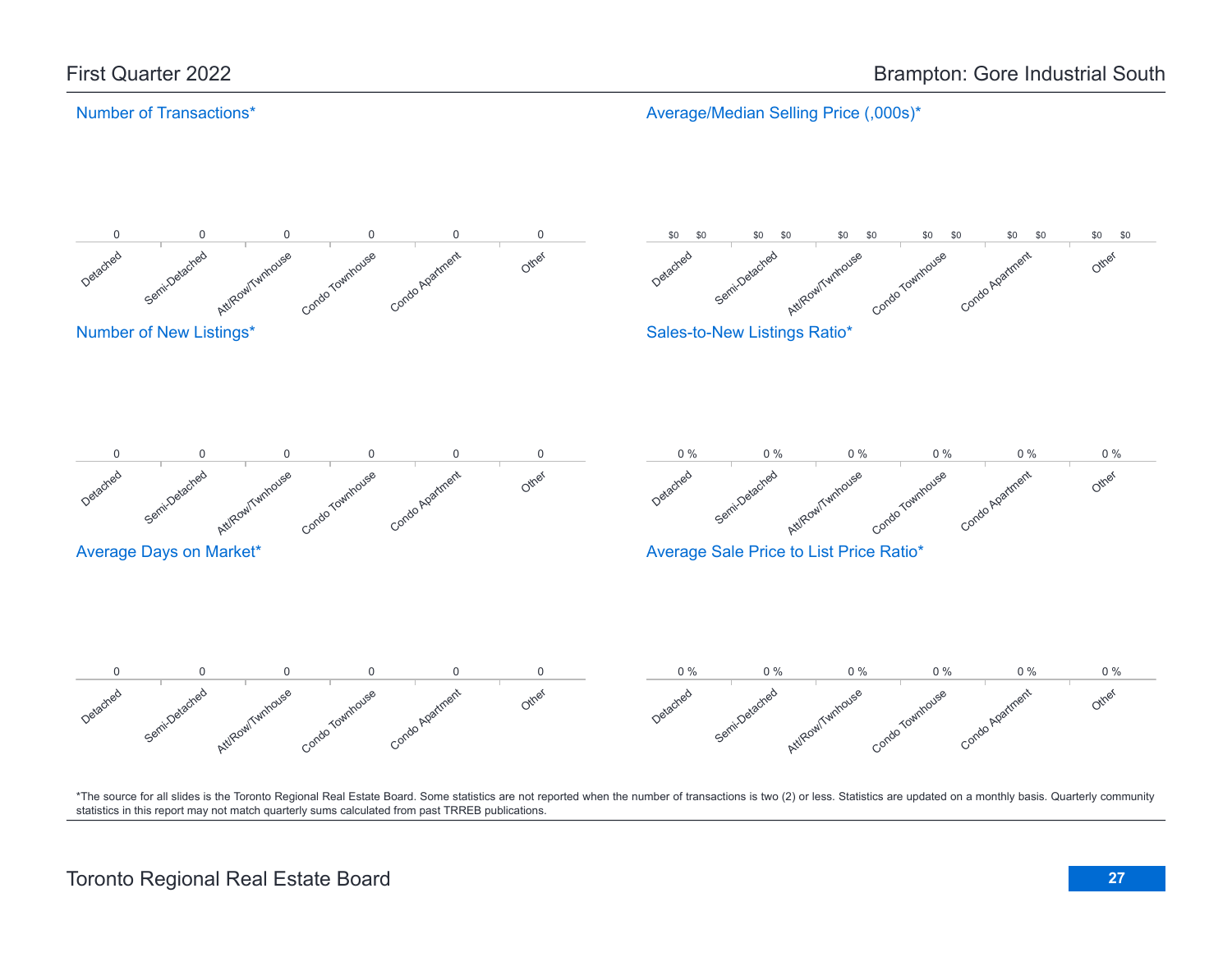First Quarter 2022

Brampton: Gore Industrial South

### Number of Transactions*

| Detached | Semi-Detached | Att/Row/Twnhouse | Condo Townhouse | Condo Apartment | Other |
|---|---|---|---|---|---|
| 0 | 0 | 0 | 0 | 0 | 0 |

### Average/Median Selling Price (,000s)*

| Detached | Semi-Detached | Att/Row/Twnhouse | Condo Townhouse | Condo Apartment | Other |
|---|---|---|---|---|---|
| $0 $0 | $0 $0 | $0 $0 | $0 $0 | $0 $0 | $0 $0 |

### Number of New Listings*

| Detached | Semi-Detached | Att/Row/Twnhouse | Condo Townhouse | Condo Apartment | Other |
|---|---|---|---|---|---|
| 0 | 0 | 0 | 0 | 0 | 0 |

### Sales-to-New Listings Ratio*

| Detached | Semi-Detached | Att/Row/Twnhouse | Condo Townhouse | Condo Apartment | Other |
|---|---|---|---|---|---|
| 0 % | 0 % | 0 % | 0 % | 0 % | 0 % |

### Average Days on Market*

| Detached | Semi-Detached | Att/Row/Twnhouse | Condo Townhouse | Condo Apartment | Other |
|---|---|---|---|---|---|
| 0 | 0 | 0 | 0 | 0 | 0 |

### Average Sale Price to List Price Ratio*

| Detached | Semi-Detached | Att/Row/Twnhouse | Condo Townhouse | Condo Apartment | Other |
|---|---|---|---|---|---|
| 0 % | 0 % | 0 % | 0 % | 0 % | 0 % |

*The source for all slides is the Toronto Regional Real Estate Board. Some statistics are not reported when the number of transactions is two (2) or less. Statistics are updated on a monthly basis. Quarterly community statistics in this report may not match quarterly sums calculated from past TRREB publications.

Toronto Regional Real Estate Board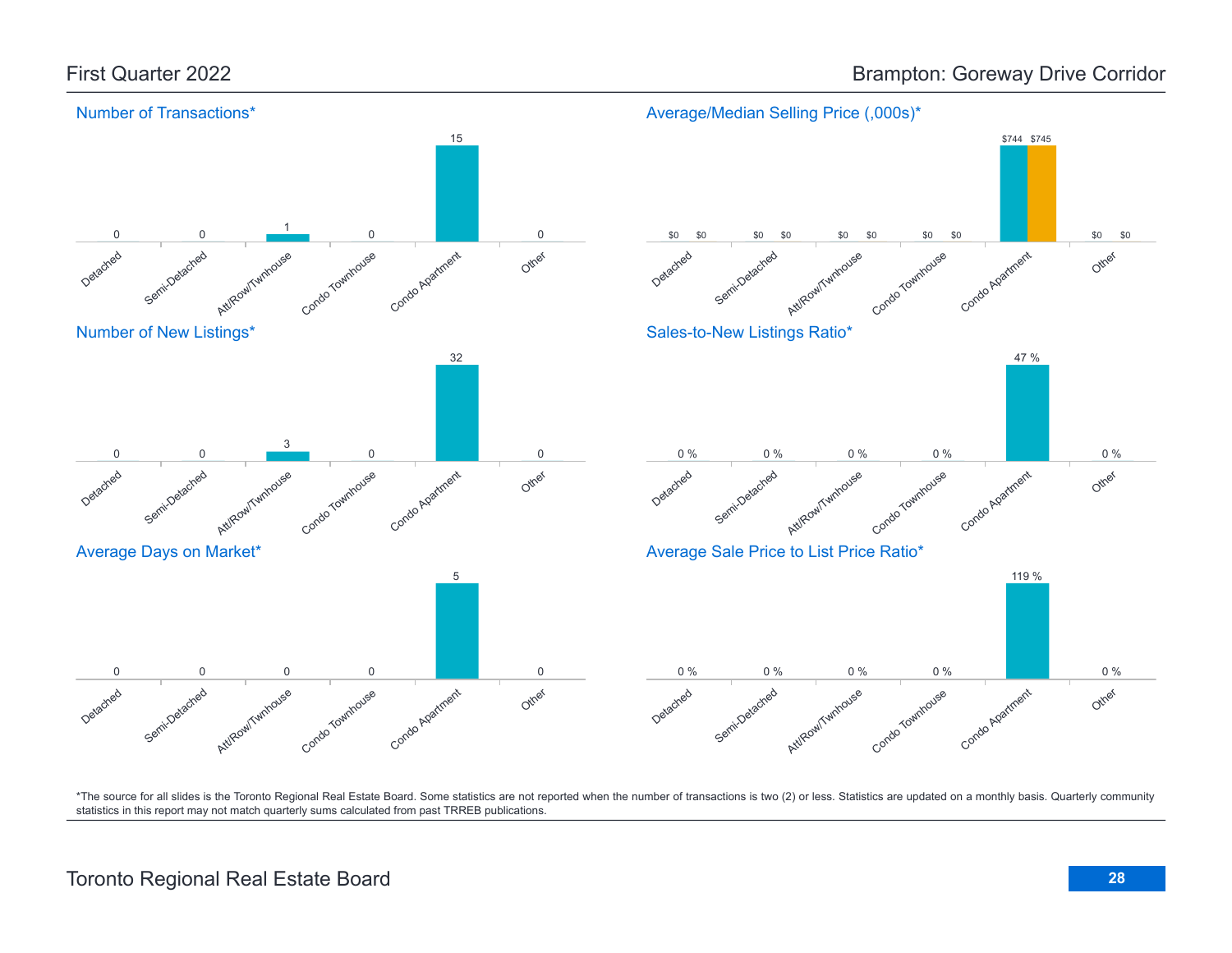# First Quarter 2022

## Brampton: Goreway Drive Corridor

### Number of Transactions*

| Detached | Semi-Detached | Att/Row/Twnhouse | Condo Townhouse | Condo Apartment | Other |
|---|---|---|---|---|---|
| 0 | 0 | 1 | 0 | 15 | 0 |

### Average/Median Selling Price (,000s)*

| | Detached | Semi-Detached | Att/Row/Twnhouse | Condo Townhouse | Condo Apartment | Other |
|---|---|---|---|---|---|---|
| Average | $0 | $0 | $0 | $0 | $744 | $0 |
| Median | $0 | $0 | $0 | $0 | $745 | $0 |

### Number of New Listings*

| Detached | Semi-Detached | Att/Row/Twnhouse | Condo Townhouse | Condo Apartment | Other |
|---|---|---|---|---|---|
| 0 | 0 | 3 | 0 | 32 | 0 |

### Sales-to-New Listings Ratio*

| Detached | Semi-Detached | Att/Row/Twnhouse | Condo Townhouse | Condo Apartment | Other |
|---|---|---|---|---|---|
| 0 % | 0 % | 0 % | 0 % | 47 % | 0 % |

### Average Days on Market*

| Detached | Semi-Detached | Att/Row/Twnhouse | Condo Townhouse | Condo Apartment | Other |
|---|---|---|---|---|---|
| 0 | 0 | 0 | 0 | 5 | 0 |

### Average Sale Price to List Price Ratio*

| Detached | Semi-Detached | Att/Row/Twnhouse | Condo Townhouse | Condo Apartment | Other |
|---|---|---|---|---|---|
| 0 % | 0 % | 0 % | 0 % | 119 % | 0 % |

*The source for all slides is the Toronto Regional Real Estate Board. Some statistics are not reported when the number of transactions is two (2) or less. Statistics are updated on a monthly basis. Quarterly community statistics in this report may not match quarterly sums calculated from past TRREB publications.

Toronto Regional Real Estate Board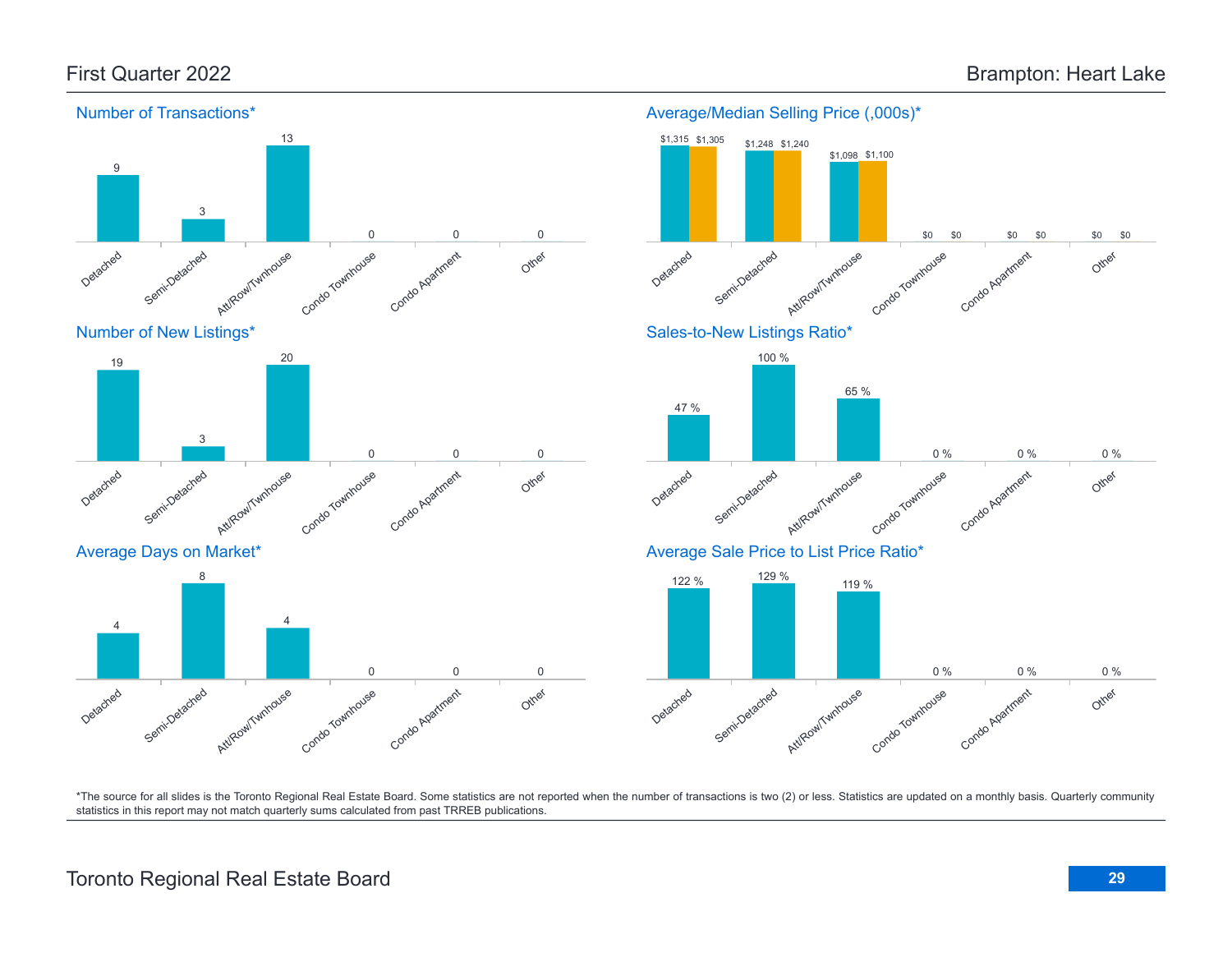# First Quarter 2022 — Brampton: Heart Lake

## Number of Transactions*

| Detached | Semi-Detached | Att/Row/Twnhouse | Condo Townhouse | Condo Apartment | Other |
|---|---|---|---|---|---|
| 9 | 3 | 13 | 0 | 0 | 0 |

## Average/Median Selling Price (,000s)*

| | Detached | Semi-Detached | Att/Row/Twnhouse | Condo Townhouse | Condo Apartment | Other |
|---|---|---|---|---|---|---|
| Average | $1,315 | $1,248 | $1,098 | $0 | $0 | $0 |
| Median | $1,305 | $1,240 | $1,100 | $0 | $0 | $0 |

## Number of New Listings*

| Detached | Semi-Detached | Att/Row/Twnhouse | Condo Townhouse | Condo Apartment | Other |
|---|---|---|---|---|---|
| 19 | 3 | 20 | 0 | 0 | 0 |

## Sales-to-New Listings Ratio*

| Detached | Semi-Detached | Att/Row/Twnhouse | Condo Townhouse | Condo Apartment | Other |
|---|---|---|---|---|---|
| 47 % | 100 % | 65 % | 0 % | 0 % | 0 % |

## Average Days on Market*

| Detached | Semi-Detached | Att/Row/Twnhouse | Condo Townhouse | Condo Apartment | Other |
|---|---|---|---|---|---|
| 4 | 8 | 4 | 0 | 0 | 0 |

## Average Sale Price to List Price Ratio*

| Detached | Semi-Detached | Att/Row/Twnhouse | Condo Townhouse | Condo Apartment | Other |
|---|---|---|---|---|---|
| 122 % | 129 % | 119 % | 0 % | 0 % | 0 % |

*The source for all slides is the Toronto Regional Real Estate Board. Some statistics are not reported when the number of transactions is two (2) or less. Statistics are updated on a monthly basis. Quarterly community statistics in this report may not match quarterly sums calculated from past TRREB publications.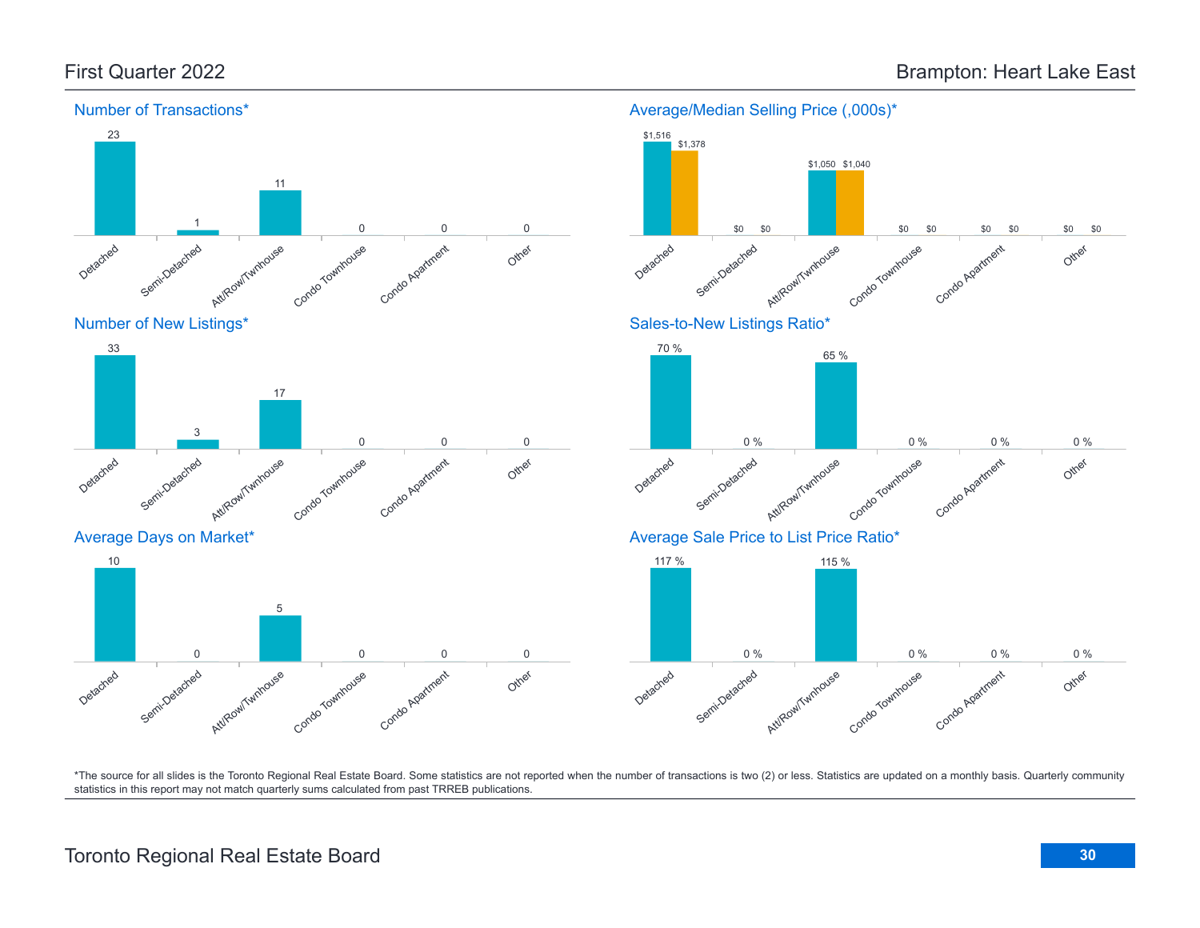# First Quarter 2022 — Brampton: Heart Lake East

## Number of Transactions*

| Detached | Semi-Detached | Att/Row/Twnhouse | Condo Townhouse | Condo Apartment | Other |
|---|---|---|---|---|---|
| 23 | 1 | 11 | 0 | 0 | 0 |

## Average/Median Selling Price (,000s)*

| | Detached | Semi-Detached | Att/Row/Twnhouse | Condo Townhouse | Condo Apartment | Other |
|---|---|---|---|---|---|---|
| Average | $1,516 | $0 | $1,050 | $0 | $0 | $0 |
| Median | $1,378 | $0 | $1,040 | $0 | $0 | $0 |

## Number of New Listings*

| Detached | Semi-Detached | Att/Row/Twnhouse | Condo Townhouse | Condo Apartment | Other |
|---|---|---|---|---|---|
| 33 | 3 | 17 | 0 | 0 | 0 |

## Sales-to-New Listings Ratio*

| Detached | Semi-Detached | Att/Row/Twnhouse | Condo Townhouse | Condo Apartment | Other |
|---|---|---|---|---|---|
| 70 % | 0 % | 65 % | 0 % | 0 % | 0 % |

## Average Days on Market*

| Detached | Semi-Detached | Att/Row/Twnhouse | Condo Townhouse | Condo Apartment | Other |
|---|---|---|---|---|---|
| 10 | 0 | 5 | 0 | 0 | 0 |

## Average Sale Price to List Price Ratio*

| Detached | Semi-Detached | Att/Row/Twnhouse | Condo Townhouse | Condo Apartment | Other |
|---|---|---|---|---|---|
| 117 % | 0 % | 115 % | 0 % | 0 % | 0 % |

*The source for all slides is the Toronto Regional Real Estate Board. Some statistics are not reported when the number of transactions is two (2) or less. Statistics are updated on a monthly basis. Quarterly community statistics in this report may not match quarterly sums calculated from past TRREB publications.

Toronto Regional Real Estate Board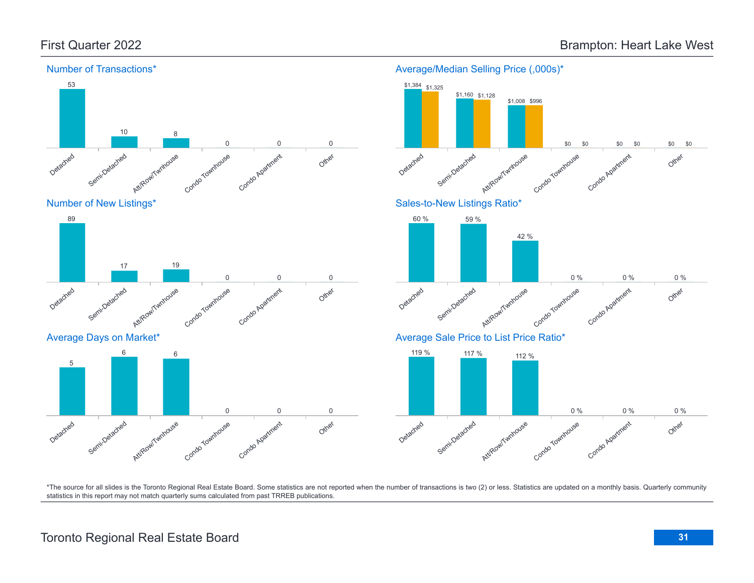First Quarter 2022

# Brampton: Heart Lake West

## Number of Transactions*

| Detached | Semi-Detached | Att/Row/Twnhouse | Condo Townhouse | Condo Apartment | Other |
|---|---|---|---|---|---|
| 53 | 10 | 8 | 0 | 0 | 0 |

## Average/Median Selling Price (,000s)*

| | Detached | Semi-Detached | Att/Row/Twnhouse | Condo Townhouse | Condo Apartment | Other |
|---|---|---|---|---|---|---|
| Average | $1,384 | $1,160 | $1,008 | $0 | $0 | $0 |
| Median | $1,325 | $1,128 | $996 | $0 | $0 | $0 |

## Number of New Listings*

| Detached | Semi-Detached | Att/Row/Twnhouse | Condo Townhouse | Condo Apartment | Other |
|---|---|---|---|---|---|
| 89 | 17 | 19 | 0 | 0 | 0 |

## Sales-to-New Listings Ratio*

| Detached | Semi-Detached | Att/Row/Twnhouse | Condo Townhouse | Condo Apartment | Other |
|---|---|---|---|---|---|
| 60 % | 59 % | 42 % | 0 % | 0 % | 0 % |

## Average Days on Market*

| Detached | Semi-Detached | Att/Row/Twnhouse | Condo Townhouse | Condo Apartment | Other |
|---|---|---|---|---|---|
| 5 | 6 | 6 | 0 | 0 | 0 |

## Average Sale Price to List Price Ratio*

| Detached | Semi-Detached | Att/Row/Twnhouse | Condo Townhouse | Condo Apartment | Other |
|---|---|---|---|---|---|
| 119 % | 117 % | 112 % | 0 % | 0 % | 0 % |

*The source for all slides is the Toronto Regional Real Estate Board. Some statistics are not reported when the number of transactions is two (2) or less. Statistics are updated on a monthly basis. Quarterly community statistics in this report may not match quarterly sums calculated from past TRREB publications.

Toronto Regional Real Estate Board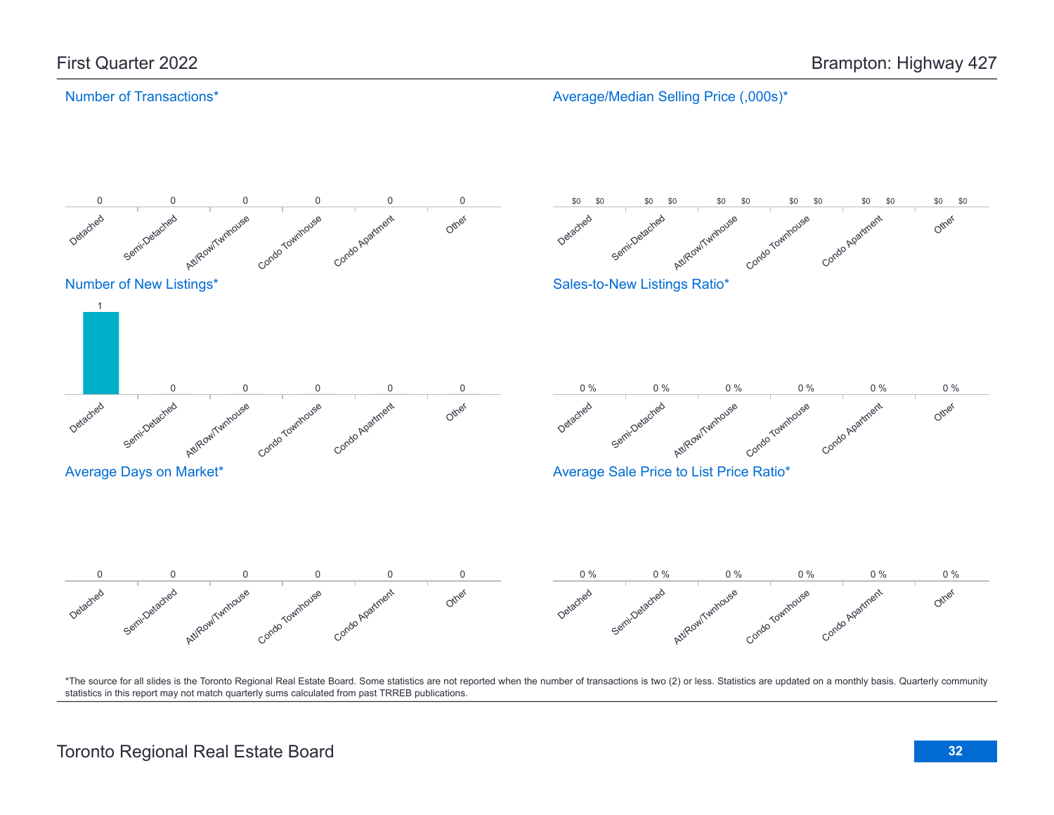# First Quarter 2022

# Brampton: Highway 427

## Number of Transactions*

| Detached | Semi-Detached | Att/Row/Twnhouse | Condo Townhouse | Condo Apartment | Other |
|---|---|---|---|---|---|
| 0 | 0 | 0 | 0 | 0 | 0 |

## Average/Median Selling Price (,000s)*

| | Detached | Semi-Detached | Att/Row/Twnhouse | Condo Townhouse | Condo Apartment | Other |
|---|---|---|---|---|---|---|
| Average | $0 | $0 | $0 | $0 | $0 | $0 |
| Median | $0 | $0 | $0 | $0 | $0 | $0 |

## Number of New Listings*

| Detached | Semi-Detached | Att/Row/Twnhouse | Condo Townhouse | Condo Apartment | Other |
|---|---|---|---|---|---|
| 1 | 0 | 0 | 0 | 0 | 0 |

## Sales-to-New Listings Ratio*

| Detached | Semi-Detached | Att/Row/Twnhouse | Condo Townhouse | Condo Apartment | Other |
|---|---|---|---|---|---|
| 0 % | 0 % | 0 % | 0 % | 0 % | 0 % |

## Average Days on Market*

| Detached | Semi-Detached | Att/Row/Twnhouse | Condo Townhouse | Condo Apartment | Other |
|---|---|---|---|---|---|
| 0 | 0 | 0 | 0 | 0 | 0 |

## Average Sale Price to List Price Ratio*

| Detached | Semi-Detached | Att/Row/Twnhouse | Condo Townhouse | Condo Apartment | Other |
|---|---|---|---|---|---|
| 0 % | 0 % | 0 % | 0 % | 0 % | 0 % |

*The source for all slides is the Toronto Regional Real Estate Board. Some statistics are not reported when the number of transactions is two (2) or less. Statistics are updated on a monthly basis. Quarterly community statistics in this report may not match quarterly sums calculated from past TRREB publications.

Toronto Regional Real Estate Board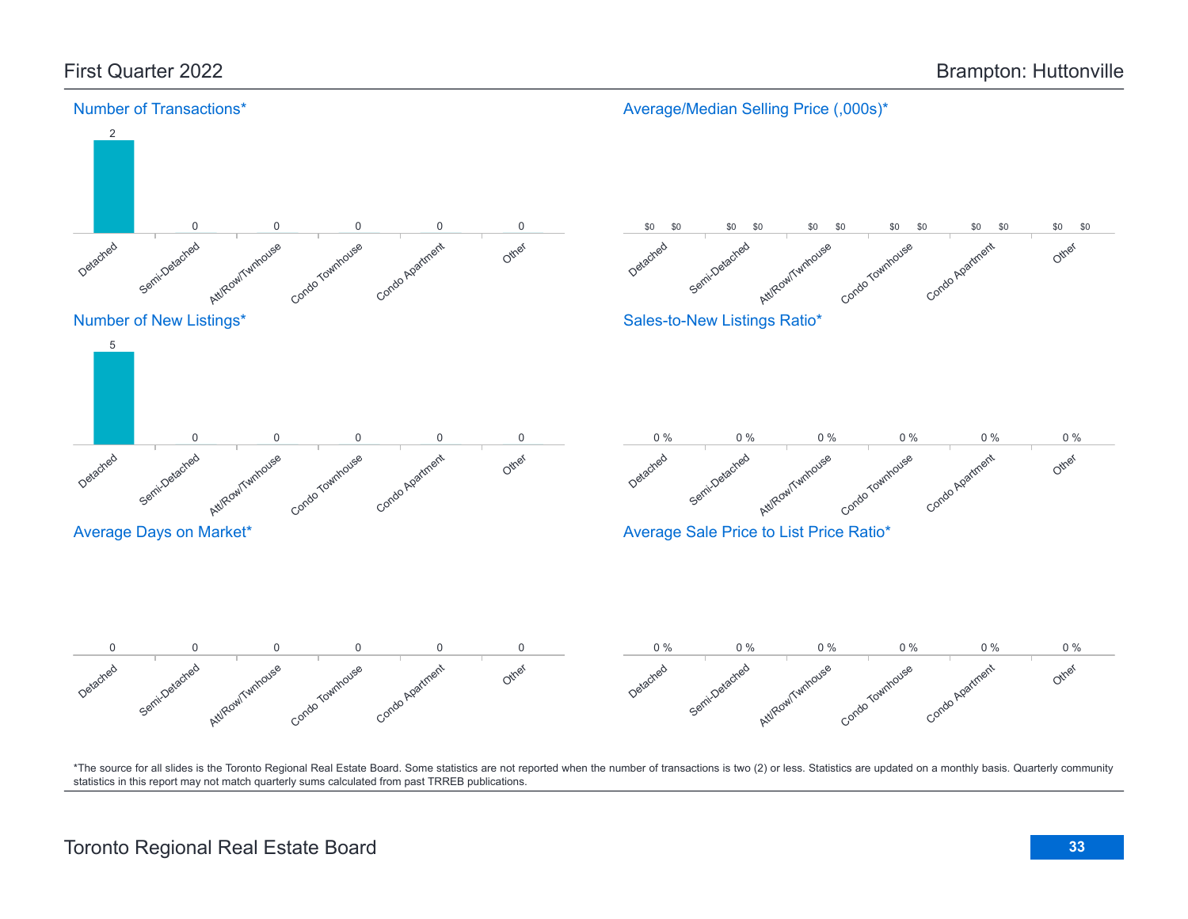First Quarter 2022

Brampton: Huttonville

## Number of Transactions*

| Detached | Semi-Detached | Att/Row/Twnhouse | Condo Townhouse | Condo Apartment | Other |
| --- | --- | --- | --- | --- | --- |
| 2 | 0 | 0 | 0 | 0 | 0 |

## Average/Median Selling Price (,000s)*

| | Detached | Semi-Detached | Att/Row/Twnhouse | Condo Townhouse | Condo Apartment | Other |
| --- | --- | --- | --- | --- | --- | --- |
| Average | $0 | $0 | $0 | $0 | $0 | $0 |
| Median | $0 | $0 | $0 | $0 | $0 | $0 |

## Number of New Listings*

| Detached | Semi-Detached | Att/Row/Twnhouse | Condo Townhouse | Condo Apartment | Other |
| --- | --- | --- | --- | --- | --- |
| 5 | 0 | 0 | 0 | 0 | 0 |

## Sales-to-New Listings Ratio*

| Detached | Semi-Detached | Att/Row/Twnhouse | Condo Townhouse | Condo Apartment | Other |
| --- | --- | --- | --- | --- | --- |
| 0 % | 0 % | 0 % | 0 % | 0 % | 0 % |

## Average Days on Market*

| Detached | Semi-Detached | Att/Row/Twnhouse | Condo Townhouse | Condo Apartment | Other |
| --- | --- | --- | --- | --- | --- |
| 0 | 0 | 0 | 0 | 0 | 0 |

## Average Sale Price to List Price Ratio*

| Detached | Semi-Detached | Att/Row/Twnhouse | Condo Townhouse | Condo Apartment | Other |
| --- | --- | --- | --- | --- | --- |
| 0 % | 0 % | 0 % | 0 % | 0 % | 0 % |

*The source for all slides is the Toronto Regional Real Estate Board. Some statistics are not reported when the number of transactions is two (2) or less. Statistics are updated on a monthly basis. Quarterly community statistics in this report may not match quarterly sums calculated from past TRREB publications.

Toronto Regional Real Estate Board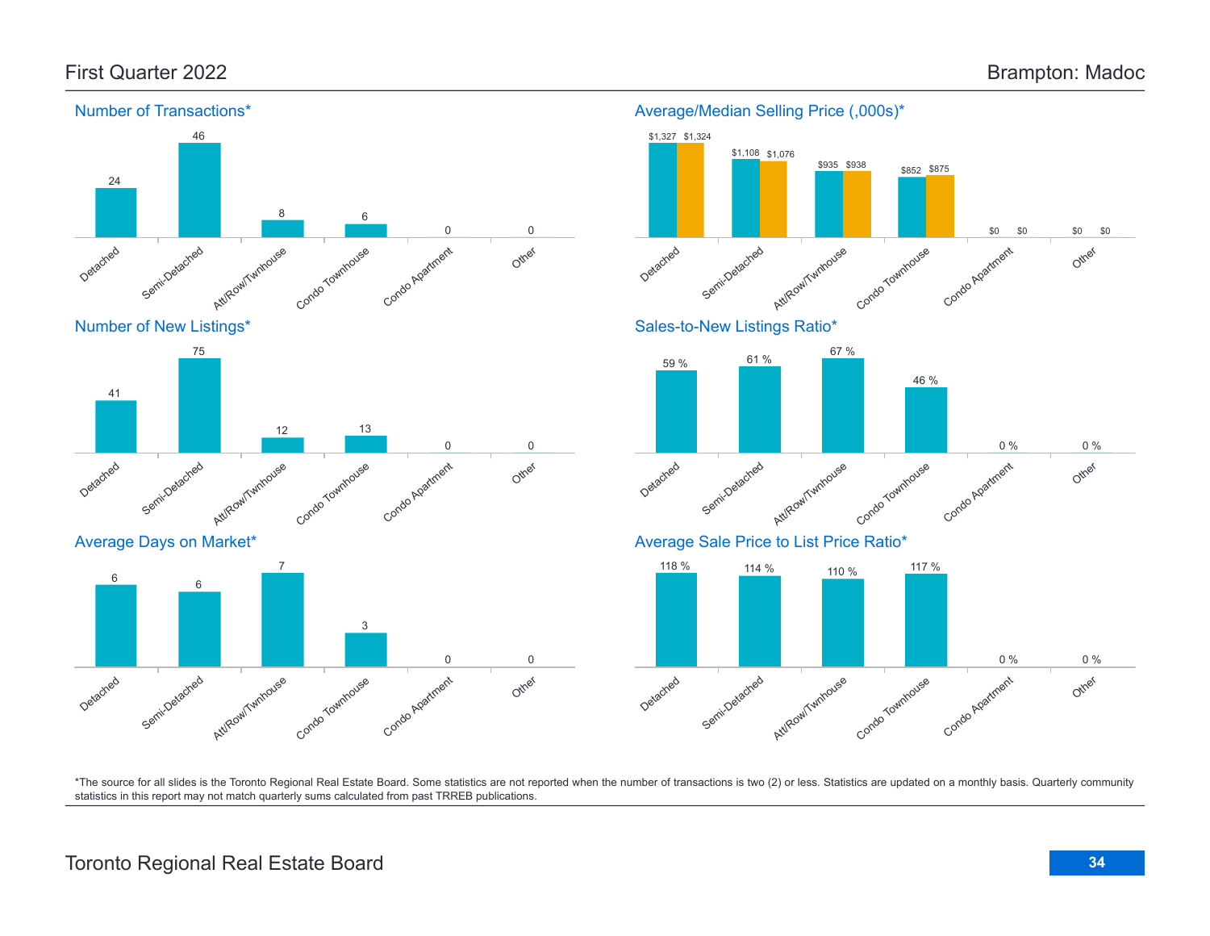# First Quarter 2022

# Brampton: Madoc

## Number of Transactions*

| Detached | Semi-Detached | Att/Row/Twnhouse | Condo Townhouse | Condo Apartment | Other |
|---|---|---|---|---|---|
| 24 | 46 | 8 | 6 | 0 | 0 |

## Average/Median Selling Price (,000s)*

| | Detached | Semi-Detached | Att/Row/Twnhouse | Condo Townhouse | Condo Apartment | Other |
|---|---|---|---|---|---|---|
| Average | $1,327 | $1,108 | $935 | $852 | $0 | $0 |
| Median | $1,324 | $1,076 | $938 | $875 | $0 | $0 |

## Number of New Listings*

| Detached | Semi-Detached | Att/Row/Twnhouse | Condo Townhouse | Condo Apartment | Other |
|---|---|---|---|---|---|
| 41 | 75 | 12 | 13 | 0 | 0 |

## Sales-to-New Listings Ratio*

| Detached | Semi-Detached | Att/Row/Twnhouse | Condo Townhouse | Condo Apartment | Other |
|---|---|---|---|---|---|
| 59 % | 61 % | 67 % | 46 % | 0 % | 0 % |

## Average Days on Market*

| Detached | Semi-Detached | Att/Row/Twnhouse | Condo Townhouse | Condo Apartment | Other |
|---|---|---|---|---|---|
| 6 | 6 | 7 | 3 | 0 | 0 |

## Average Sale Price to List Price Ratio*

| Detached | Semi-Detached | Att/Row/Twnhouse | Condo Townhouse | Condo Apartment | Other |
|---|---|---|---|---|---|
| 118 % | 114 % | 110 % | 117 % | 0 % | 0 % |

*The source for all slides is the Toronto Regional Real Estate Board. Some statistics are not reported when the number of transactions is two (2) or less. Statistics are updated on a monthly basis. Quarterly community statistics in this report may not match quarterly sums calculated from past TRREB publications.

Toronto Regional Real Estate Board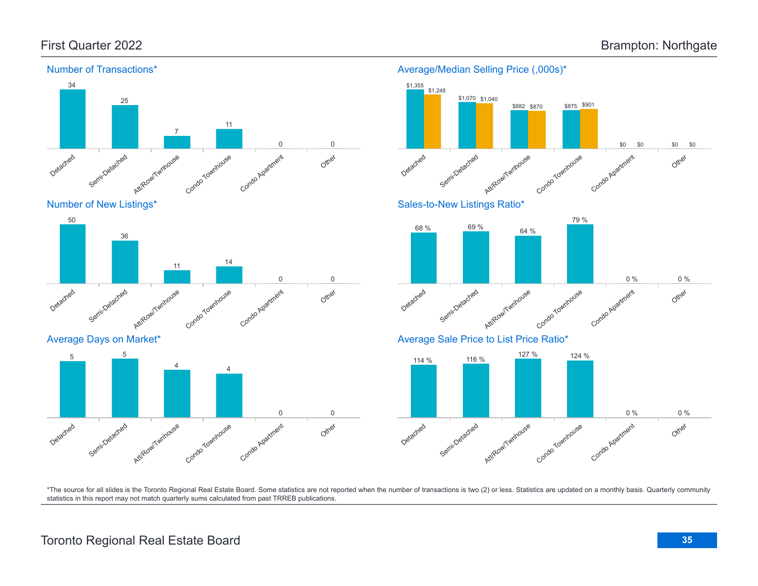# First Quarter 2022 — Brampton: Northgate

## Number of Transactions*

| Detached | Semi-Detached | Att/Row/Twnhouse | Condo Townhouse | Condo Apartment | Other |
|---|---|---|---|---|---|
| 34 | 25 | 7 | 11 | 0 | 0 |

## Average/Median Selling Price (,000s)*

| | Detached | Semi-Detached | Att/Row/Twnhouse | Condo Townhouse | Condo Apartment | Other |
|---|---|---|---|---|---|---|
| Average | $1,355 | $1,070 | $882 | $875 | $0 | $0 |
| Median | $1,248 | $1,040 | $870 | $901 | $0 | $0 |

## Number of New Listings*

| Detached | Semi-Detached | Att/Row/Twnhouse | Condo Townhouse | Condo Apartment | Other |
|---|---|---|---|---|---|
| 50 | 36 | 11 | 14 | 0 | 0 |

## Sales-to-New Listings Ratio*

| Detached | Semi-Detached | Att/Row/Twnhouse | Condo Townhouse | Condo Apartment | Other |
|---|---|---|---|---|---|
| 68 % | 69 % | 64 % | 79 % | 0 % | 0 % |

## Average Days on Market*

| Detached | Semi-Detached | Att/Row/Twnhouse | Condo Townhouse | Condo Apartment | Other |
|---|---|---|---|---|---|
| 5 | 5 | 4 | 4 | 0 | 0 |

## Average Sale Price to List Price Ratio*

| Detached | Semi-Detached | Att/Row/Twnhouse | Condo Townhouse | Condo Apartment | Other |
|---|---|---|---|---|---|
| 114 % | 116 % | 127 % | 124 % | 0 % | 0 % |

*The source for all slides is the Toronto Regional Real Estate Board. Some statistics are not reported when the number of transactions is two (2) or less. Statistics are updated on a monthly basis. Quarterly community statistics in this report may not match quarterly sums calculated from past TRREB publications.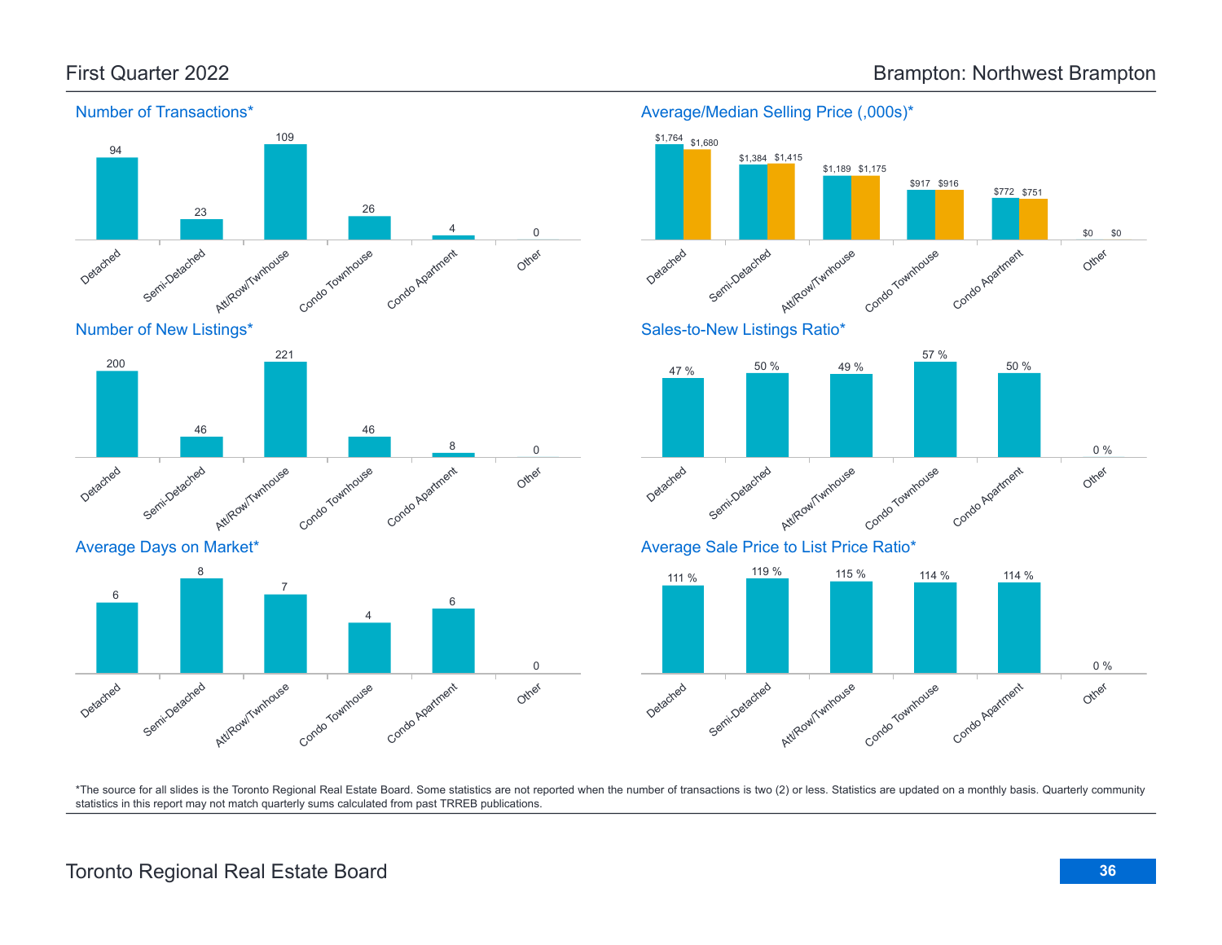# First Quarter 2022 — Brampton: Northwest Brampton

## Number of Transactions*

| Detached | Semi-Detached | Att/Row/Twnhouse | Condo Townhouse | Condo Apartment | Other |
|---|---|---|---|---|---|
| 94 | 23 | 109 | 26 | 4 | 0 |

## Average/Median Selling Price (,000s)*

| | Detached | Semi-Detached | Att/Row/Twnhouse | Condo Townhouse | Condo Apartment | Other |
|---|---|---|---|---|---|---|
| Average | $1,764 | $1,384 | $1,189 | $917 | $772 | $0 |
| Median | $1,680 | $1,415 | $1,175 | $916 | $751 | $0 |

## Number of New Listings*

| Detached | Semi-Detached | Att/Row/Twnhouse | Condo Townhouse | Condo Apartment | Other |
|---|---|---|---|---|---|
| 200 | 46 | 221 | 46 | 8 | 0 |

## Sales-to-New Listings Ratio*

| Detached | Semi-Detached | Att/Row/Twnhouse | Condo Townhouse | Condo Apartment | Other |
|---|---|---|---|---|---|
| 47 % | 50 % | 49 % | 57 % | 50 % | 0 % |

## Average Days on Market*

| Detached | Semi-Detached | Att/Row/Twnhouse | Condo Townhouse | Condo Apartment | Other |
|---|---|---|---|---|---|
| 6 | 8 | 7 | 4 | 6 | 0 |

## Average Sale Price to List Price Ratio*

| Detached | Semi-Detached | Att/Row/Twnhouse | Condo Townhouse | Condo Apartment | Other |
|---|---|---|---|---|---|
| 111 % | 119 % | 115 % | 114 % | 114 % | 0 % |

*The source for all slides is the Toronto Regional Real Estate Board. Some statistics are not reported when the number of transactions is two (2) or less. Statistics are updated on a monthly basis. Quarterly community statistics in this report may not match quarterly sums calculated from past TRREB publications.

Toronto Regional Real Estate Board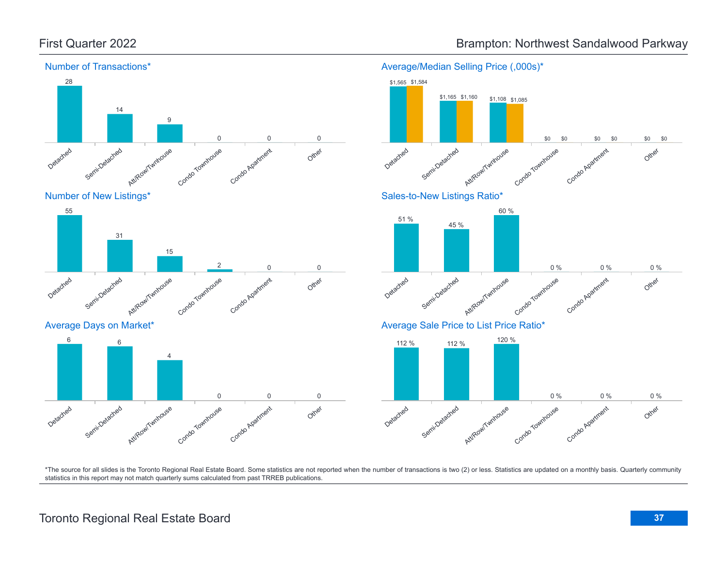# First Quarter 2022

# Brampton: Northwest Sandalwood Parkway

## Number of Transactions*

| Detached | Semi-Detached | Att/Row/Twnhouse | Condo Townhouse | Condo Apartment | Other |
|---|---|---|---|---|---|
| 28 | 14 | 9 | 0 | 0 | 0 |

## Average/Median Selling Price (,000s)*

| | Detached | Semi-Detached | Att/Row/Twnhouse | Condo Townhouse | Condo Apartment | Other |
|---|---|---|---|---|---|---|
| Average | $1,565 | $1,165 | $1,108 | $0 | $0 | $0 |
| Median | $1,584 | $1,160 | $1,085 | $0 | $0 | $0 |

## Number of New Listings*

| Detached | Semi-Detached | Att/Row/Twnhouse | Condo Townhouse | Condo Apartment | Other |
|---|---|---|---|---|---|
| 55 | 31 | 15 | 2 | 0 | 0 |

## Sales-to-New Listings Ratio*

| Detached | Semi-Detached | Att/Row/Twnhouse | Condo Townhouse | Condo Apartment | Other |
|---|---|---|---|---|---|
| 51 % | 45 % | 60 % | 0 % | 0 % | 0 % |

## Average Days on Market*

| Detached | Semi-Detached | Att/Row/Twnhouse | Condo Townhouse | Condo Apartment | Other |
|---|---|---|---|---|---|
| 6 | 6 | 4 | 0 | 0 | 0 |

## Average Sale Price to List Price Ratio*

| Detached | Semi-Detached | Att/Row/Twnhouse | Condo Townhouse | Condo Apartment | Other |
|---|---|---|---|---|---|
| 112 % | 112 % | 120 % | 0 % | 0 % | 0 % |

*The source for all slides is the Toronto Regional Real Estate Board. Some statistics are not reported when the number of transactions is two (2) or less. Statistics are updated on a monthly basis. Quarterly community statistics in this report may not match quarterly sums calculated from past TRREB publications.

Toronto Regional Real Estate Board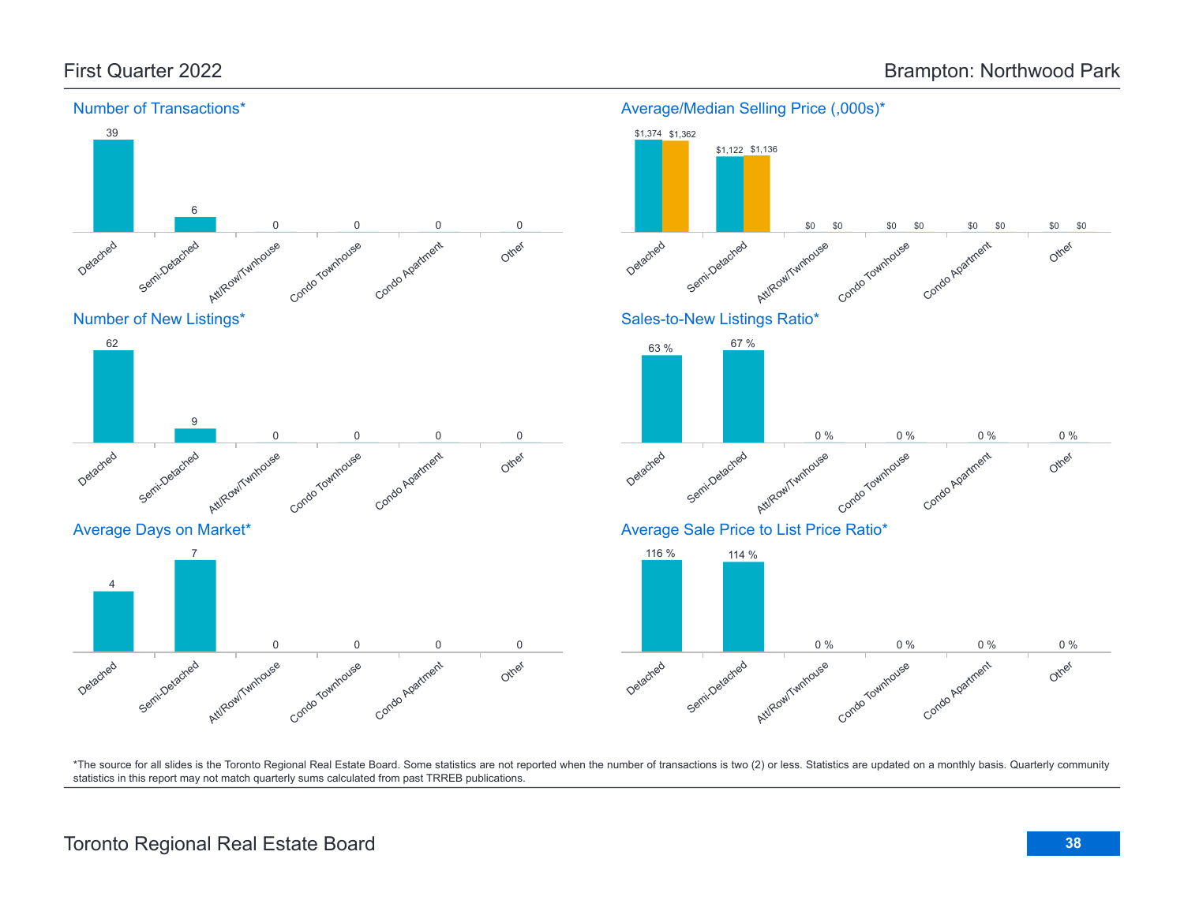# First Quarter 2022

# Brampton: Northwood Park

## Number of Transactions*

| Detached | Semi-Detached | Att/Row/Twnhouse | Condo Townhouse | Condo Apartment | Other |
|---|---|---|---|---|---|
| 39 | 6 | 0 | 0 | 0 | 0 |

## Average/Median Selling Price (,000s)*

| | Detached | Semi-Detached | Att/Row/Twnhouse | Condo Townhouse | Condo Apartment | Other |
|---|---|---|---|---|---|---|
| Average | $1,374 | $1,122 | $0 | $0 | $0 | $0 |
| Median | $1,362 | $1,136 | $0 | $0 | $0 | $0 |

## Number of New Listings*

| Detached | Semi-Detached | Att/Row/Twnhouse | Condo Townhouse | Condo Apartment | Other |
|---|---|---|---|---|---|
| 62 | 9 | 0 | 0 | 0 | 0 |

## Sales-to-New Listings Ratio*

| Detached | Semi-Detached | Att/Row/Twnhouse | Condo Townhouse | Condo Apartment | Other |
|---|---|---|---|---|---|
| 63 % | 67 % | 0 % | 0 % | 0 % | 0 % |

## Average Days on Market*

| Detached | Semi-Detached | Att/Row/Twnhouse | Condo Townhouse | Condo Apartment | Other |
|---|---|---|---|---|---|
| 4 | 7 | 0 | 0 | 0 | 0 |

## Average Sale Price to List Price Ratio*

| Detached | Semi-Detached | Att/Row/Twnhouse | Condo Townhouse | Condo Apartment | Other |
|---|---|---|---|---|---|
| 116 % | 114 % | 0 % | 0 % | 0 % | 0 % |

*The source for all slides is the Toronto Regional Real Estate Board. Some statistics are not reported when the number of transactions is two (2) or less. Statistics are updated on a monthly basis. Quarterly community statistics in this report may not match quarterly sums calculated from past TRREB publications.

Toronto Regional Real Estate Board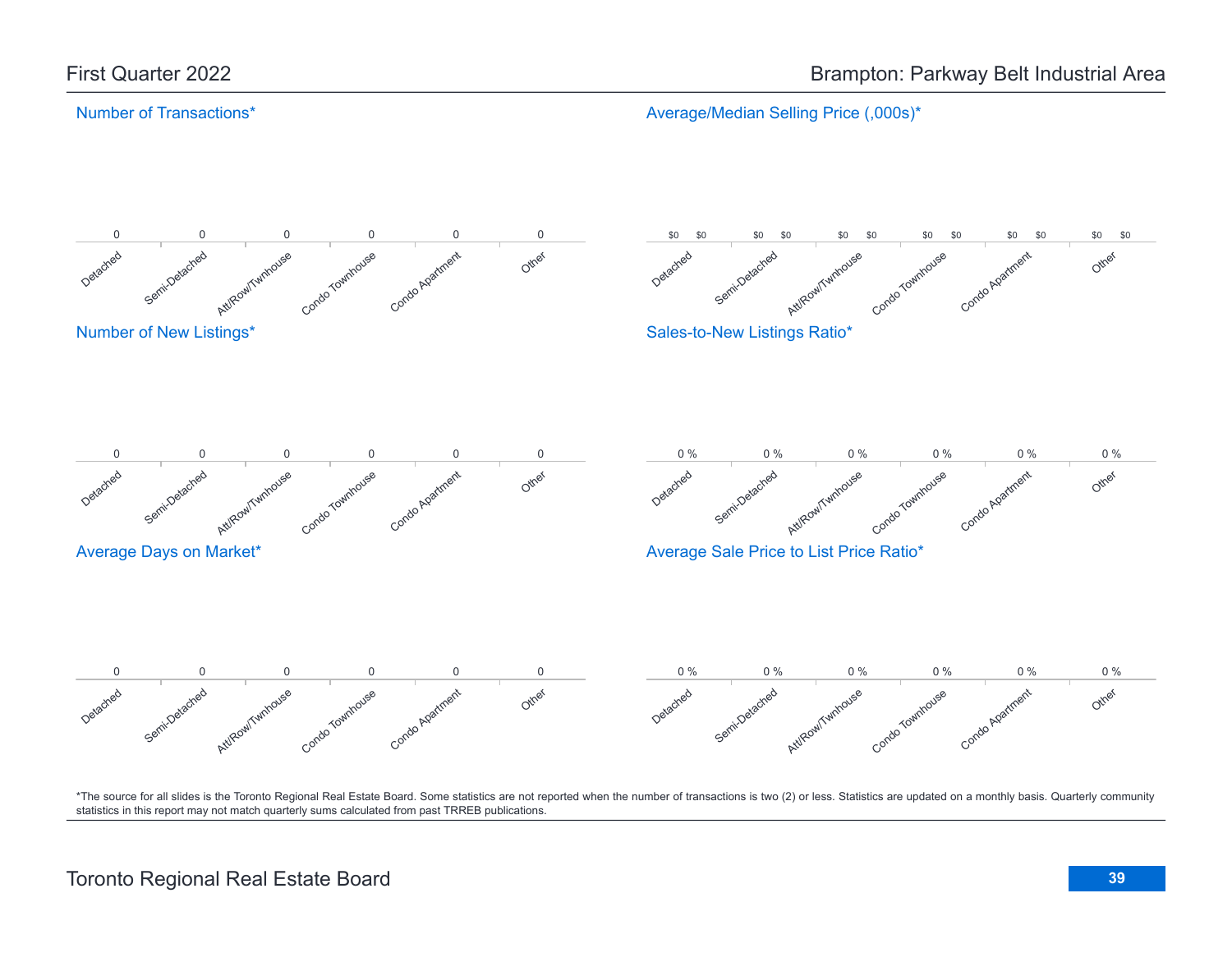## First Quarter 2022

## Brampton: Parkway Belt Industrial Area

### Number of Transactions*

| Detached | Semi-Detached | Att/Row/Twnhouse | Condo Townhouse | Condo Apartment | Other |
|---|---|---|---|---|---|
| 0 | 0 | 0 | 0 | 0 | 0 |

### Average/Median Selling Price (,000s)*

| | Detached | Semi-Detached | Att/Row/Twnhouse | Condo Townhouse | Condo Apartment | Other |
|---|---|---|---|---|---|---|
| Average | $0 | $0 | $0 | $0 | $0 | $0 |
| Median | $0 | $0 | $0 | $0 | $0 | $0 |

### Number of New Listings*

| Detached | Semi-Detached | Att/Row/Twnhouse | Condo Townhouse | Condo Apartment | Other |
|---|---|---|---|---|---|
| 0 | 0 | 0 | 0 | 0 | 0 |

### Sales-to-New Listings Ratio*

| Detached | Semi-Detached | Att/Row/Twnhouse | Condo Townhouse | Condo Apartment | Other |
|---|---|---|---|---|---|
| 0 % | 0 % | 0 % | 0 % | 0 % | 0 % |

### Average Days on Market*

| Detached | Semi-Detached | Att/Row/Twnhouse | Condo Townhouse | Condo Apartment | Other |
|---|---|---|---|---|---|
| 0 | 0 | 0 | 0 | 0 | 0 |

### Average Sale Price to List Price Ratio*

| Detached | Semi-Detached | Att/Row/Twnhouse | Condo Townhouse | Condo Apartment | Other |
|---|---|---|---|---|---|
| 0 % | 0 % | 0 % | 0 % | 0 % | 0 % |

*The source for all slides is the Toronto Regional Real Estate Board. Some statistics are not reported when the number of transactions is two (2) or less. Statistics are updated on a monthly basis. Quarterly community statistics in this report may not match quarterly sums calculated from past TRREB publications.

Toronto Regional Real Estate Board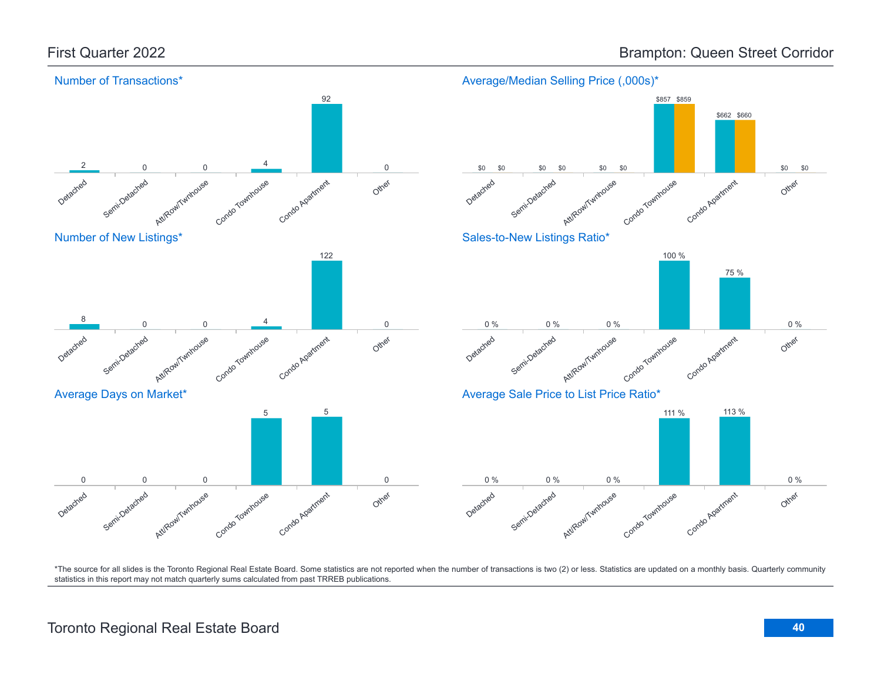# First Quarter 2022

# Brampton: Queen Street Corridor

## Number of Transactions*

| Detached | Semi-Detached | Att/Row/Twnhouse | Condo Townhouse | Condo Apartment | Other |
|---|---|---|---|---|---|
| 2 | 0 | 0 | 4 | 92 | 0 |

## Average/Median Selling Price (,000s)*

| | Detached | Semi-Detached | Att/Row/Twnhouse | Condo Townhouse | Condo Apartment | Other |
|---|---|---|---|---|---|---|
| Average | $0 | $0 | $0 | $857 | $662 | $0 |
| Median | $0 | $0 | $0 | $859 | $660 | $0 |

## Number of New Listings*

| Detached | Semi-Detached | Att/Row/Twnhouse | Condo Townhouse | Condo Apartment | Other |
|---|---|---|---|---|---|
| 8 | 0 | 0 | 4 | 122 | 0 |

## Sales-to-New Listings Ratio*

| Detached | Semi-Detached | Att/Row/Twnhouse | Condo Townhouse | Condo Apartment | Other |
|---|---|---|---|---|---|
| 0 % | 0 % | 0 % | 100 % | 75 % | 0 % |

## Average Days on Market*

| Detached | Semi-Detached | Att/Row/Twnhouse | Condo Townhouse | Condo Apartment | Other |
|---|---|---|---|---|---|
| 0 | 0 | 0 | 5 | 5 | 0 |

## Average Sale Price to List Price Ratio*

| Detached | Semi-Detached | Att/Row/Twnhouse | Condo Townhouse | Condo Apartment | Other |
|---|---|---|---|---|---|
| 0 % | 0 % | 0 % | 111 % | 113 % | 0 % |

*The source for all slides is the Toronto Regional Real Estate Board. Some statistics are not reported when the number of transactions is two (2) or less. Statistics are updated on a monthly basis. Quarterly community statistics in this report may not match quarterly sums calculated from past TRREB publications.

Toronto Regional Real Estate Board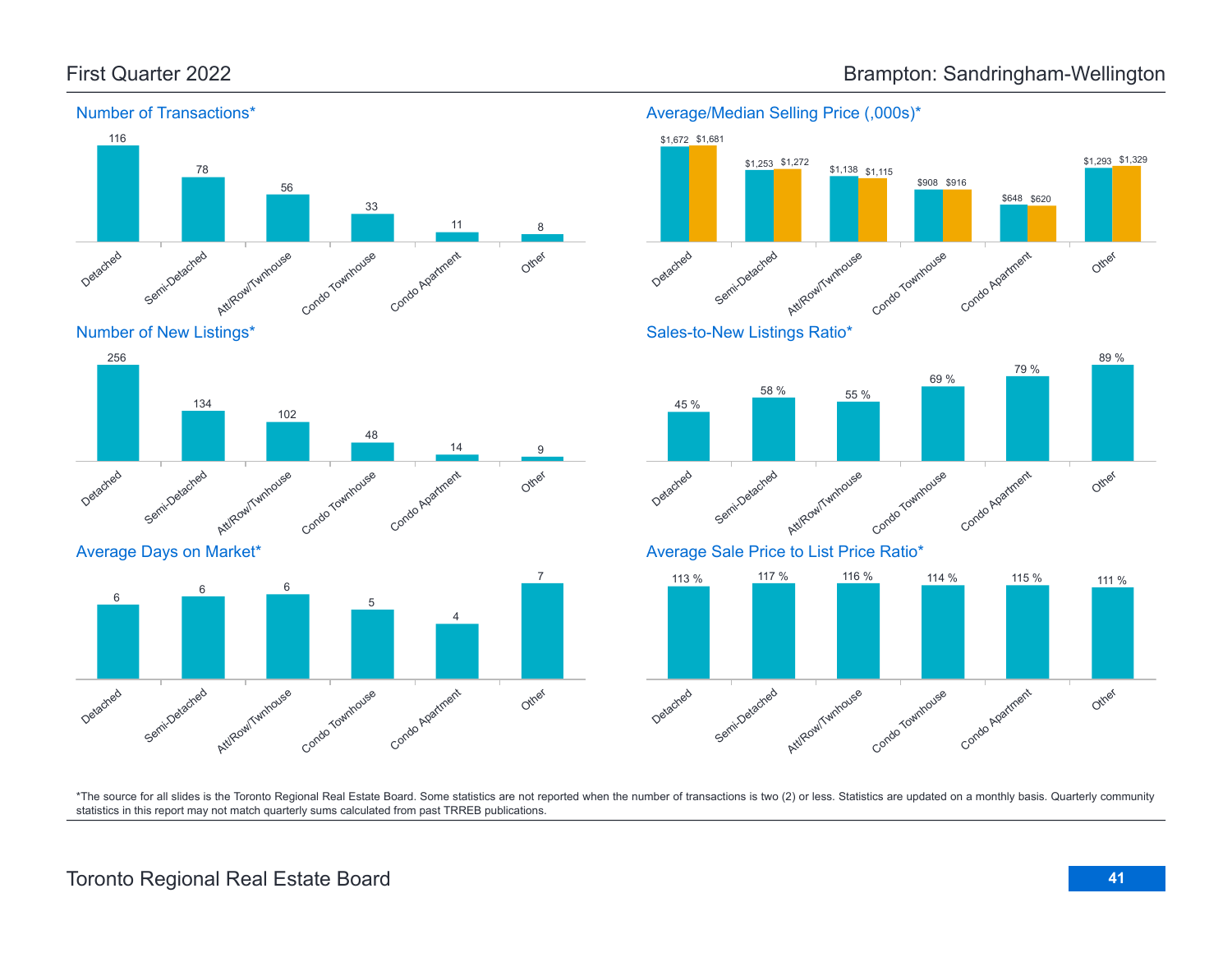# First Quarter 2022 — Brampton: Sandringham-Wellington

## Number of Transactions*

| Detached | Semi-Detached | Att/Row/Twnhouse | Condo Townhouse | Condo Apartment | Other |
|---|---|---|---|---|---|
| 116 | 78 | 56 | 33 | 11 | 8 |

## Average/Median Selling Price (,000s)*

| | Detached | Semi-Detached | Att/Row/Twnhouse | Condo Townhouse | Condo Apartment | Other |
|---|---|---|---|---|---|---|
| Average | $1,672 | $1,253 | $1,138 | $908 | $648 | $1,293 |
| Median | $1,681 | $1,272 | $1,115 | $916 | $620 | $1,329 |

## Number of New Listings*

| Detached | Semi-Detached | Att/Row/Twnhouse | Condo Townhouse | Condo Apartment | Other |
|---|---|---|---|---|---|
| 256 | 134 | 102 | 48 | 14 | 9 |

## Sales-to-New Listings Ratio*

| Detached | Semi-Detached | Att/Row/Twnhouse | Condo Townhouse | Condo Apartment | Other |
|---|---|---|---|---|---|
| 45 % | 58 % | 55 % | 69 % | 79 % | 89 % |

## Average Days on Market*

| Detached | Semi-Detached | Att/Row/Twnhouse | Condo Townhouse | Condo Apartment | Other |
|---|---|---|---|---|---|
| 6 | 6 | 6 | 5 | 4 | 7 |

## Average Sale Price to List Price Ratio*

| Detached | Semi-Detached | Att/Row/Twnhouse | Condo Townhouse | Condo Apartment | Other |
|---|---|---|---|---|---|
| 113 % | 117 % | 116 % | 114 % | 115 % | 111 % |

*The source for all slides is the Toronto Regional Real Estate Board. Some statistics are not reported when the number of transactions is two (2) or less. Statistics are updated on a monthly basis. Quarterly community statistics in this report may not match quarterly sums calculated from past TRREB publications.

Toronto Regional Real Estate Board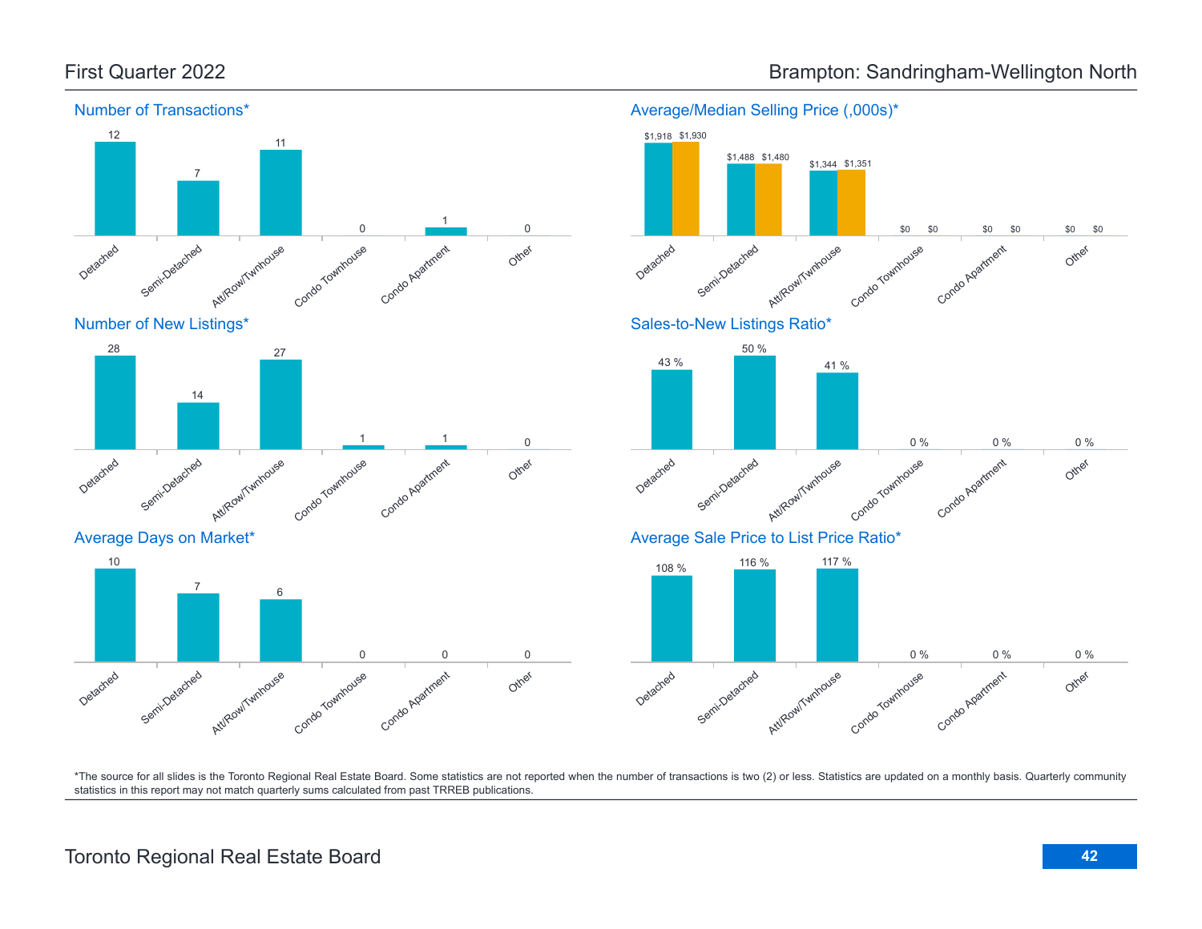# First Quarter 2022

# Brampton: Sandringham-Wellington North

## Number of Transactions*

| Detached | Semi-Detached | Att/Row/Twnhouse | Condo Townhouse | Condo Apartment | Other |
|---|---|---|---|---|---|
| 12 | 7 | 11 | 0 | 1 | 0 |

## Average/Median Selling Price (,000s)*

| | Detached | Semi-Detached | Att/Row/Twnhouse | Condo Townhouse | Condo Apartment | Other |
|---|---|---|---|---|---|---|
| Average | $1,918 | $1,488 | $1,344 | $0 | $0 | $0 |
| Median | $1,930 | $1,480 | $1,351 | $0 | $0 | $0 |

## Number of New Listings*

| Detached | Semi-Detached | Att/Row/Twnhouse | Condo Townhouse | Condo Apartment | Other |
|---|---|---|---|---|---|
| 28 | 14 | 27 | 1 | 1 | 0 |

## Sales-to-New Listings Ratio*

| Detached | Semi-Detached | Att/Row/Twnhouse | Condo Townhouse | Condo Apartment | Other |
|---|---|---|---|---|---|
| 43 % | 50 % | 41 % | 0 % | 0 % | 0 % |

## Average Days on Market*

| Detached | Semi-Detached | Att/Row/Twnhouse | Condo Townhouse | Condo Apartment | Other |
|---|---|---|---|---|---|
| 10 | 7 | 6 | 0 | 0 | 0 |

## Average Sale Price to List Price Ratio*

| Detached | Semi-Detached | Att/Row/Twnhouse | Condo Townhouse | Condo Apartment | Other |
|---|---|---|---|---|---|
| 108 % | 116 % | 117 % | 0 % | 0 % | 0 % |

*The source for all slides is the Toronto Regional Real Estate Board. Some statistics are not reported when the number of transactions is two (2) or less. Statistics are updated on a monthly basis. Quarterly community statistics in this report may not match quarterly sums calculated from past TRREB publications.

Toronto Regional Real Estate Board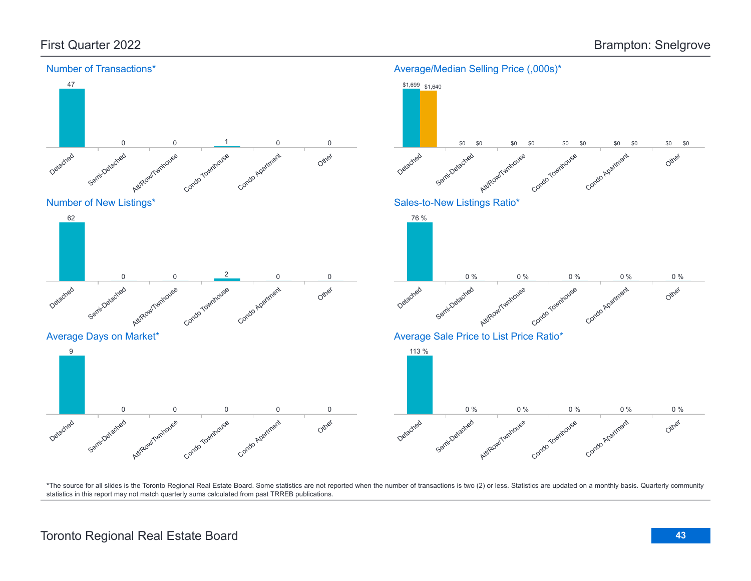# First Quarter 2022

# Brampton: Snelgrove

## Number of Transactions*

| Detached | Semi-Detached | Att/Row/Twnhouse | Condo Townhouse | Condo Apartment | Other |
|---|---|---|---|---|---|
| 47 | 0 | 0 | 1 | 0 | 0 |

## Average/Median Selling Price (,000s)*

| | Detached | Semi-Detached | Att/Row/Twnhouse | Condo Townhouse | Condo Apartment | Other |
|---|---|---|---|---|---|---|
| Average | $1,699 | $0 | $0 | $0 | $0 | $0 |
| Median | $1,640 | $0 | $0 | $0 | $0 | $0 |

## Number of New Listings*

| Detached | Semi-Detached | Att/Row/Twnhouse | Condo Townhouse | Condo Apartment | Other |
|---|---|---|---|---|---|
| 62 | 0 | 0 | 2 | 0 | 0 |

## Sales-to-New Listings Ratio*

| Detached | Semi-Detached | Att/Row/Twnhouse | Condo Townhouse | Condo Apartment | Other |
|---|---|---|---|---|---|
| 76 % | 0 % | 0 % | 0 % | 0 % | 0 % |

## Average Days on Market*

| Detached | Semi-Detached | Att/Row/Twnhouse | Condo Townhouse | Condo Apartment | Other |
|---|---|---|---|---|---|
| 9 | 0 | 0 | 0 | 0 | 0 |

## Average Sale Price to List Price Ratio*

| Detached | Semi-Detached | Att/Row/Twnhouse | Condo Townhouse | Condo Apartment | Other |
|---|---|---|---|---|---|
| 113 % | 0 % | 0 % | 0 % | 0 % | 0 % |

*The source for all slides is the Toronto Regional Real Estate Board. Some statistics are not reported when the number of transactions is two (2) or less. Statistics are updated on a monthly basis. Quarterly community statistics in this report may not match quarterly sums calculated from past TRREB publications.

Toronto Regional Real Estate Board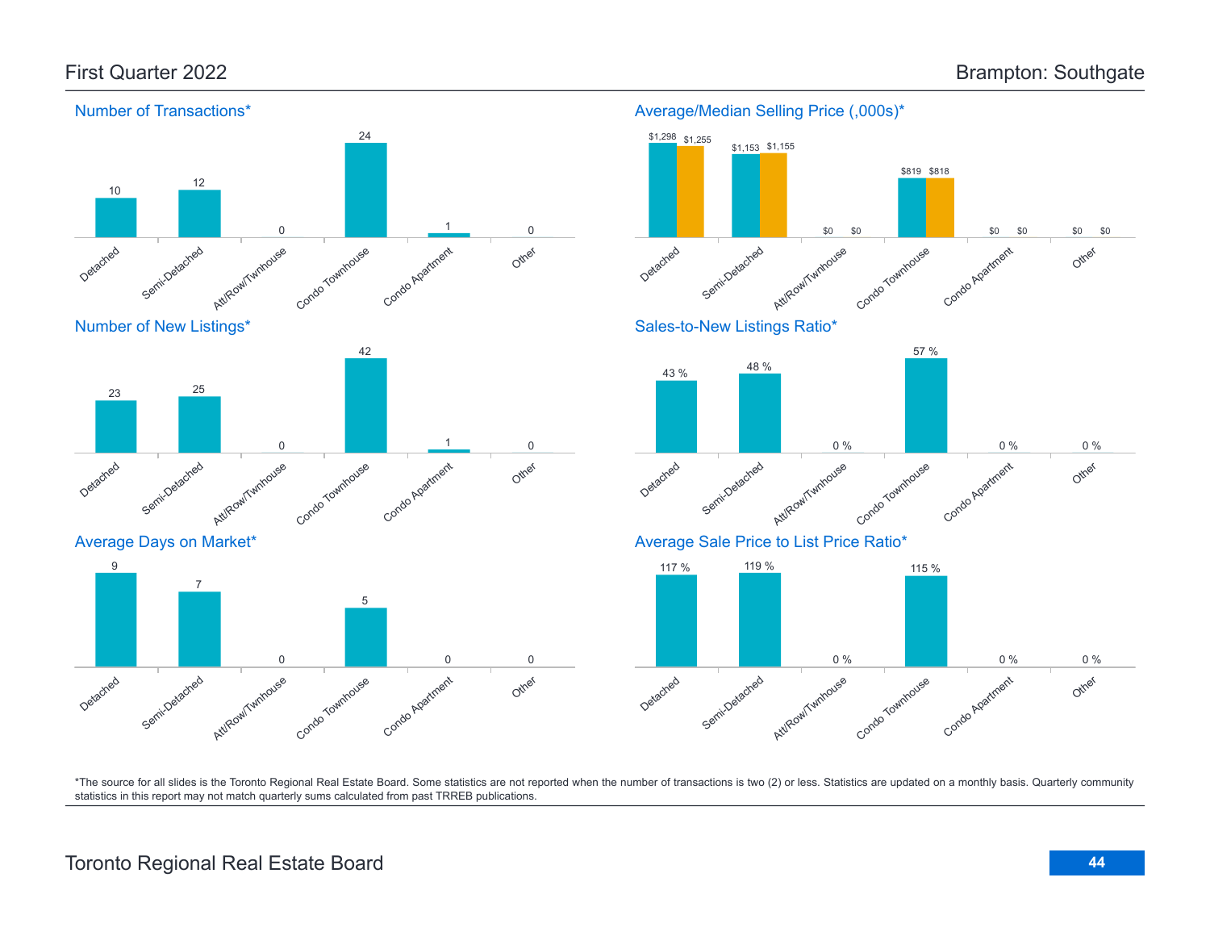# First Quarter 2022 — Brampton: Southgate

## Number of Transactions*

| Detached | Semi-Detached | Att/Row/Twnhouse | Condo Townhouse | Condo Apartment | Other |
|---|---|---|---|---|---|
| 10 | 12 | 0 | 24 | 1 | 0 |

## Average/Median Selling Price (,000s)*

| | Detached | Semi-Detached | Att/Row/Twnhouse | Condo Townhouse | Condo Apartment | Other |
|---|---|---|---|---|---|---|
| Average | $1,298 | $1,153 | $0 | $819 | $0 | $0 |
| Median | $1,255 | $1,155 | $0 | $818 | $0 | $0 |

## Number of New Listings*

| Detached | Semi-Detached | Att/Row/Twnhouse | Condo Townhouse | Condo Apartment | Other |
|---|---|---|---|---|---|
| 23 | 25 | 0 | 42 | 1 | 0 |

## Sales-to-New Listings Ratio*

| Detached | Semi-Detached | Att/Row/Twnhouse | Condo Townhouse | Condo Apartment | Other |
|---|---|---|---|---|---|
| 43 % | 48 % | 0 % | 57 % | 0 % | 0 % |

## Average Days on Market*

| Detached | Semi-Detached | Att/Row/Twnhouse | Condo Townhouse | Condo Apartment | Other |
|---|---|---|---|---|---|
| 9 | 7 | 0 | 5 | 0 | 0 |

## Average Sale Price to List Price Ratio*

| Detached | Semi-Detached | Att/Row/Twnhouse | Condo Townhouse | Condo Apartment | Other |
|---|---|---|---|---|---|
| 117 % | 119 % | 0 % | 115 % | 0 % | 0 % |

*The source for all slides is the Toronto Regional Real Estate Board. Some statistics are not reported when the number of transactions is two (2) or less. Statistics are updated on a monthly basis. Quarterly community statistics in this report may not match quarterly sums calculated from past TRREB publications.

Toronto Regional Real Estate Board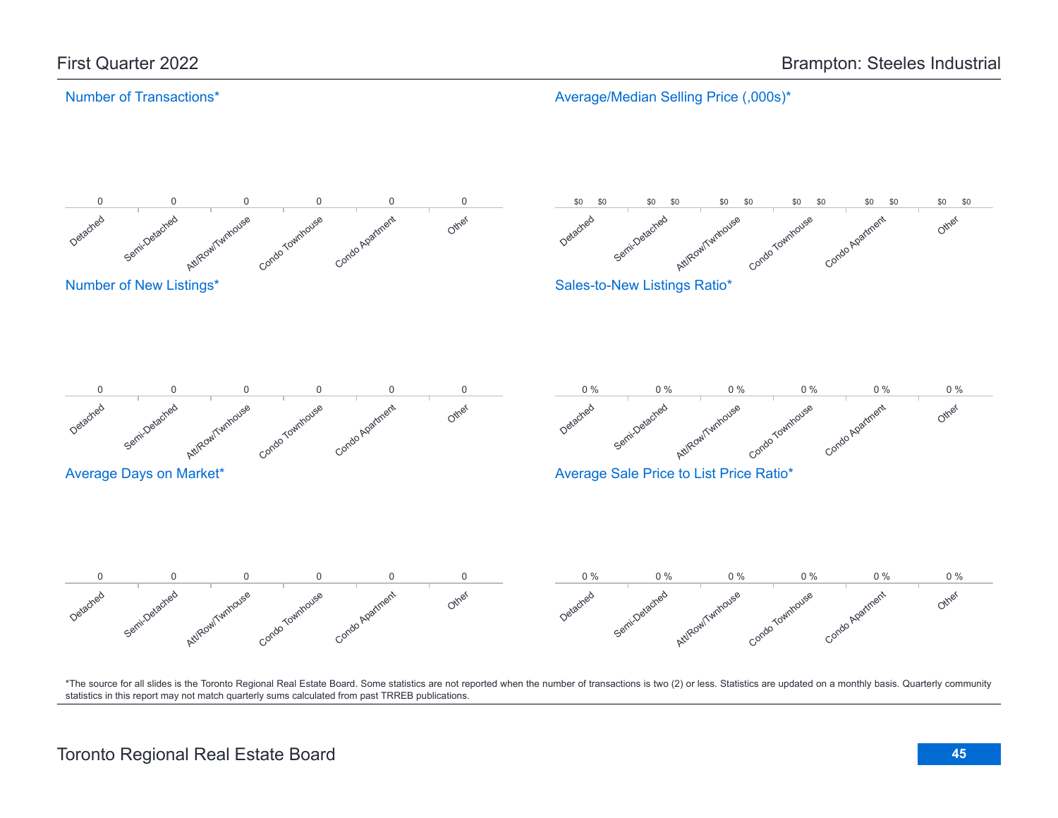First Quarter 2022

Brampton: Steeles Industrial

## Number of Transactions*

| Detached | Semi-Detached | Att/Row/Twnhouse | Condo Townhouse | Condo Apartment | Other |
| --- | --- | --- | --- | --- | --- |
| 0 | 0 | 0 | 0 | 0 | 0 |

## Average/Median Selling Price (,000s)*

| | Detached | Semi-Detached | Att/Row/Twnhouse | Condo Townhouse | Condo Apartment | Other |
| --- | --- | --- | --- | --- | --- | --- |
| Average | $0 | $0 | $0 | $0 | $0 | $0 |
| Median | $0 | $0 | $0 | $0 | $0 | $0 |

## Number of New Listings*

| Detached | Semi-Detached | Att/Row/Twnhouse | Condo Townhouse | Condo Apartment | Other |
| --- | --- | --- | --- | --- | --- |
| 0 | 0 | 0 | 0 | 0 | 0 |

## Sales-to-New Listings Ratio*

| Detached | Semi-Detached | Att/Row/Twnhouse | Condo Townhouse | Condo Apartment | Other |
| --- | --- | --- | --- | --- | --- |
| 0 % | 0 % | 0 % | 0 % | 0 % | 0 % |

## Average Days on Market*

| Detached | Semi-Detached | Att/Row/Twnhouse | Condo Townhouse | Condo Apartment | Other |
| --- | --- | --- | --- | --- | --- |
| 0 | 0 | 0 | 0 | 0 | 0 |

## Average Sale Price to List Price Ratio*

| Detached | Semi-Detached | Att/Row/Twnhouse | Condo Townhouse | Condo Apartment | Other |
| --- | --- | --- | --- | --- | --- |
| 0 % | 0 % | 0 % | 0 % | 0 % | 0 % |

*The source for all slides is the Toronto Regional Real Estate Board. Some statistics are not reported when the number of transactions is two (2) or less. Statistics are updated on a monthly basis. Quarterly community statistics in this report may not match quarterly sums calculated from past TRREB publications.

Toronto Regional Real Estate Board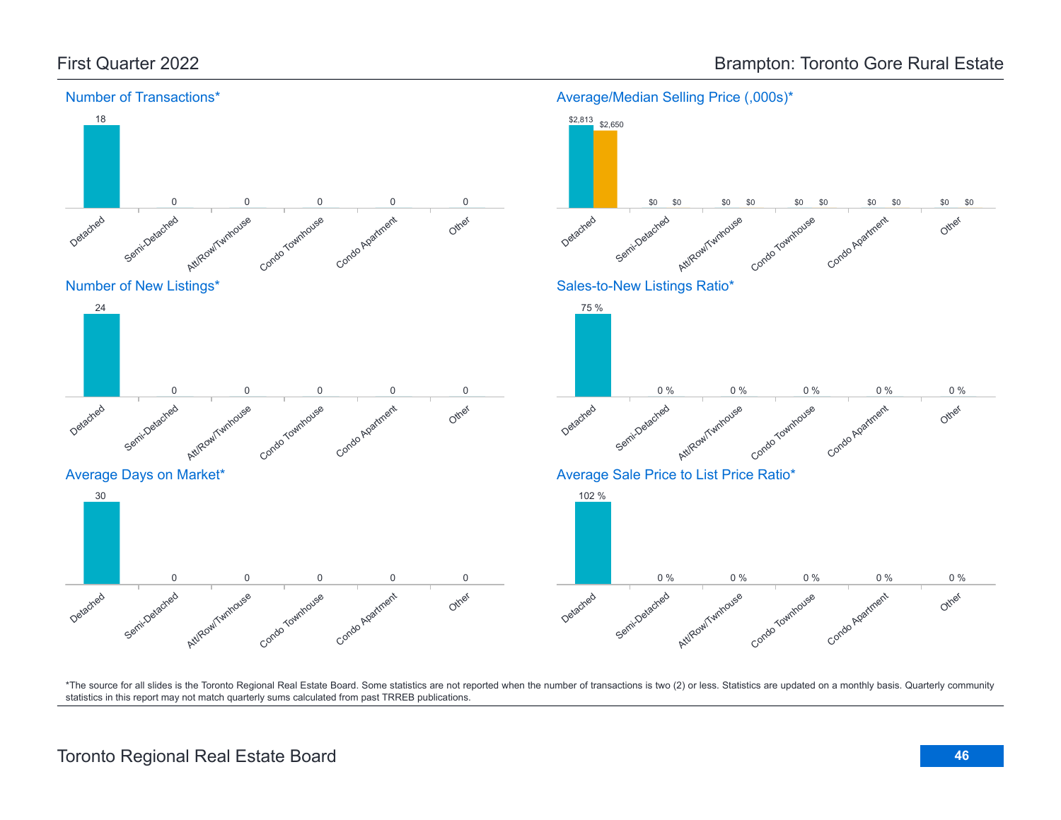First Quarter 2022

Brampton: Toronto Gore Rural Estate

## Number of Transactions*

| Detached | Semi-Detached | Att/Row/Twnhouse | Condo Townhouse | Condo Apartment | Other |
|---|---|---|---|---|---|
| 18 | 0 | 0 | 0 | 0 | 0 |

## Average/Median Selling Price (,000s)*

| | Detached | Semi-Detached | Att/Row/Twnhouse | Condo Townhouse | Condo Apartment | Other |
|---|---|---|---|---|---|---|
| Average | $2,813 | $0 | $0 | $0 | $0 | $0 |
| Median | $2,650 | $0 | $0 | $0 | $0 | $0 |

## Number of New Listings*

| Detached | Semi-Detached | Att/Row/Twnhouse | Condo Townhouse | Condo Apartment | Other |
|---|---|---|---|---|---|
| 24 | 0 | 0 | 0 | 0 | 0 |

## Sales-to-New Listings Ratio*

| Detached | Semi-Detached | Att/Row/Twnhouse | Condo Townhouse | Condo Apartment | Other |
|---|---|---|---|---|---|
| 75 % | 0 % | 0 % | 0 % | 0 % | 0 % |

## Average Days on Market*

| Detached | Semi-Detached | Att/Row/Twnhouse | Condo Townhouse | Condo Apartment | Other |
|---|---|---|---|---|---|
| 30 | 0 | 0 | 0 | 0 | 0 |

## Average Sale Price to List Price Ratio*

| Detached | Semi-Detached | Att/Row/Twnhouse | Condo Townhouse | Condo Apartment | Other |
|---|---|---|---|---|---|
| 102 % | 0 % | 0 % | 0 % | 0 % | 0 % |

*The source for all slides is the Toronto Regional Real Estate Board. Some statistics are not reported when the number of transactions is two (2) or less. Statistics are updated on a monthly basis. Quarterly community statistics in this report may not match quarterly sums calculated from past TRREB publications.

Toronto Regional Real Estate Board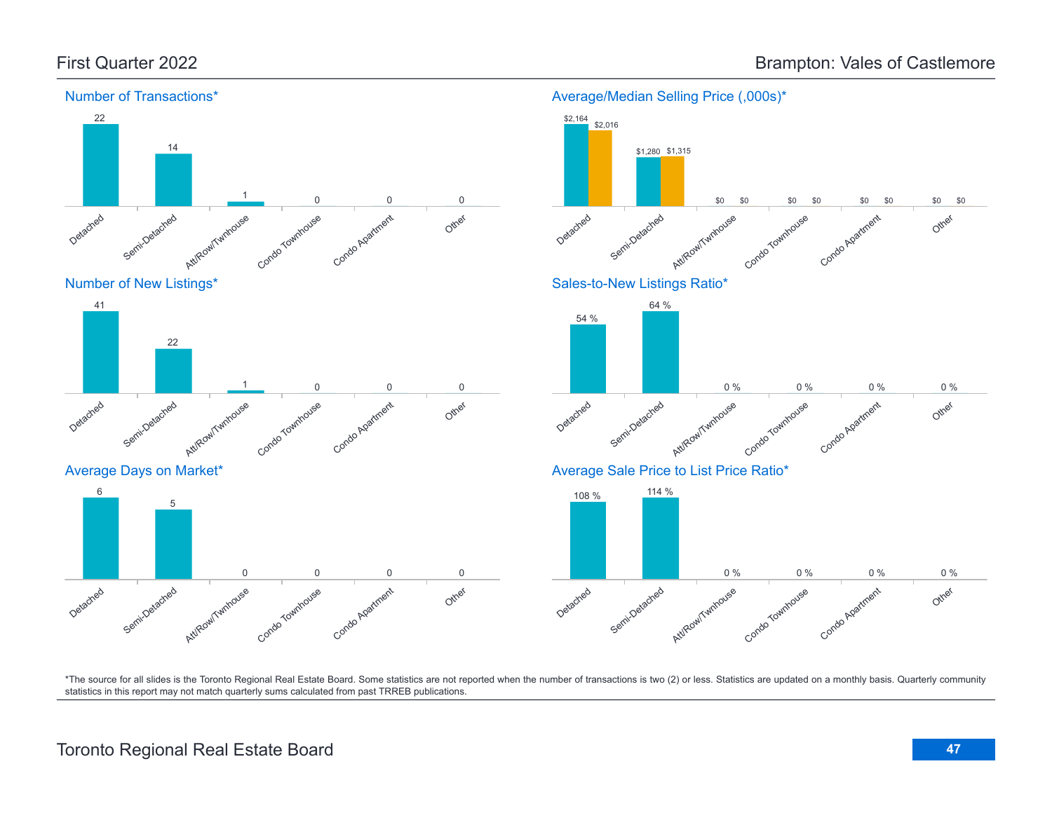# First Quarter 2022

# Brampton: Vales of Castlemore

## Number of Transactions*

| Detached | Semi-Detached | Att/Row/Twnhouse | Condo Townhouse | Condo Apartment | Other |
|---|---|---|---|---|---|
| 22 | 14 | 1 | 0 | 0 | 0 |

## Average/Median Selling Price (,000s)*

| | Detached | Semi-Detached | Att/Row/Twnhouse | Condo Townhouse | Condo Apartment | Other |
|---|---|---|---|---|---|---|
| Average | $2,164 | $1,280 | $0 | $0 | $0 | $0 |
| Median | $2,016 | $1,315 | $0 | $0 | $0 | $0 |

## Number of New Listings*

| Detached | Semi-Detached | Att/Row/Twnhouse | Condo Townhouse | Condo Apartment | Other |
|---|---|---|---|---|---|
| 41 | 22 | 1 | 0 | 0 | 0 |

## Sales-to-New Listings Ratio*

| Detached | Semi-Detached | Att/Row/Twnhouse | Condo Townhouse | Condo Apartment | Other |
|---|---|---|---|---|---|
| 54 % | 64 % | 0 % | 0 % | 0 % | 0 % |

## Average Days on Market*

| Detached | Semi-Detached | Att/Row/Twnhouse | Condo Townhouse | Condo Apartment | Other |
|---|---|---|---|---|---|
| 6 | 5 | 0 | 0 | 0 | 0 |

## Average Sale Price to List Price Ratio*

| Detached | Semi-Detached | Att/Row/Twnhouse | Condo Townhouse | Condo Apartment | Other |
|---|---|---|---|---|---|
| 108 % | 114 % | 0 % | 0 % | 0 % | 0 % |

*The source for all slides is the Toronto Regional Real Estate Board. Some statistics are not reported when the number of transactions is two (2) or less. Statistics are updated on a monthly basis. Quarterly community statistics in this report may not match quarterly sums calculated from past TRREB publications.

Toronto Regional Real Estate Board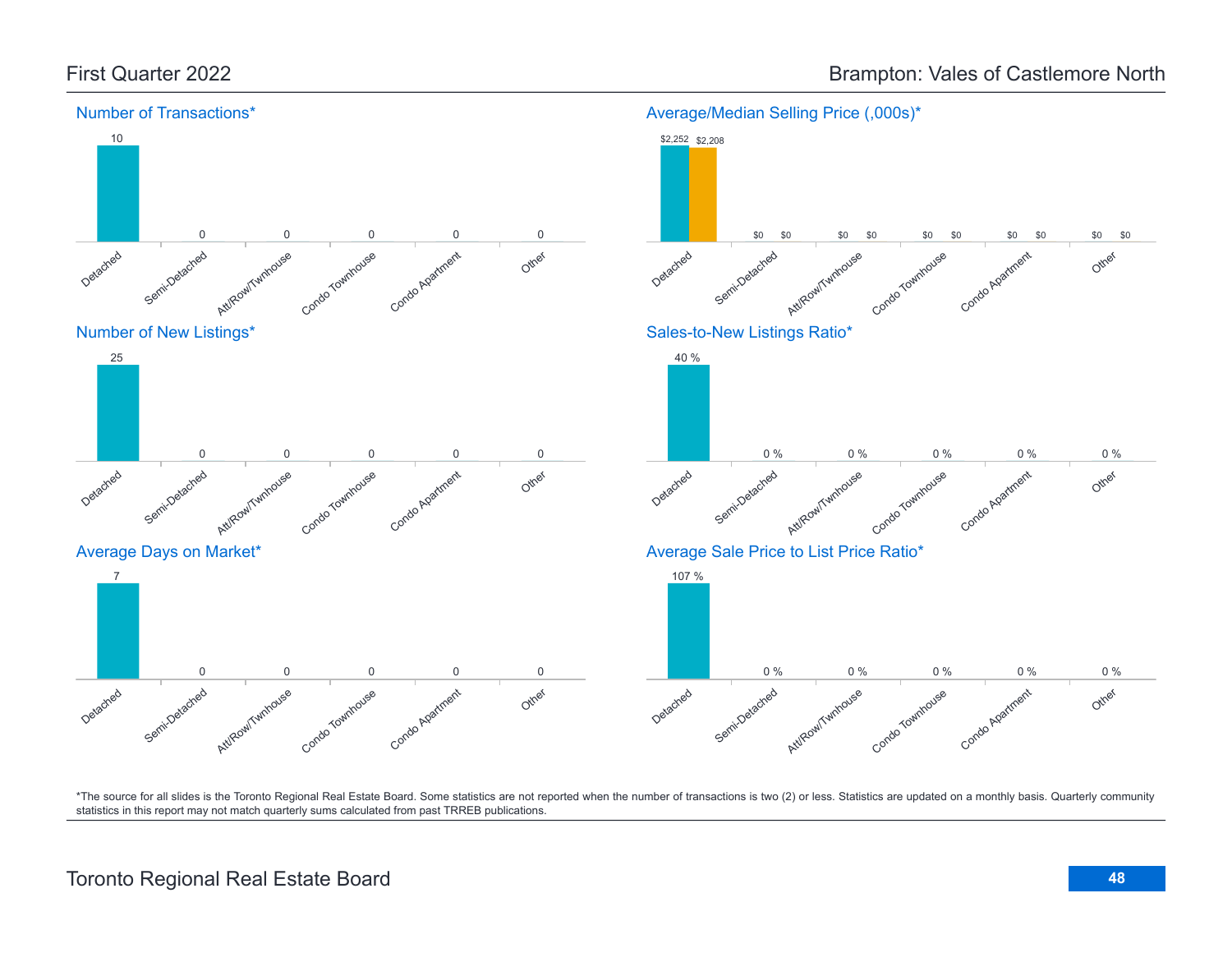# First Quarter 2022

# Brampton: Vales of Castlemore North

## Number of Transactions*

| Detached | Semi-Detached | Att/Row/Twnhouse | Condo Townhouse | Condo Apartment | Other |
|---|---|---|---|---|---|
| 10 | 0 | 0 | 0 | 0 | 0 |

## Average/Median Selling Price (,000s)*

| | Detached | Semi-Detached | Att/Row/Twnhouse | Condo Townhouse | Condo Apartment | Other |
|---|---|---|---|---|---|---|
| Average | $2,252 | $0 | $0 | $0 | $0 | $0 |
| Median | $2,208 | $0 | $0 | $0 | $0 | $0 |

## Number of New Listings*

| Detached | Semi-Detached | Att/Row/Twnhouse | Condo Townhouse | Condo Apartment | Other |
|---|---|---|---|---|---|
| 25 | 0 | 0 | 0 | 0 | 0 |

## Sales-to-New Listings Ratio*

| Detached | Semi-Detached | Att/Row/Twnhouse | Condo Townhouse | Condo Apartment | Other |
|---|---|---|---|---|---|
| 40 % | 0 % | 0 % | 0 % | 0 % | 0 % |

## Average Days on Market*

| Detached | Semi-Detached | Att/Row/Twnhouse | Condo Townhouse | Condo Apartment | Other |
|---|---|---|---|---|---|
| 7 | 0 | 0 | 0 | 0 | 0 |

## Average Sale Price to List Price Ratio*

| Detached | Semi-Detached | Att/Row/Twnhouse | Condo Townhouse | Condo Apartment | Other |
|---|---|---|---|---|---|
| 107 % | 0 % | 0 % | 0 % | 0 % | 0 % |

*The source for all slides is the Toronto Regional Real Estate Board. Some statistics are not reported when the number of transactions is two (2) or less. Statistics are updated on a monthly basis. Quarterly community statistics in this report may not match quarterly sums calculated from past TRREB publications.

Toronto Regional Real Estate Board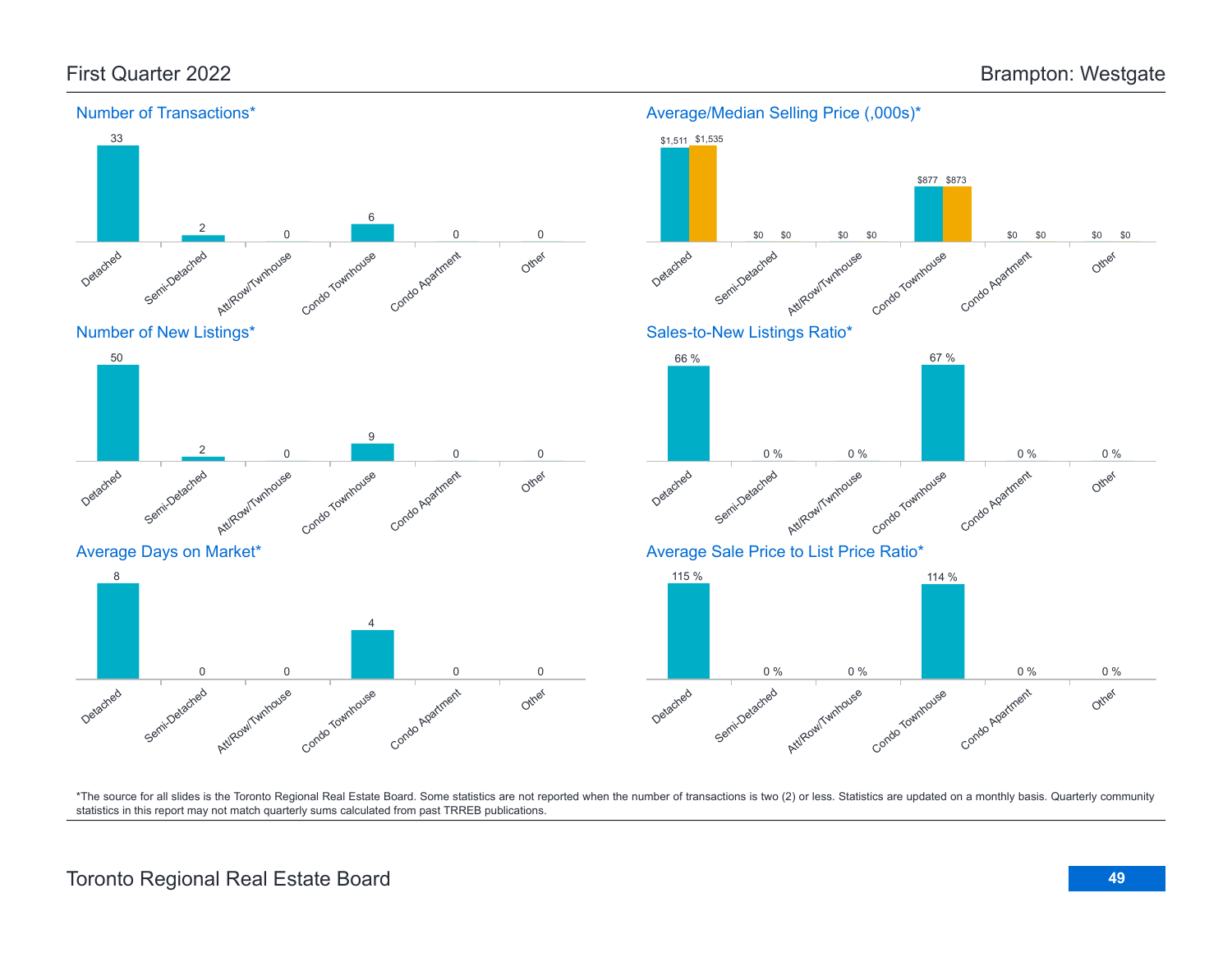First Quarter 2022

Brampton: Westgate

## Number of Transactions*

33
2
0
6
0
0

Detached
Semi-Detached
Att/Row/Twnhouse
Condo Townhouse
Condo Apartment
Other

## Average/Median Selling Price (,000s)*

$1,511 $1,535
$0 $0
$0 $0
$877 $873
$0 $0
$0 $0

Detached
Semi-Detached
Att/Row/Twnhouse
Condo Townhouse
Condo Apartment
Other

## Number of New Listings*

50
2
0
9
0
0

Detached
Semi-Detached
Att/Row/Twnhouse
Condo Townhouse
Condo Apartment
Other

## Sales-to-New Listings Ratio*

66 %
0 %
0 %
67 %
0 %
0 %

Detached
Semi-Detached
Att/Row/Twnhouse
Condo Townhouse
Condo Apartment
Other

## Average Days on Market*

8
0
0
4
0
0

Detached
Semi-Detached
Att/Row/Twnhouse
Condo Townhouse
Condo Apartment
Other

## Average Sale Price to List Price Ratio*

115 %
0 %
0 %
114 %
0 %
0 %

Detached
Semi-Detached
Att/Row/Twnhouse
Condo Townhouse
Condo Apartment
Other

*The source for all slides is the Toronto Regional Real Estate Board. Some statistics are not reported when the number of transactions is two (2) or less. Statistics are updated on a monthly basis. Quarterly community statistics in this report may not match quarterly sums calculated from past TRREB publications.

Toronto Regional Real Estate Board